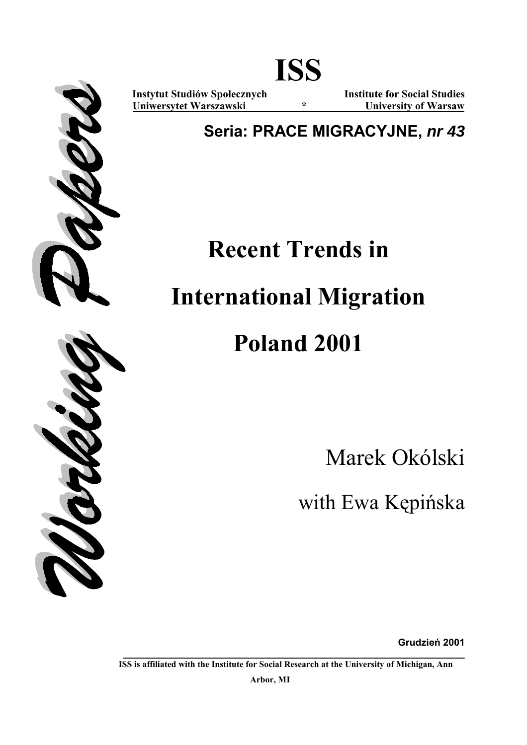# ISS

**Instytut Studiów Społecznych** — **Institute for Social Studies**
**Uniwersytet Warszawski** * **University of Warsaw**

**Seria: PRACE MIGRACYJNE, *nr 43***

*Working Papers*

# Recent Trends in International Migration Poland 2001

Marek Okólski

with Ewa Kępińska

**Grudzień 2001**

**ISS is affiliated with the Institute for Social Research at the University of Michigan, Ann Arbor, MI**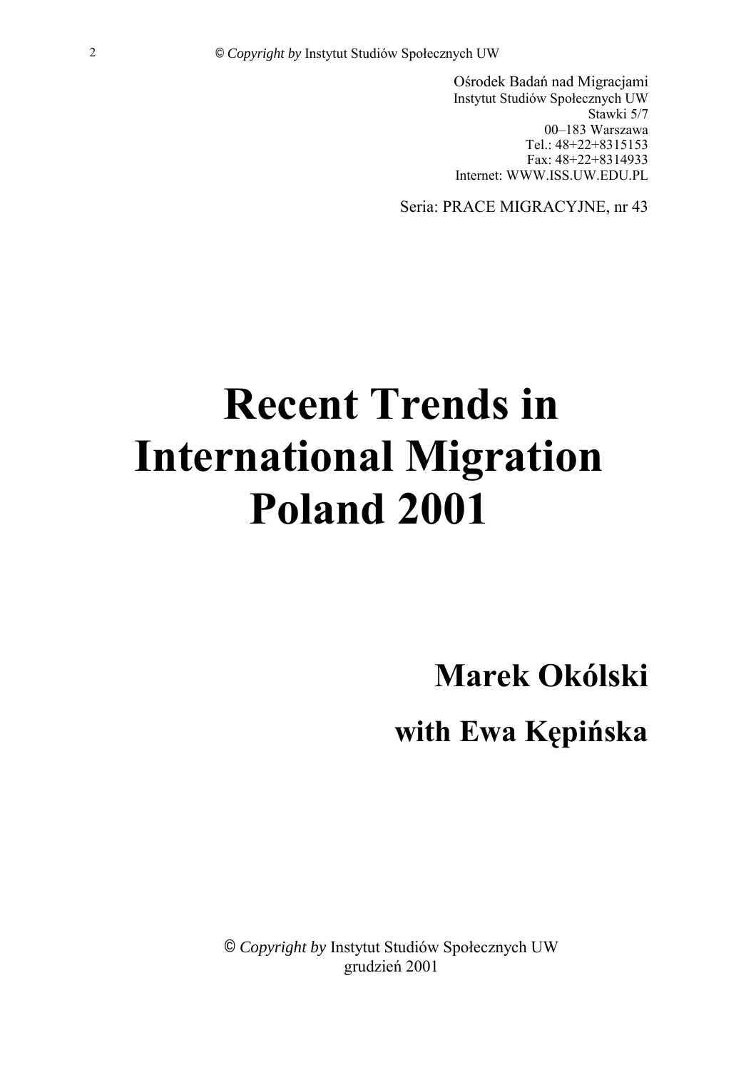Ośrodek Badań nad Migracjami
Instytut Studiów Społecznych UW
Stawki 5/7
00–183 Warszawa
Tel.: 48+22+8315153
Fax: 48+22+8314933
Internet: WWW.ISS.UW.EDU.PL

Seria: PRACE MIGRACYJNE, nr 43

# Recent Trends in International Migration Poland 2001

## Marek Okólski

## with Ewa Kępińska

© *Copyright by* Instytut Studiów Społecznych UW
grudzień 2001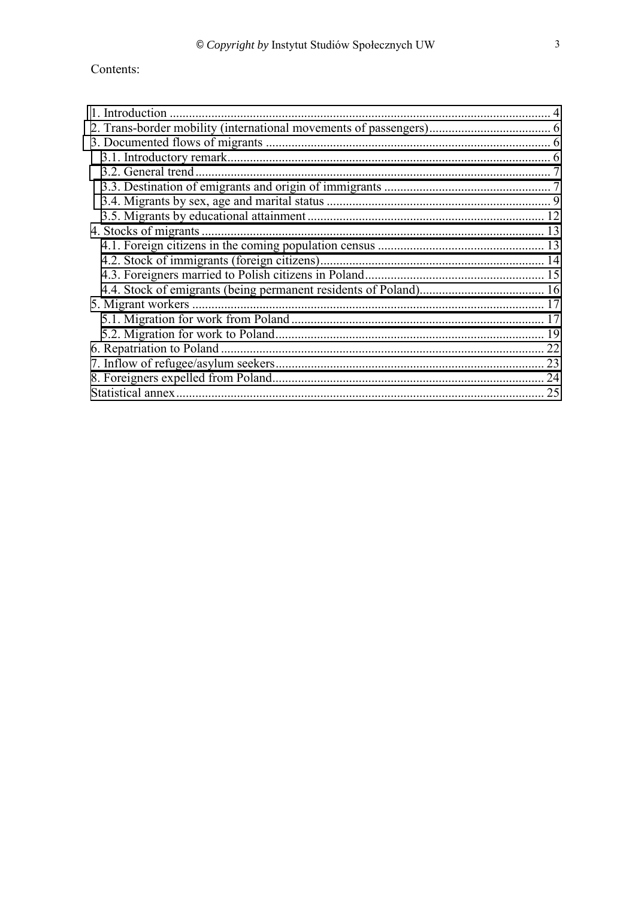Contents:

1. Introduction ........................................................................................................ 4
2. Trans-border mobility (international movements of passengers)....................................... 6
3. Documented flows of migrants ........................................................................................ 6
   3.1. Introductory remark.................................................................................................. 6
   3.2. General trend ............................................................................................................ 7
   3.3. Destination of emigrants and origin of immigrants .................................................... 7
   3.4. Migrants by sex, age and marital status ..................................................................... 9
   3.5. Migrants by educational attainment ......................................................................... 12
4. Stocks of migrants ........................................................................................................... 13
   4.1. Foreign citizens in the coming population census .................................................... 13
   4.2. Stock of immigrants (foreign citizens)...................................................................... 14
   4.3. Foreigners married to Polish citizens in Poland........................................................ 15
   4.4. Stock of emigrants (being permanent residents of Poland)....................................... 16
5. Migrant workers .............................................................................................................. 17
   5.1. Migration for work from Poland .............................................................................. 17
   5.2. Migration for work to Poland.................................................................................... 19
6. Repatriation to Poland ..................................................................................................... 22
7. Inflow of refugee/asylum seekers.................................................................................... 23
8. Foreigners expelled from Poland..................................................................................... 24
Statistical annex................................................................................................................... 25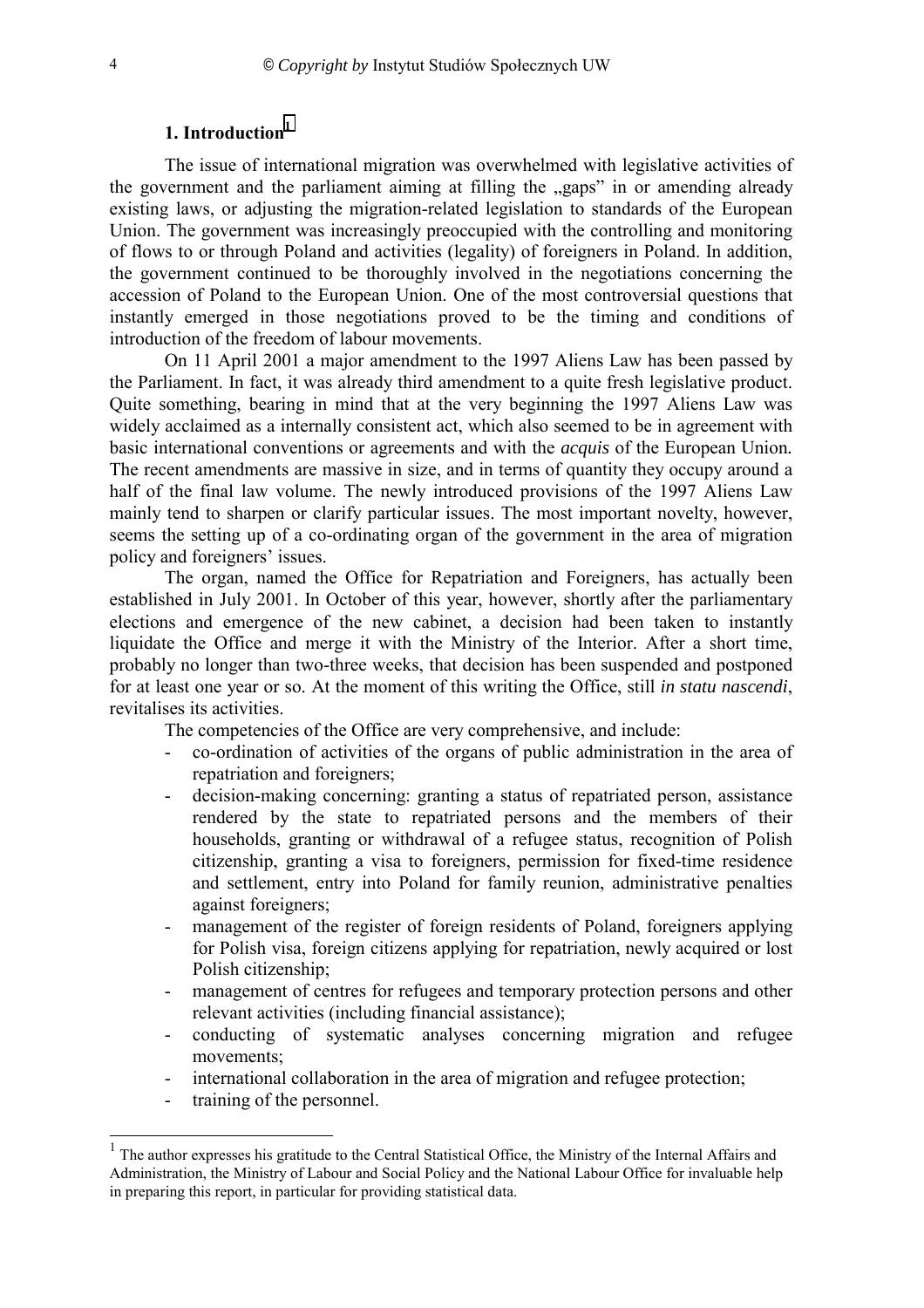## 1. Introduction[1]

The issue of international migration was overwhelmed with legislative activities of the government and the parliament aiming at filling the „gaps" in or amending already existing laws, or adjusting the migration-related legislation to standards of the European Union. The government was increasingly preoccupied with the controlling and monitoring of flows to or through Poland and activities (legality) of foreigners in Poland. In addition, the government continued to be thoroughly involved in the negotiations concerning the accession of Poland to the European Union. One of the most controversial questions that instantly emerged in those negotiations proved to be the timing and conditions of introduction of the freedom of labour movements.

On 11 April 2001 a major amendment to the 1997 Aliens Law has been passed by the Parliament. In fact, it was already third amendment to a quite fresh legislative product. Quite something, bearing in mind that at the very beginning the 1997 Aliens Law was widely acclaimed as a internally consistent act, which also seemed to be in agreement with basic international conventions or agreements and with the *acquis* of the European Union. The recent amendments are massive in size, and in terms of quantity they occupy around a half of the final law volume. The newly introduced provisions of the 1997 Aliens Law mainly tend to sharpen or clarify particular issues. The most important novelty, however, seems the setting up of a co-ordinating organ of the government in the area of migration policy and foreigners' issues.

The organ, named the Office for Repatriation and Foreigners, has actually been established in July 2001. In October of this year, however, shortly after the parliamentary elections and emergence of the new cabinet, a decision had been taken to instantly liquidate the Office and merge it with the Ministry of the Interior. After a short time, probably no longer than two-three weeks, that decision has been suspended and postponed for at least one year or so. At the moment of this writing the Office, still *in statu nascendi*, revitalises its activities.

The competencies of the Office are very comprehensive, and include:

- co-ordination of activities of the organs of public administration in the area of repatriation and foreigners;
- decision-making concerning: granting a status of repatriated person, assistance rendered by the state to repatriated persons and the members of their households, granting or withdrawal of a refugee status, recognition of Polish citizenship, granting a visa to foreigners, permission for fixed-time residence and settlement, entry into Poland for family reunion, administrative penalties against foreigners;
- management of the register of foreign residents of Poland, foreigners applying for Polish visa, foreign citizens applying for repatriation, newly acquired or lost Polish citizenship;
- management of centres for refugees and temporary protection persons and other relevant activities (including financial assistance);
- conducting of systematic analyses concerning migration and refugee movements;
- international collaboration in the area of migration and refugee protection;
- training of the personnel.

[1] The author expresses his gratitude to the Central Statistical Office, the Ministry of the Internal Affairs and Administration, the Ministry of Labour and Social Policy and the National Labour Office for invaluable help in preparing this report, in particular for providing statistical data.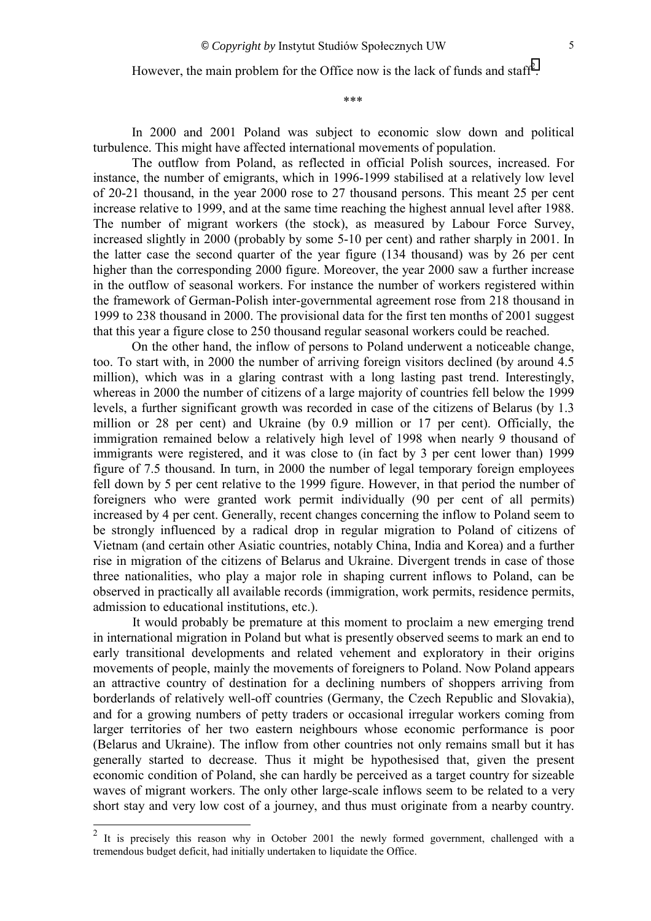However, the main problem for the Office now is the lack of funds and staff[2].

\*\*\*

In 2000 and 2001 Poland was subject to economic slow down and political turbulence. This might have affected international movements of population.

The outflow from Poland, as reflected in official Polish sources, increased. For instance, the number of emigrants, which in 1996-1999 stabilised at a relatively low level of 20-21 thousand, in the year 2000 rose to 27 thousand persons. This meant 25 per cent increase relative to 1999, and at the same time reaching the highest annual level after 1988. The number of migrant workers (the stock), as measured by Labour Force Survey, increased slightly in 2000 (probably by some 5-10 per cent) and rather sharply in 2001. In the latter case the second quarter of the year figure (134 thousand) was by 26 per cent higher than the corresponding 2000 figure. Moreover, the year 2000 saw a further increase in the outflow of seasonal workers. For instance the number of workers registered within the framework of German-Polish inter-governmental agreement rose from 218 thousand in 1999 to 238 thousand in 2000. The provisional data for the first ten months of 2001 suggest that this year a figure close to 250 thousand regular seasonal workers could be reached.

On the other hand, the inflow of persons to Poland underwent a noticeable change, too. To start with, in 2000 the number of arriving foreign visitors declined (by around 4.5 million), which was in a glaring contrast with a long lasting past trend. Interestingly, whereas in 2000 the number of citizens of a large majority of countries fell below the 1999 levels, a further significant growth was recorded in case of the citizens of Belarus (by 1.3 million or 28 per cent) and Ukraine (by 0.9 million or 17 per cent). Officially, the immigration remained below a relatively high level of 1998 when nearly 9 thousand of immigrants were registered, and it was close to (in fact by 3 per cent lower than) 1999 figure of 7.5 thousand. In turn, in 2000 the number of legal temporary foreign employees fell down by 5 per cent relative to the 1999 figure. However, in that period the number of foreigners who were granted work permit individually (90 per cent of all permits) increased by 4 per cent. Generally, recent changes concerning the inflow to Poland seem to be strongly influenced by a radical drop in regular migration to Poland of citizens of Vietnam (and certain other Asiatic countries, notably China, India and Korea) and a further rise in migration of the citizens of Belarus and Ukraine. Divergent trends in case of those three nationalities, who play a major role in shaping current inflows to Poland, can be observed in practically all available records (immigration, work permits, residence permits, admission to educational institutions, etc.).

It would probably be premature at this moment to proclaim a new emerging trend in international migration in Poland but what is presently observed seems to mark an end to early transitional developments and related vehement and exploratory in their origins movements of people, mainly the movements of foreigners to Poland. Now Poland appears an attractive country of destination for a declining numbers of shoppers arriving from borderlands of relatively well-off countries (Germany, the Czech Republic and Slovakia), and for a growing numbers of petty traders or occasional irregular workers coming from larger territories of her two eastern neighbours whose economic performance is poor (Belarus and Ukraine). The inflow from other countries not only remains small but it has generally started to decrease. Thus it might be hypothesised that, given the present economic condition of Poland, she can hardly be perceived as a target country for sizeable waves of migrant workers. The only other large-scale inflows seem to be related to a very short stay and very low cost of a journey, and thus must originate from a nearby country.

---

[2] It is precisely this reason why in October 2001 the newly formed government, challenged with a tremendous budget deficit, had initially undertaken to liquidate the Office.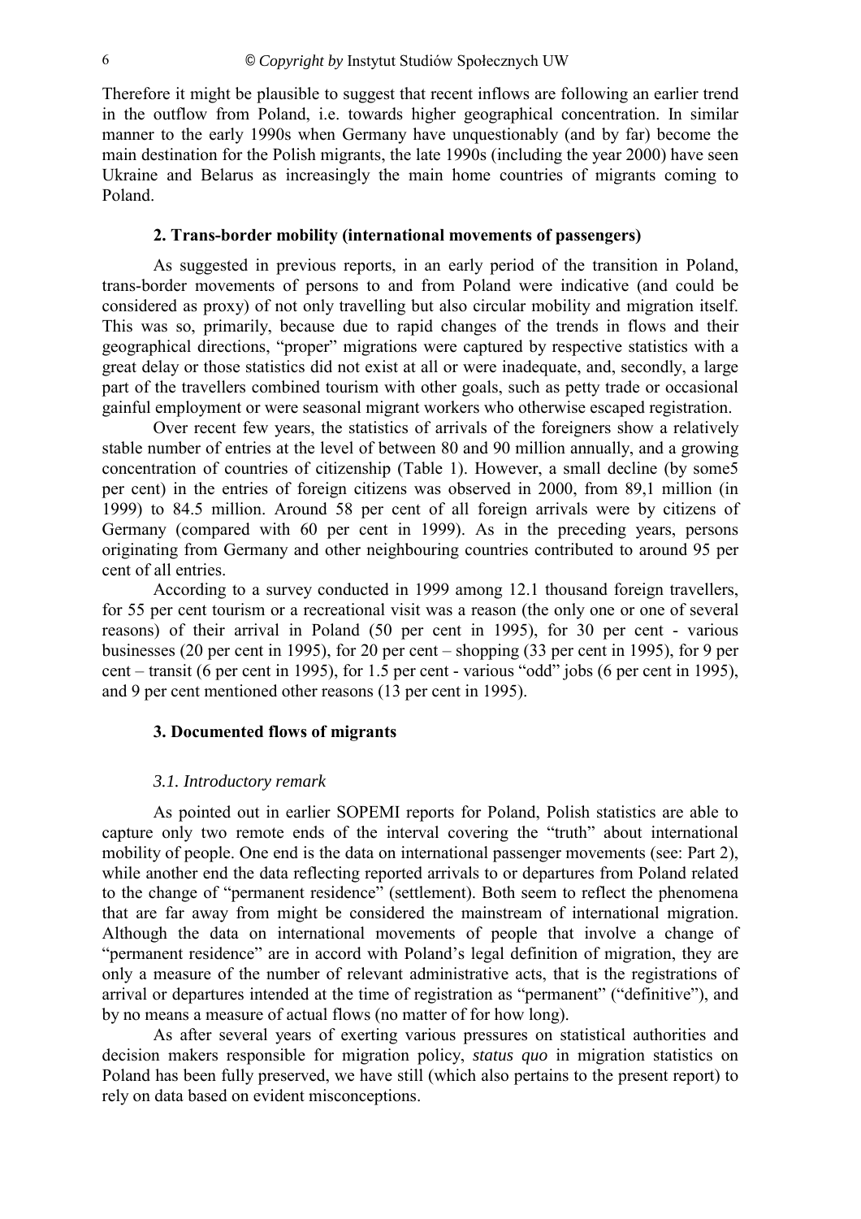Therefore it might be plausible to suggest that recent inflows are following an earlier trend in the outflow from Poland, i.e. towards higher geographical concentration. In similar manner to the early 1990s when Germany have unquestionably (and by far) become the main destination for the Polish migrants, the late 1990s (including the year 2000) have seen Ukraine and Belarus as increasingly the main home countries of migrants coming to Poland.

### 2. Trans-border mobility (international movements of passengers)

As suggested in previous reports, in an early period of the transition in Poland, trans-border movements of persons to and from Poland were indicative (and could be considered as proxy) of not only travelling but also circular mobility and migration itself. This was so, primarily, because due to rapid changes of the trends in flows and their geographical directions, "proper" migrations were captured by respective statistics with a great delay or those statistics did not exist at all or were inadequate, and, secondly, a large part of the travellers combined tourism with other goals, such as petty trade or occasional gainful employment or were seasonal migrant workers who otherwise escaped registration.

Over recent few years, the statistics of arrivals of the foreigners show a relatively stable number of entries at the level of between 80 and 90 million annually, and a growing concentration of countries of citizenship (Table 1). However, a small decline (by some5 per cent) in the entries of foreign citizens was observed in 2000, from 89,1 million (in 1999) to 84.5 million. Around 58 per cent of all foreign arrivals were by citizens of Germany (compared with 60 per cent in 1999). As in the preceding years, persons originating from Germany and other neighbouring countries contributed to around 95 per cent of all entries.

According to a survey conducted in 1999 among 12.1 thousand foreign travellers, for 55 per cent tourism or a recreational visit was a reason (the only one or one of several reasons) of their arrival in Poland (50 per cent in 1995), for 30 per cent - various businesses (20 per cent in 1995), for 20 per cent – shopping (33 per cent in 1995), for 9 per cent – transit (6 per cent in 1995), for 1.5 per cent - various "odd" jobs (6 per cent in 1995), and 9 per cent mentioned other reasons (13 per cent in 1995).

### 3. Documented flows of migrants

#### *3.1. Introductory remark*

As pointed out in earlier SOPEMI reports for Poland, Polish statistics are able to capture only two remote ends of the interval covering the "truth" about international mobility of people. One end is the data on international passenger movements (see: Part 2), while another end the data reflecting reported arrivals to or departures from Poland related to the change of "permanent residence" (settlement). Both seem to reflect the phenomena that are far away from might be considered the mainstream of international migration. Although the data on international movements of people that involve a change of "permanent residence" are in accord with Poland's legal definition of migration, they are only a measure of the number of relevant administrative acts, that is the registrations of arrival or departures intended at the time of registration as "permanent" ("definitive"), and by no means a measure of actual flows (no matter of for how long).

As after several years of exerting various pressures on statistical authorities and decision makers responsible for migration policy, *status quo* in migration statistics on Poland has been fully preserved, we have still (which also pertains to the present report) to rely on data based on evident misconceptions.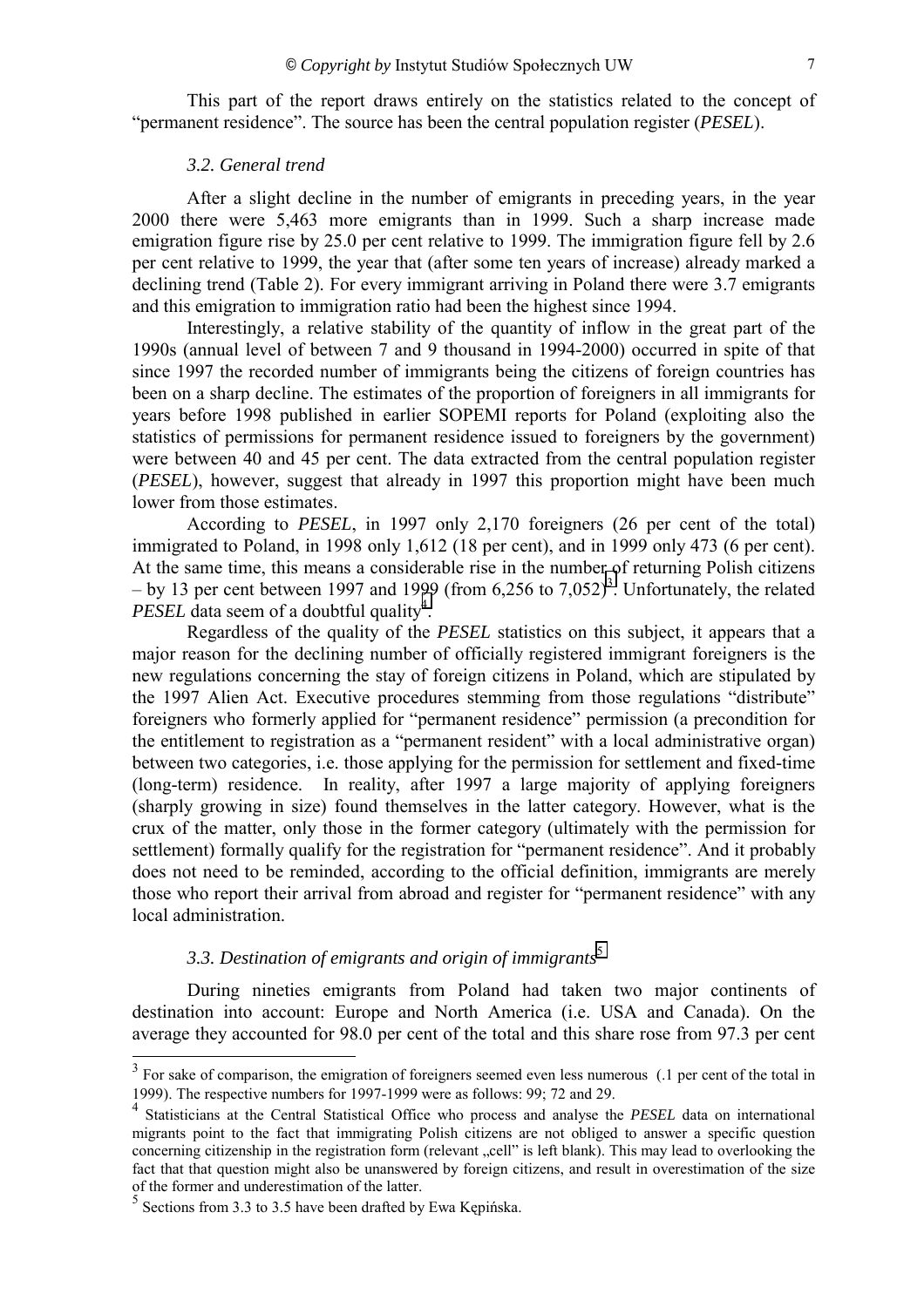This part of the report draws entirely on the statistics related to the concept of "permanent residence". The source has been the central population register (*PESEL*).

### *3.2. General trend*

After a slight decline in the number of emigrants in preceding years, in the year 2000 there were 5,463 more emigrants than in 1999. Such a sharp increase made emigration figure rise by 25.0 per cent relative to 1999. The immigration figure fell by 2.6 per cent relative to 1999, the year that (after some ten years of increase) already marked a declining trend (Table 2). For every immigrant arriving in Poland there were 3.7 emigrants and this emigration to immigration ratio had been the highest since 1994.

Interestingly, a relative stability of the quantity of inflow in the great part of the 1990s (annual level of between 7 and 9 thousand in 1994-2000) occurred in spite of that since 1997 the recorded number of immigrants being the citizens of foreign countries has been on a sharp decline. The estimates of the proportion of foreigners in all immigrants for years before 1998 published in earlier SOPEMI reports for Poland (exploiting also the statistics of permissions for permanent residence issued to foreigners by the government) were between 40 and 45 per cent. The data extracted from the central population register (*PESEL*), however, suggest that already in 1997 this proportion might have been much lower from those estimates.

According to *PESEL*, in 1997 only 2,170 foreigners (26 per cent of the total) immigrated to Poland, in 1998 only 1,612 (18 per cent), and in 1999 only 473 (6 per cent). At the same time, this means a considerable rise in the number of returning Polish citizens – by 13 per cent between 1997 and 1999 (from 6,256 to 7,052)[3]. Unfortunately, the related *PESEL* data seem of a doubtful quality[4].

Regardless of the quality of the *PESEL* statistics on this subject, it appears that a major reason for the declining number of officially registered immigrant foreigners is the new regulations concerning the stay of foreign citizens in Poland, which are stipulated by the 1997 Alien Act. Executive procedures stemming from those regulations "distribute" foreigners who formerly applied for "permanent residence" permission (a precondition for the entitlement to registration as a "permanent resident" with a local administrative organ) between two categories, i.e. those applying for the permission for settlement and fixed-time (long-term) residence. In reality, after 1997 a large majority of applying foreigners (sharply growing in size) found themselves in the latter category. However, what is the crux of the matter, only those in the former category (ultimately with the permission for settlement) formally qualify for the registration for "permanent residence". And it probably does not need to be reminded, according to the official definition, immigrants are merely those who report their arrival from abroad and register for "permanent residence" with any local administration.

### *3.3. Destination of emigrants and origin of immigrants*[5]

During nineties emigrants from Poland had taken two major continents of destination into account: Europe and North America (i.e. USA and Canada). On the average they accounted for 98.0 per cent of the total and this share rose from 97.3 per cent

---

[3] For sake of comparison, the emigration of foreigners seemed even less numerous (.1 per cent of the total in 1999). The respective numbers for 1997-1999 were as follows: 99; 72 and 29.

[4] Statisticians at the Central Statistical Office who process and analyse the *PESEL* data on international migrants point to the fact that immigrating Polish citizens are not obliged to answer a specific question concerning citizenship in the registration form (relevant „cell" is left blank). This may lead to overlooking the fact that that question might also be unanswered by foreign citizens, and result in overestimation of the size of the former and underestimation of the latter.

[5] Sections from 3.3 to 3.5 have been drafted by Ewa Kępińska.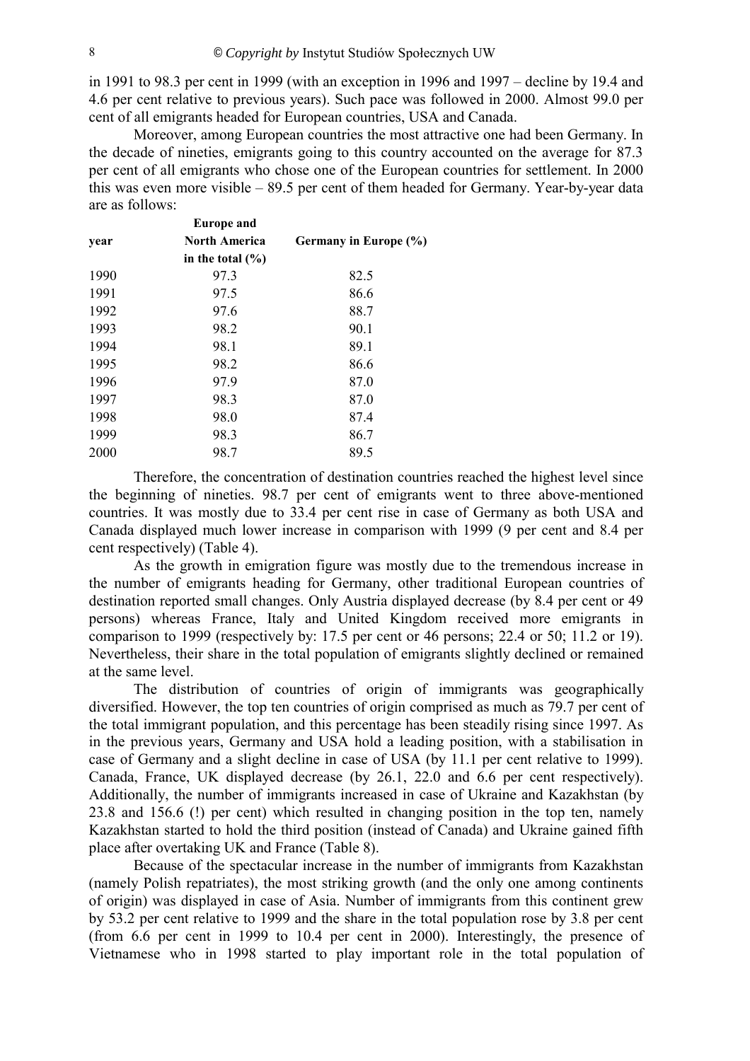in 1991 to 98.3 per cent in 1999 (with an exception in 1996 and 1997 – decline by 19.4 and 4.6 per cent relative to previous years). Such pace was followed in 2000. Almost 99.0 per cent of all emigrants headed for European countries, USA and Canada.

Moreover, among European countries the most attractive one had been Germany. In the decade of nineties, emigrants going to this country accounted on the average for 87.3 per cent of all emigrants who chose one of the European countries for settlement. In 2000 this was even more visible – 89.5 per cent of them headed for Germany. Year-by-year data are as follows:

| **year** | **Europe and North America in the total (%)** | **Germany in Europe (%)** |
|---|---|---|
| 1990 | 97.3 | 82.5 |
| 1991 | 97.5 | 86.6 |
| 1992 | 97.6 | 88.7 |
| 1993 | 98.2 | 90.1 |
| 1994 | 98.1 | 89.1 |
| 1995 | 98.2 | 86.6 |
| 1996 | 97.9 | 87.0 |
| 1997 | 98.3 | 87.0 |
| 1998 | 98.0 | 87.4 |
| 1999 | 98.3 | 86.7 |
| 2000 | 98.7 | 89.5 |

Therefore, the concentration of destination countries reached the highest level since the beginning of nineties. 98.7 per cent of emigrants went to three above-mentioned countries. It was mostly due to 33.4 per cent rise in case of Germany as both USA and Canada displayed much lower increase in comparison with 1999 (9 per cent and 8.4 per cent respectively) (Table 4).

As the growth in emigration figure was mostly due to the tremendous increase in the number of emigrants heading for Germany, other traditional European countries of destination reported small changes. Only Austria displayed decrease (by 8.4 per cent or 49 persons) whereas France, Italy and United Kingdom received more emigrants in comparison to 1999 (respectively by: 17.5 per cent or 46 persons; 22.4 or 50; 11.2 or 19). Nevertheless, their share in the total population of emigrants slightly declined or remained at the same level.

The distribution of countries of origin of immigrants was geographically diversified. However, the top ten countries of origin comprised as much as 79.7 per cent of the total immigrant population, and this percentage has been steadily rising since 1997. As in the previous years, Germany and USA hold a leading position, with a stabilisation in case of Germany and a slight decline in case of USA (by 11.1 per cent relative to 1999). Canada, France, UK displayed decrease (by 26.1, 22.0 and 6.6 per cent respectively). Additionally, the number of immigrants increased in case of Ukraine and Kazakhstan (by 23.8 and 156.6 (!) per cent) which resulted in changing position in the top ten, namely Kazakhstan started to hold the third position (instead of Canada) and Ukraine gained fifth place after overtaking UK and France (Table 8).

Because of the spectacular increase in the number of immigrants from Kazakhstan (namely Polish repatriates), the most striking growth (and the only one among continents of origin) was displayed in case of Asia. Number of immigrants from this continent grew by 53.2 per cent relative to 1999 and the share in the total population rose by 3.8 per cent (from 6.6 per cent in 1999 to 10.4 per cent in 2000). Interestingly, the presence of Vietnamese who in 1998 started to play important role in the total population of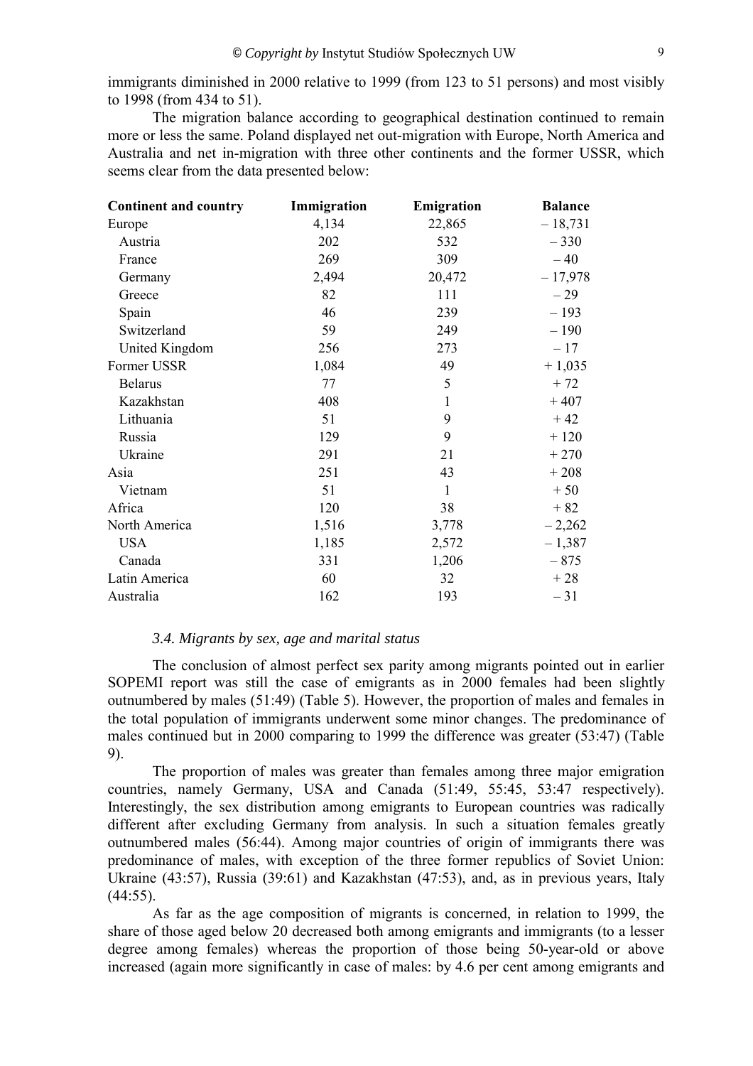immigrants diminished in 2000 relative to 1999 (from 123 to 51 persons) and most visibly to 1998 (from 434 to 51).

The migration balance according to geographical destination continued to remain more or less the same. Poland displayed net out-migration with Europe, North America and Australia and net in-migration with three other continents and the former USSR, which seems clear from the data presented below:

| Continent and country | Immigration | Emigration | Balance |
|---|---|---|---|
| Europe | 4,134 | 22,865 | – 18,731 |
| Austria | 202 | 532 | – 330 |
| France | 269 | 309 | – 40 |
| Germany | 2,494 | 20,472 | – 17,978 |
| Greece | 82 | 111 | – 29 |
| Spain | 46 | 239 | – 193 |
| Switzerland | 59 | 249 | – 190 |
| United Kingdom | 256 | 273 | – 17 |
| Former USSR | 1,084 | 49 | + 1,035 |
| Belarus | 77 | 5 | + 72 |
| Kazakhstan | 408 | 1 | + 407 |
| Lithuania | 51 | 9 | + 42 |
| Russia | 129 | 9 | + 120 |
| Ukraine | 291 | 21 | + 270 |
| Asia | 251 | 43 | + 208 |
| Vietnam | 51 | 1 | + 50 |
| Africa | 120 | 38 | + 82 |
| North America | 1,516 | 3,778 | – 2,262 |
| USA | 1,185 | 2,572 | – 1,387 |
| Canada | 331 | 1,206 | – 875 |
| Latin America | 60 | 32 | + 28 |
| Australia | 162 | 193 | – 31 |

### *3.4. Migrants by sex, age and marital status*

The conclusion of almost perfect sex parity among migrants pointed out in earlier SOPEMI report was still the case of emigrants as in 2000 females had been slightly outnumbered by males (51:49) (Table 5). However, the proportion of males and females in the total population of immigrants underwent some minor changes. The predominance of males continued but in 2000 comparing to 1999 the difference was greater (53:47) (Table 9).

The proportion of males was greater than females among three major emigration countries, namely Germany, USA and Canada (51:49, 55:45, 53:47 respectively). Interestingly, the sex distribution among emigrants to European countries was radically different after excluding Germany from analysis. In such a situation females greatly outnumbered males (56:44). Among major countries of origin of immigrants there was predominance of males, with exception of the three former republics of Soviet Union: Ukraine (43:57), Russia (39:61) and Kazakhstan (47:53), and, as in previous years, Italy (44:55).

As far as the age composition of migrants is concerned, in relation to 1999, the share of those aged below 20 decreased both among emigrants and immigrants (to a lesser degree among females) whereas the proportion of those being 50-year-old or above increased (again more significantly in case of males: by 4.6 per cent among emigrants and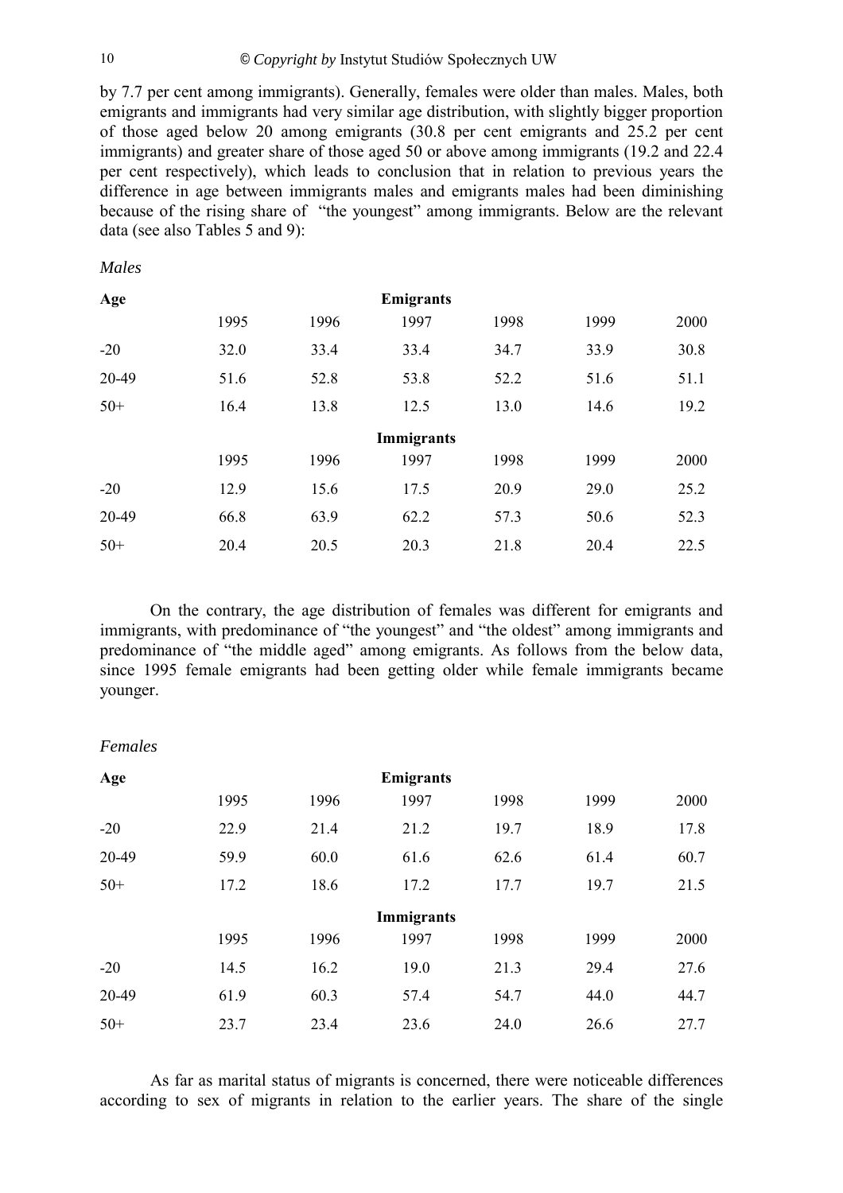by 7.7 per cent among immigrants). Generally, females were older than males. Males, both emigrants and immigrants had very similar age distribution, with slightly bigger proportion of those aged below 20 among emigrants (30.8 per cent emigrants and 25.2 per cent immigrants) and greater share of those aged 50 or above among immigrants (19.2 and 22.4 per cent respectively), which leads to conclusion that in relation to previous years the difference in age between immigrants males and emigrants males had been diminishing because of the rising share of "the youngest" among immigrants. Below are the relevant data (see also Tables 5 and 9):

*Males*

| Age | Emigrants | | | | | |
|---|---|---|---|---|---|---|
| | 1995 | 1996 | 1997 | 1998 | 1999 | 2000 |
| -20 | 32.0 | 33.4 | 33.4 | 34.7 | 33.9 | 30.8 |
| 20-49 | 51.6 | 52.8 | 53.8 | 52.2 | 51.6 | 51.1 |
| 50+ | 16.4 | 13.8 | 12.5 | 13.0 | 14.6 | 19.2 |
| | **Immigrants** | | | | | |
| | 1995 | 1996 | 1997 | 1998 | 1999 | 2000 |
| -20 | 12.9 | 15.6 | 17.5 | 20.9 | 29.0 | 25.2 |
| 20-49 | 66.8 | 63.9 | 62.2 | 57.3 | 50.6 | 52.3 |
| 50+ | 20.4 | 20.5 | 20.3 | 21.8 | 20.4 | 22.5 |

On the contrary, the age distribution of females was different for emigrants and immigrants, with predominance of "the youngest" and "the oldest" among immigrants and predominance of "the middle aged" among emigrants. As follows from the below data, since 1995 female emigrants had been getting older while female immigrants became younger.

*Females*

| Age | Emigrants | | | | | |
|---|---|---|---|---|---|---|
| | 1995 | 1996 | 1997 | 1998 | 1999 | 2000 |
| -20 | 22.9 | 21.4 | 21.2 | 19.7 | 18.9 | 17.8 |
| 20-49 | 59.9 | 60.0 | 61.6 | 62.6 | 61.4 | 60.7 |
| 50+ | 17.2 | 18.6 | 17.2 | 17.7 | 19.7 | 21.5 |
| | **Immigrants** | | | | | |
| | 1995 | 1996 | 1997 | 1998 | 1999 | 2000 |
| -20 | 14.5 | 16.2 | 19.0 | 21.3 | 29.4 | 27.6 |
| 20-49 | 61.9 | 60.3 | 57.4 | 54.7 | 44.0 | 44.7 |
| 50+ | 23.7 | 23.4 | 23.6 | 24.0 | 26.6 | 27.7 |

As far as marital status of migrants is concerned, there were noticeable differences according to sex of migrants in relation to the earlier years. The share of the single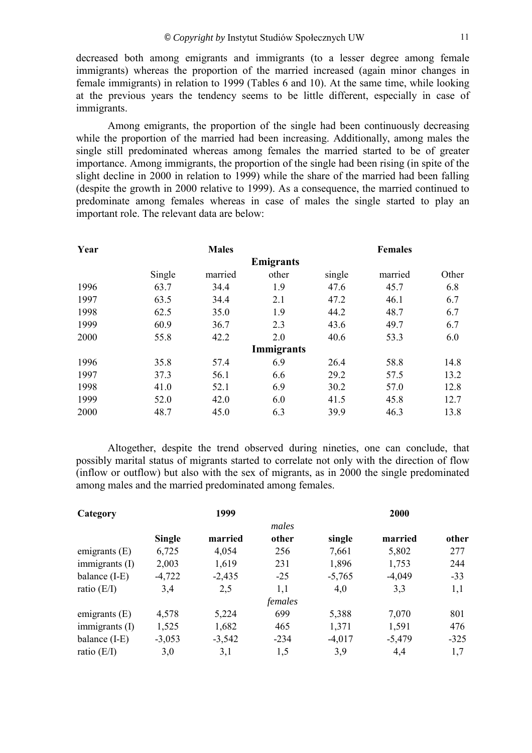decreased both among emigrants and immigrants (to a lesser degree among female immigrants) whereas the proportion of the married increased (again minor changes in female immigrants) in relation to 1999 (Tables 6 and 10). At the same time, while looking at the previous years the tendency seems to be little different, especially in case of immigrants.

Among emigrants, the proportion of the single had been continuously decreasing while the proportion of the married had been increasing. Additionally, among males the single still predominated whereas among females the married started to be of greater importance. Among immigrants, the proportion of the single had been rising (in spite of the slight decline in 2000 in relation to 1999) while the share of the married had been falling (despite the growth in 2000 relative to 1999). As a consequence, the married continued to predominate among females whereas in case of males the single started to play an important role. The relevant data are below:

| **Year** | | **Males** | | | **Females** | |
|---|---|---|---|---|---|---|
| | | | **Emigrants** | | | |
| | Single | married | other | single | married | Other |
| 1996 | 63.7 | 34.4 | 1.9 | 47.6 | 45.7 | 6.8 |
| 1997 | 63.5 | 34.4 | 2.1 | 47.2 | 46.1 | 6.7 |
| 1998 | 62.5 | 35.0 | 1.9 | 44.2 | 48.7 | 6.7 |
| 1999 | 60.9 | 36.7 | 2.3 | 43.6 | 49.7 | 6.7 |
| 2000 | 55.8 | 42.2 | 2.0 | 40.6 | 53.3 | 6.0 |
| | | | **Immigrants** | | | |
| 1996 | 35.8 | 57.4 | 6.9 | 26.4 | 58.8 | 14.8 |
| 1997 | 37.3 | 56.1 | 6.6 | 29.2 | 57.5 | 13.2 |
| 1998 | 41.0 | 52.1 | 6.9 | 30.2 | 57.0 | 12.8 |
| 1999 | 52.0 | 42.0 | 6.0 | 41.5 | 45.8 | 12.7 |
| 2000 | 48.7 | 45.0 | 6.3 | 39.9 | 46.3 | 13.8 |

Altogether, despite the trend observed during nineties, one can conclude, that possibly marital status of migrants started to correlate not only with the direction of flow (inflow or outflow) but also with the sex of migrants, as in 2000 the single predominated among males and the married predominated among females.

| **Category** | | **1999** | | | **2000** | |
|---|---|---|---|---|---|---|
| | | | *males* | | | |
| | **Single** | **married** | **other** | **single** | **married** | **other** |
| emigrants (E) | 6,725 | 4,054 | 256 | 7,661 | 5,802 | 277 |
| immigrants (I) | 2,003 | 1,619 | 231 | 1,896 | 1,753 | 244 |
| balance (I-E) | -4,722 | -2,435 | -25 | -5,765 | -4,049 | -33 |
| ratio (E/I) | 3,4 | 2,5 | 1,1 | 4,0 | 3,3 | 1,1 |
| | | | *females* | | | |
| emigrants (E) | 4,578 | 5,224 | 699 | 5,388 | 7,070 | 801 |
| immigrants (I) | 1,525 | 1,682 | 465 | 1,371 | 1,591 | 476 |
| balance (I-E) | -3,053 | -3,542 | -234 | -4,017 | -5,479 | -325 |
| ratio (E/I) | 3,0 | 3,1 | 1,5 | 3,9 | 4,4 | 1,7 |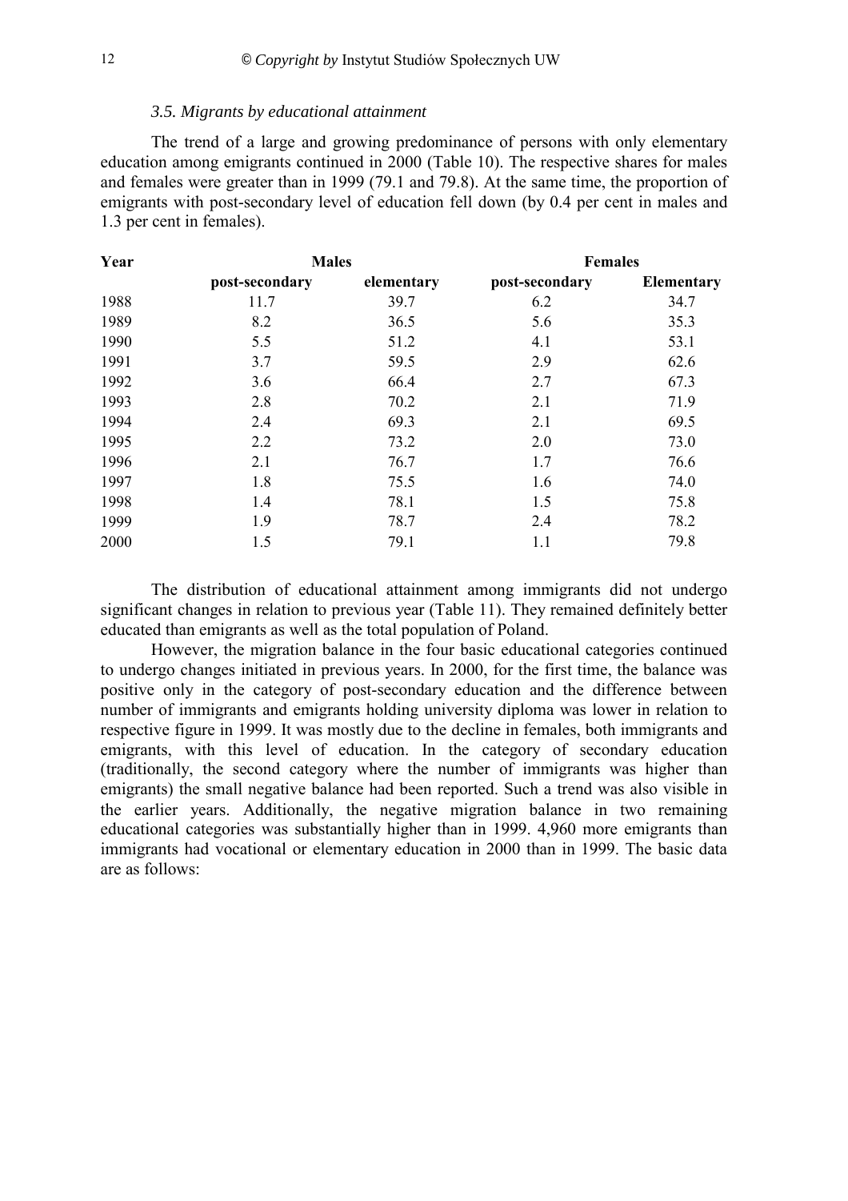### *3.5. Migrants by educational attainment*

The trend of a large and growing predominance of persons with only elementary education among emigrants continued in 2000 (Table 10). The respective shares for males and females were greater than in 1999 (79.1 and 79.8). At the same time, the proportion of emigrants with post-secondary level of education fell down (by 0.4 per cent in males and 1.3 per cent in females).

| Year | Males | | Females | |
|---|---|---|---|---|
| | post-secondary | elementary | post-secondary | Elementary |
| 1988 | 11.7 | 39.7 | 6.2 | 34.7 |
| 1989 | 8.2 | 36.5 | 5.6 | 35.3 |
| 1990 | 5.5 | 51.2 | 4.1 | 53.1 |
| 1991 | 3.7 | 59.5 | 2.9 | 62.6 |
| 1992 | 3.6 | 66.4 | 2.7 | 67.3 |
| 1993 | 2.8 | 70.2 | 2.1 | 71.9 |
| 1994 | 2.4 | 69.3 | 2.1 | 69.5 |
| 1995 | 2.2 | 73.2 | 2.0 | 73.0 |
| 1996 | 2.1 | 76.7 | 1.7 | 76.6 |
| 1997 | 1.8 | 75.5 | 1.6 | 74.0 |
| 1998 | 1.4 | 78.1 | 1.5 | 75.8 |
| 1999 | 1.9 | 78.7 | 2.4 | 78.2 |
| 2000 | 1.5 | 79.1 | 1.1 | 79.8 |

The distribution of educational attainment among immigrants did not undergo significant changes in relation to previous year (Table 11). They remained definitely better educated than emigrants as well as the total population of Poland.

However, the migration balance in the four basic educational categories continued to undergo changes initiated in previous years. In 2000, for the first time, the balance was positive only in the category of post-secondary education and the difference between number of immigrants and emigrants holding university diploma was lower in relation to respective figure in 1999. It was mostly due to the decline in females, both immigrants and emigrants, with this level of education. In the category of secondary education (traditionally, the second category where the number of immigrants was higher than emigrants) the small negative balance had been reported. Such a trend was also visible in the earlier years. Additionally, the negative migration balance in two remaining educational categories was substantially higher than in 1999. 4,960 more emigrants than immigrants had vocational or elementary education in 2000 than in 1999. The basic data are as follows: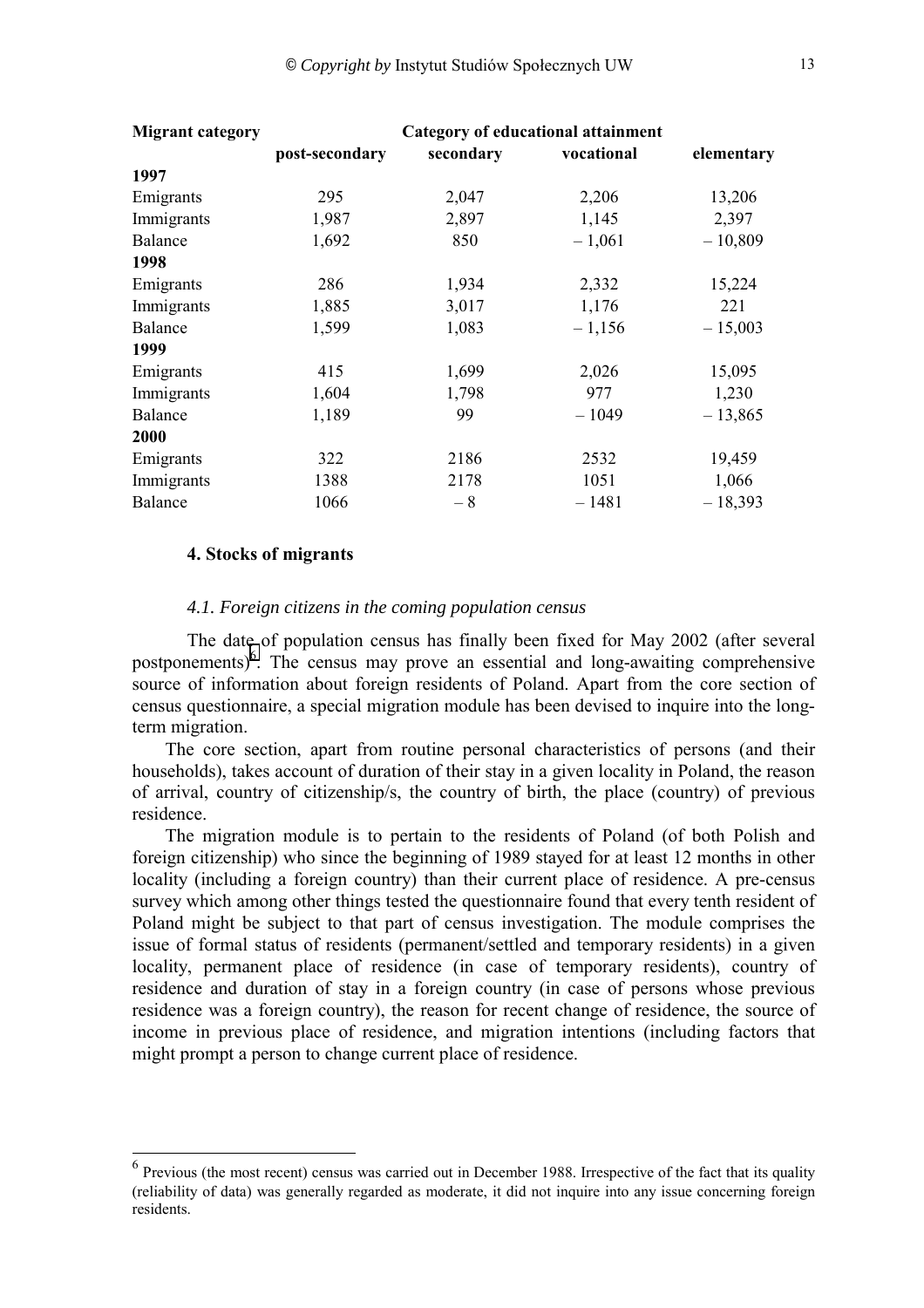| Migrant category | Category of educational attainment | | | |
|---|---|---|---|---|
| | post-secondary | secondary | vocational | elementary |
| **1997** | | | | |
| Emigrants | 295 | 2,047 | 2,206 | 13,206 |
| Immigrants | 1,987 | 2,897 | 1,145 | 2,397 |
| Balance | 1,692 | 850 | – 1,061 | – 10,809 |
| **1998** | | | | |
| Emigrants | 286 | 1,934 | 2,332 | 15,224 |
| Immigrants | 1,885 | 3,017 | 1,176 | 221 |
| Balance | 1,599 | 1,083 | – 1,156 | – 15,003 |
| **1999** | | | | |
| Emigrants | 415 | 1,699 | 2,026 | 15,095 |
| Immigrants | 1,604 | 1,798 | 977 | 1,230 |
| Balance | 1,189 | 99 | – 1049 | – 13,865 |
| **2000** | | | | |
| Emigrants | 322 | 2186 | 2532 | 19,459 |
| Immigrants | 1388 | 2178 | 1051 | 1,066 |
| Balance | 1066 | – 8 | – 1481 | – 18,393 |

## 4. Stocks of migrants

### *4.1. Foreign citizens in the coming population census*

The date of population census has finally been fixed for May 2002 (after several postponements)[6]. The census may prove an essential and long-awaiting comprehensive source of information about foreign residents of Poland. Apart from the core section of census questionnaire, a special migration module has been devised to inquire into the long-term migration.

The core section, apart from routine personal characteristics of persons (and their households), takes account of duration of their stay in a given locality in Poland, the reason of arrival, country of citizenship/s, the country of birth, the place (country) of previous residence.

The migration module is to pertain to the residents of Poland (of both Polish and foreign citizenship) who since the beginning of 1989 stayed for at least 12 months in other locality (including a foreign country) than their current place of residence. A pre-census survey which among other things tested the questionnaire found that every tenth resident of Poland might be subject to that part of census investigation. The module comprises the issue of formal status of residents (permanent/settled and temporary residents) in a given locality, permanent place of residence (in case of temporary residents), country of residence and duration of stay in a foreign country (in case of persons whose previous residence was a foreign country), the reason for recent change of residence, the source of income in previous place of residence, and migration intentions (including factors that might prompt a person to change current place of residence.

[6] Previous (the most recent) census was carried out in December 1988. Irrespective of the fact that its quality (reliability of data) was generally regarded as moderate, it did not inquire into any issue concerning foreign residents.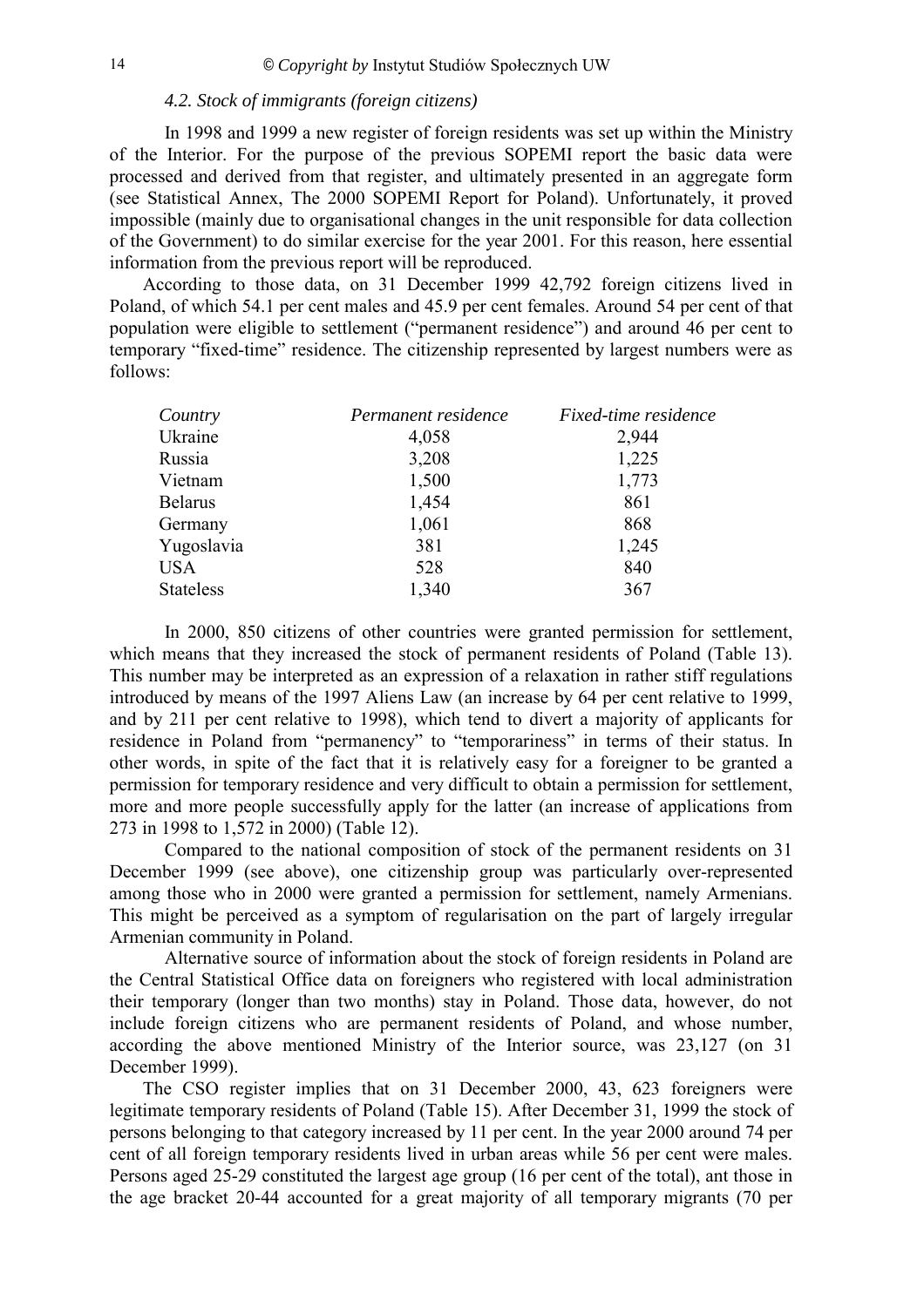### *4.2. Stock of immigrants (foreign citizens)*

In 1998 and 1999 a new register of foreign residents was set up within the Ministry of the Interior. For the purpose of the previous SOPEMI report the basic data were processed and derived from that register, and ultimately presented in an aggregate form (see Statistical Annex, The 2000 SOPEMI Report for Poland). Unfortunately, it proved impossible (mainly due to organisational changes in the unit responsible for data collection of the Government) to do similar exercise for the year 2001. For this reason, here essential information from the previous report will be reproduced.

According to those data, on 31 December 1999 42,792 foreign citizens lived in Poland, of which 54.1 per cent males and 45.9 per cent females. Around 54 per cent of that population were eligible to settlement ("permanent residence") and around 46 per cent to temporary "fixed-time" residence. The citizenship represented by largest numbers were as follows:

| *Country* | *Permanent residence* | *Fixed-time residence* |
|---|---|---|
| Ukraine | 4,058 | 2,944 |
| Russia | 3,208 | 1,225 |
| Vietnam | 1,500 | 1,773 |
| Belarus | 1,454 | 861 |
| Germany | 1,061 | 868 |
| Yugoslavia | 381 | 1,245 |
| USA | 528 | 840 |
| Stateless | 1,340 | 367 |

In 2000, 850 citizens of other countries were granted permission for settlement, which means that they increased the stock of permanent residents of Poland (Table 13). This number may be interpreted as an expression of a relaxation in rather stiff regulations introduced by means of the 1997 Aliens Law (an increase by 64 per cent relative to 1999, and by 211 per cent relative to 1998), which tend to divert a majority of applicants for residence in Poland from "permanency" to "temporariness" in terms of their status. In other words, in spite of the fact that it is relatively easy for a foreigner to be granted a permission for temporary residence and very difficult to obtain a permission for settlement, more and more people successfully apply for the latter (an increase of applications from 273 in 1998 to 1,572 in 2000) (Table 12).

Compared to the national composition of stock of the permanent residents on 31 December 1999 (see above), one citizenship group was particularly over-represented among those who in 2000 were granted a permission for settlement, namely Armenians. This might be perceived as a symptom of regularisation on the part of largely irregular Armenian community in Poland.

Alternative source of information about the stock of foreign residents in Poland are the Central Statistical Office data on foreigners who registered with local administration their temporary (longer than two months) stay in Poland. Those data, however, do not include foreign citizens who are permanent residents of Poland, and whose number, according the above mentioned Ministry of the Interior source, was 23,127 (on 31 December 1999).

The CSO register implies that on 31 December 2000, 43, 623 foreigners were legitimate temporary residents of Poland (Table 15). After December 31, 1999 the stock of persons belonging to that category increased by 11 per cent. In the year 2000 around 74 per cent of all foreign temporary residents lived in urban areas while 56 per cent were males. Persons aged 25-29 constituted the largest age group (16 per cent of the total), ant those in the age bracket 20-44 accounted for a great majority of all temporary migrants (70 per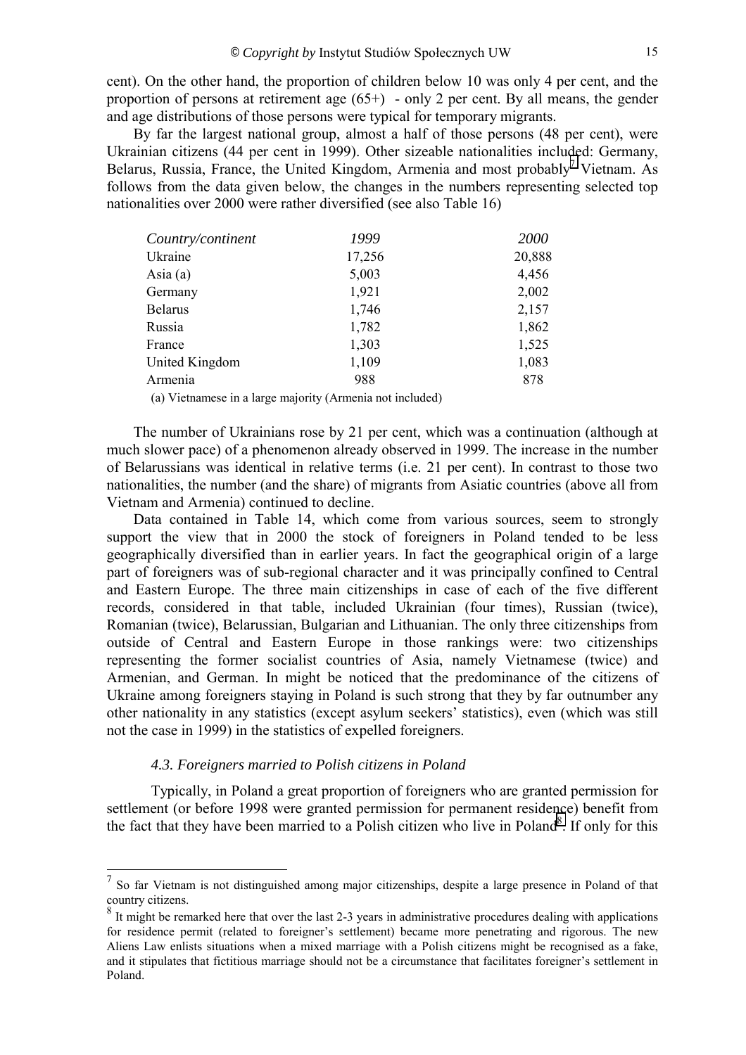cent). On the other hand, the proportion of children below 10 was only 4 per cent, and the proportion of persons at retirement age (65+) - only 2 per cent. By all means, the gender and age distributions of those persons were typical for temporary migrants.

By far the largest national group, almost a half of those persons (48 per cent), were Ukrainian citizens (44 per cent in 1999). Other sizeable nationalities included: Germany, Belarus, Russia, France, the United Kingdom, Armenia and most probably[7] Vietnam. As follows from the data given below, the changes in the numbers representing selected top nationalities over 2000 were rather diversified (see also Table 16)

| *Country/continent* | *1999* | *2000* |
|---|---|---|
| Ukraine | 17,256 | 20,888 |
| Asia (a) | 5,003 | 4,456 |
| Germany | 1,921 | 2,002 |
| Belarus | 1,746 | 2,157 |
| Russia | 1,782 | 1,862 |
| France | 1,303 | 1,525 |
| United Kingdom | 1,109 | 1,083 |
| Armenia | 988 | 878 |

(a) Vietnamese in a large majority (Armenia not included)

The number of Ukrainians rose by 21 per cent, which was a continuation (although at much slower pace) of a phenomenon already observed in 1999. The increase in the number of Belarussians was identical in relative terms (i.e. 21 per cent). In contrast to those two nationalities, the number (and the share) of migrants from Asiatic countries (above all from Vietnam and Armenia) continued to decline.

Data contained in Table 14, which come from various sources, seem to strongly support the view that in 2000 the stock of foreigners in Poland tended to be less geographically diversified than in earlier years. In fact the geographical origin of a large part of foreigners was of sub-regional character and it was principally confined to Central and Eastern Europe. The three main citizenships in case of each of the five different records, considered in that table, included Ukrainian (four times), Russian (twice), Romanian (twice), Belarussian, Bulgarian and Lithuanian. The only three citizenships from outside of Central and Eastern Europe in those rankings were: two citizenships representing the former socialist countries of Asia, namely Vietnamese (twice) and Armenian, and German. In might be noticed that the predominance of the citizens of Ukraine among foreigners staying in Poland is such strong that they by far outnumber any other nationality in any statistics (except asylum seekers' statistics), even (which was still not the case in 1999) in the statistics of expelled foreigners.

### *4.3. Foreigners married to Polish citizens in Poland*

Typically, in Poland a great proportion of foreigners who are granted permission for settlement (or before 1998 were granted permission for permanent residence) benefit from the fact that they have been married to a Polish citizen who live in Poland[8]. If only for this

---

[7] So far Vietnam is not distinguished among major citizenships, despite a large presence in Poland of that country citizens.

[8] It might be remarked here that over the last 2-3 years in administrative procedures dealing with applications for residence permit (related to foreigner's settlement) became more penetrating and rigorous. The new Aliens Law enlists situations when a mixed marriage with a Polish citizens might be recognised as a fake, and it stipulates that fictitious marriage should not be a circumstance that facilitates foreigner's settlement in Poland.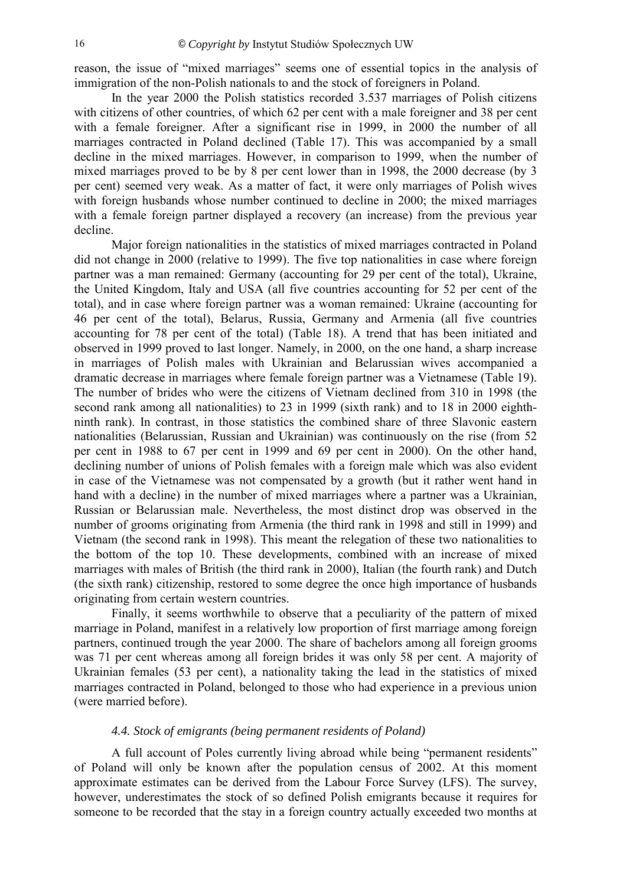reason, the issue of "mixed marriages" seems one of essential topics in the analysis of immigration of the non-Polish nationals to and the stock of foreigners in Poland.

In the year 2000 the Polish statistics recorded 3.537 marriages of Polish citizens with citizens of other countries, of which 62 per cent with a male foreigner and 38 per cent with a female foreigner. After a significant rise in 1999, in 2000 the number of all marriages contracted in Poland declined (Table 17). This was accompanied by a small decline in the mixed marriages. However, in comparison to 1999, when the number of mixed marriages proved to be by 8 per cent lower than in 1998, the 2000 decrease (by 3 per cent) seemed very weak. As a matter of fact, it were only marriages of Polish wives with foreign husbands whose number continued to decline in 2000; the mixed marriages with a female foreign partner displayed a recovery (an increase) from the previous year decline.

Major foreign nationalities in the statistics of mixed marriages contracted in Poland did not change in 2000 (relative to 1999). The five top nationalities in case where foreign partner was a man remained: Germany (accounting for 29 per cent of the total), Ukraine, the United Kingdom, Italy and USA (all five countries accounting for 52 per cent of the total), and in case where foreign partner was a woman remained: Ukraine (accounting for 46 per cent of the total), Belarus, Russia, Germany and Armenia (all five countries accounting for 78 per cent of the total) (Table 18). A trend that has been initiated and observed in 1999 proved to last longer. Namely, in 2000, on the one hand, a sharp increase in marriages of Polish males with Ukrainian and Belarussian wives accompanied a dramatic decrease in marriages where female foreign partner was a Vietnamese (Table 19). The number of brides who were the citizens of Vietnam declined from 310 in 1998 (the second rank among all nationalities) to 23 in 1999 (sixth rank) and to 18 in 2000 eighth-ninth rank). In contrast, in those statistics the combined share of three Slavonic eastern nationalities (Belarussian, Russian and Ukrainian) was continuously on the rise (from 52 per cent in 1988 to 67 per cent in 1999 and 69 per cent in 2000). On the other hand, declining number of unions of Polish females with a foreign male which was also evident in case of the Vietnamese was not compensated by a growth (but it rather went hand in hand with a decline) in the number of mixed marriages where a partner was a Ukrainian, Russian or Belarussian male. Nevertheless, the most distinct drop was observed in the number of grooms originating from Armenia (the third rank in 1998 and still in 1999) and Vietnam (the second rank in 1998). This meant the relegation of these two nationalities to the bottom of the top 10. These developments, combined with an increase of mixed marriages with males of British (the third rank in 2000), Italian (the fourth rank) and Dutch (the sixth rank) citizenship, restored to some degree the once high importance of husbands originating from certain western countries.

Finally, it seems worthwhile to observe that a peculiarity of the pattern of mixed marriage in Poland, manifest in a relatively low proportion of first marriage among foreign partners, continued trough the year 2000. The share of bachelors among all foreign grooms was 71 per cent whereas among all foreign brides it was only 58 per cent. A majority of Ukrainian females (53 per cent), a nationality taking the lead in the statistics of mixed marriages contracted in Poland, belonged to those who had experience in a previous union (were married before).

### *4.4. Stock of emigrants (being permanent residents of Poland)*

A full account of Poles currently living abroad while being "permanent residents" of Poland will only be known after the population census of 2002. At this moment approximate estimates can be derived from the Labour Force Survey (LFS). The survey, however, underestimates the stock of so defined Polish emigrants because it requires for someone to be recorded that the stay in a foreign country actually exceeded two months at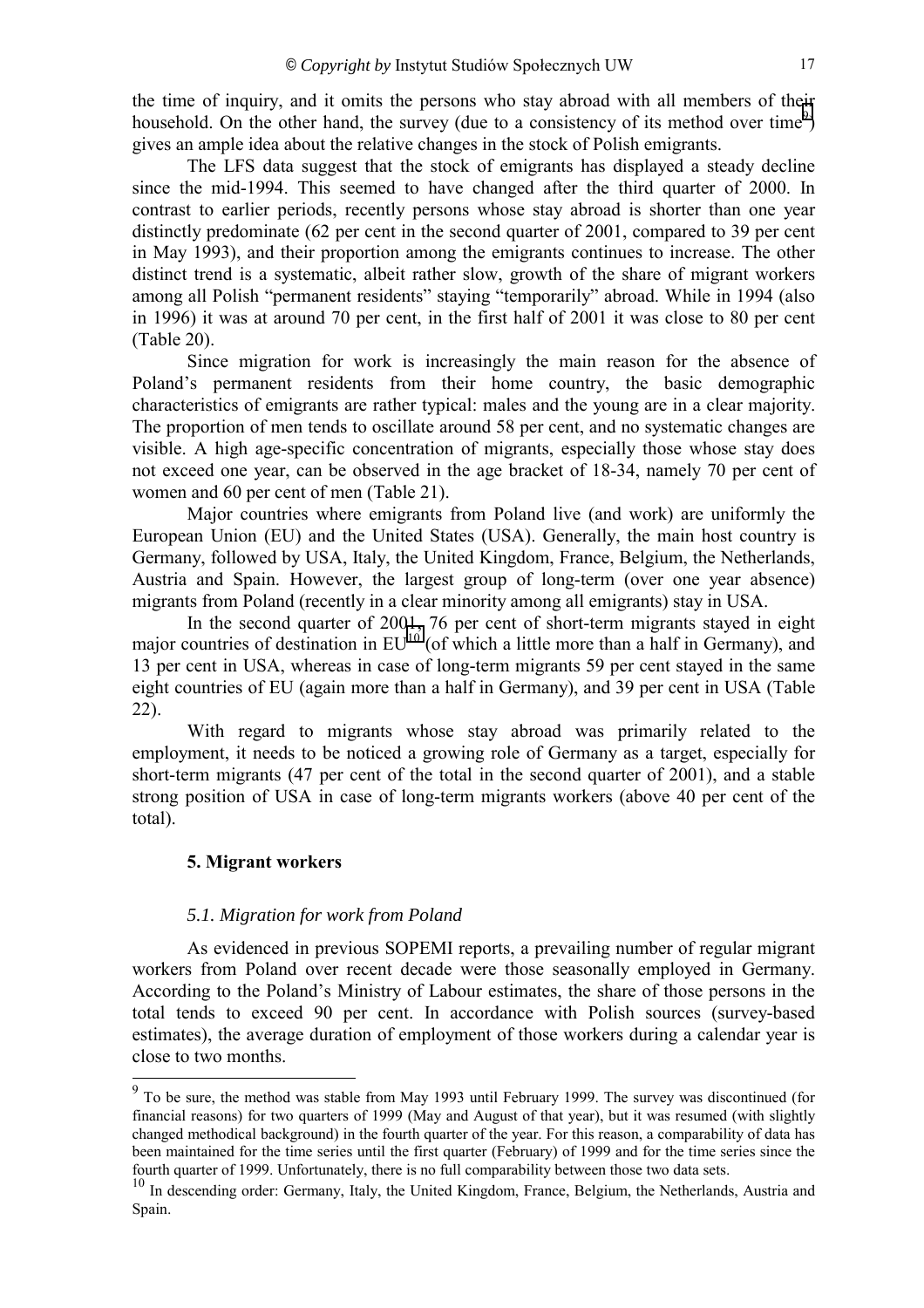the time of inquiry, and it omits the persons who stay abroad with all members of their household. On the other hand, the survey (due to a consistency of its method over time[9]) gives an ample idea about the relative changes in the stock of Polish emigrants.

The LFS data suggest that the stock of emigrants has displayed a steady decline since the mid-1994. This seemed to have changed after the third quarter of 2000. In contrast to earlier periods, recently persons whose stay abroad is shorter than one year distinctly predominate (62 per cent in the second quarter of 2001, compared to 39 per cent in May 1993), and their proportion among the emigrants continues to increase. The other distinct trend is a systematic, albeit rather slow, growth of the share of migrant workers among all Polish "permanent residents" staying "temporarily" abroad. While in 1994 (also in 1996) it was at around 70 per cent, in the first half of 2001 it was close to 80 per cent (Table 20).

Since migration for work is increasingly the main reason for the absence of Poland's permanent residents from their home country, the basic demographic characteristics of emigrants are rather typical: males and the young are in a clear majority. The proportion of men tends to oscillate around 58 per cent, and no systematic changes are visible. A high age-specific concentration of migrants, especially those whose stay does not exceed one year, can be observed in the age bracket of 18-34, namely 70 per cent of women and 60 per cent of men (Table 21).

Major countries where emigrants from Poland live (and work) are uniformly the European Union (EU) and the United States (USA). Generally, the main host country is Germany, followed by USA, Italy, the United Kingdom, France, Belgium, the Netherlands, Austria and Spain. However, the largest group of long-term (over one year absence) migrants from Poland (recently in a clear minority among all emigrants) stay in USA.

In the second quarter of 2001, 76 per cent of short-term migrants stayed in eight major countries of destination in EU[10] (of which a little more than a half in Germany), and 13 per cent in USA, whereas in case of long-term migrants 59 per cent stayed in the same eight countries of EU (again more than a half in Germany), and 39 per cent in USA (Table 22).

With regard to migrants whose stay abroad was primarily related to the employment, it needs to be noticed a growing role of Germany as a target, especially for short-term migrants (47 per cent of the total in the second quarter of 2001), and a stable strong position of USA in case of long-term migrants workers (above 40 per cent of the total).

## 5. Migrant workers

### *5.1. Migration for work from Poland*

As evidenced in previous SOPEMI reports, a prevailing number of regular migrant workers from Poland over recent decade were those seasonally employed in Germany. According to the Poland's Ministry of Labour estimates, the share of those persons in the total tends to exceed 90 per cent. In accordance with Polish sources (survey-based estimates), the average duration of employment of those workers during a calendar year is close to two months.

---

[9] To be sure, the method was stable from May 1993 until February 1999. The survey was discontinued (for financial reasons) for two quarters of 1999 (May and August of that year), but it was resumed (with slightly changed methodical background) in the fourth quarter of the year. For this reason, a comparability of data has been maintained for the time series until the first quarter (February) of 1999 and for the time series since the fourth quarter of 1999. Unfortunately, there is no full comparability between those two data sets.

[10] In descending order: Germany, Italy, the United Kingdom, France, Belgium, the Netherlands, Austria and Spain.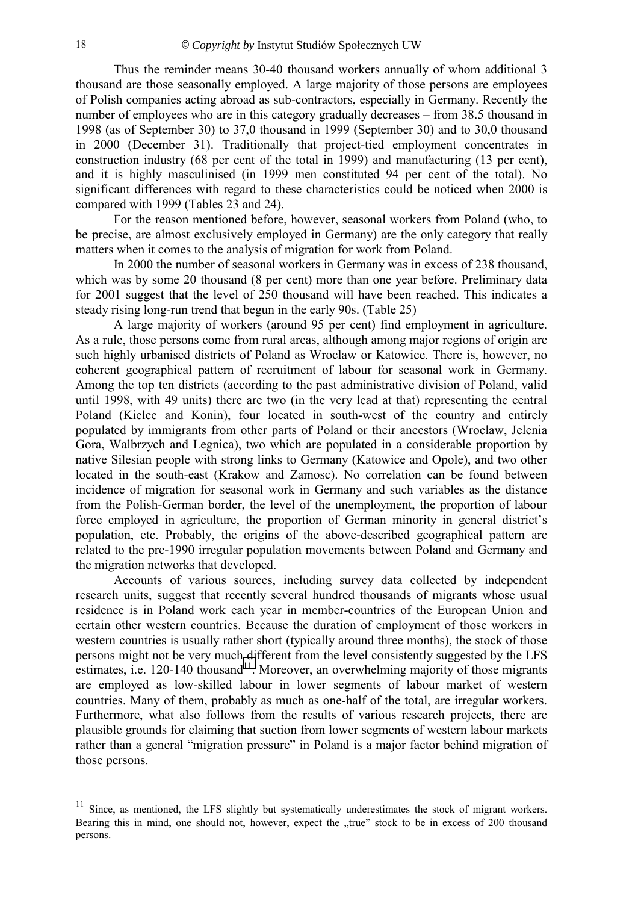Thus the reminder means 30-40 thousand workers annually of whom additional 3 thousand are those seasonally employed. A large majority of those persons are employees of Polish companies acting abroad as sub-contractors, especially in Germany. Recently the number of employees who are in this category gradually decreases – from 38.5 thousand in 1998 (as of September 30) to 37,0 thousand in 1999 (September 30) and to 30,0 thousand in 2000 (December 31). Traditionally that project-tied employment concentrates in construction industry (68 per cent of the total in 1999) and manufacturing (13 per cent), and it is highly masculinised (in 1999 men constituted 94 per cent of the total). No significant differences with regard to these characteristics could be noticed when 2000 is compared with 1999 (Tables 23 and 24).

For the reason mentioned before, however, seasonal workers from Poland (who, to be precise, are almost exclusively employed in Germany) are the only category that really matters when it comes to the analysis of migration for work from Poland.

In 2000 the number of seasonal workers in Germany was in excess of 238 thousand, which was by some 20 thousand (8 per cent) more than one year before. Preliminary data for 2001 suggest that the level of 250 thousand will have been reached. This indicates a steady rising long-run trend that begun in the early 90s. (Table 25)

A large majority of workers (around 95 per cent) find employment in agriculture. As a rule, those persons come from rural areas, although among major regions of origin are such highly urbanised districts of Poland as Wroclaw or Katowice. There is, however, no coherent geographical pattern of recruitment of labour for seasonal work in Germany. Among the top ten districts (according to the past administrative division of Poland, valid until 1998, with 49 units) there are two (in the very lead at that) representing the central Poland (Kielce and Konin), four located in south-west of the country and entirely populated by immigrants from other parts of Poland or their ancestors (Wroclaw, Jelenia Gora, Walbrzych and Legnica), two which are populated in a considerable proportion by native Silesian people with strong links to Germany (Katowice and Opole), and two other located in the south-east (Krakow and Zamosc). No correlation can be found between incidence of migration for seasonal work in Germany and such variables as the distance from the Polish-German border, the level of the unemployment, the proportion of labour force employed in agriculture, the proportion of German minority in general district's population, etc. Probably, the origins of the above-described geographical pattern are related to the pre-1990 irregular population movements between Poland and Germany and the migration networks that developed.

Accounts of various sources, including survey data collected by independent research units, suggest that recently several hundred thousands of migrants whose usual residence is in Poland work each year in member-countries of the European Union and certain other western countries. Because the duration of employment of those workers in western countries is usually rather short (typically around three months), the stock of those persons might not be very much different from the level consistently suggested by the LFS estimates, i.e. 120-140 thousand[11]. Moreover, an overwhelming majority of those migrants are employed as low-skilled labour in lower segments of labour market of western countries. Many of them, probably as much as one-half of the total, are irregular workers. Furthermore, what also follows from the results of various research projects, there are plausible grounds for claiming that suction from lower segments of western labour markets rather than a general "migration pressure" in Poland is a major factor behind migration of those persons.

---

[11] Since, as mentioned, the LFS slightly but systematically underestimates the stock of migrant workers. Bearing this in mind, one should not, however, expect the „true" stock to be in excess of 200 thousand persons.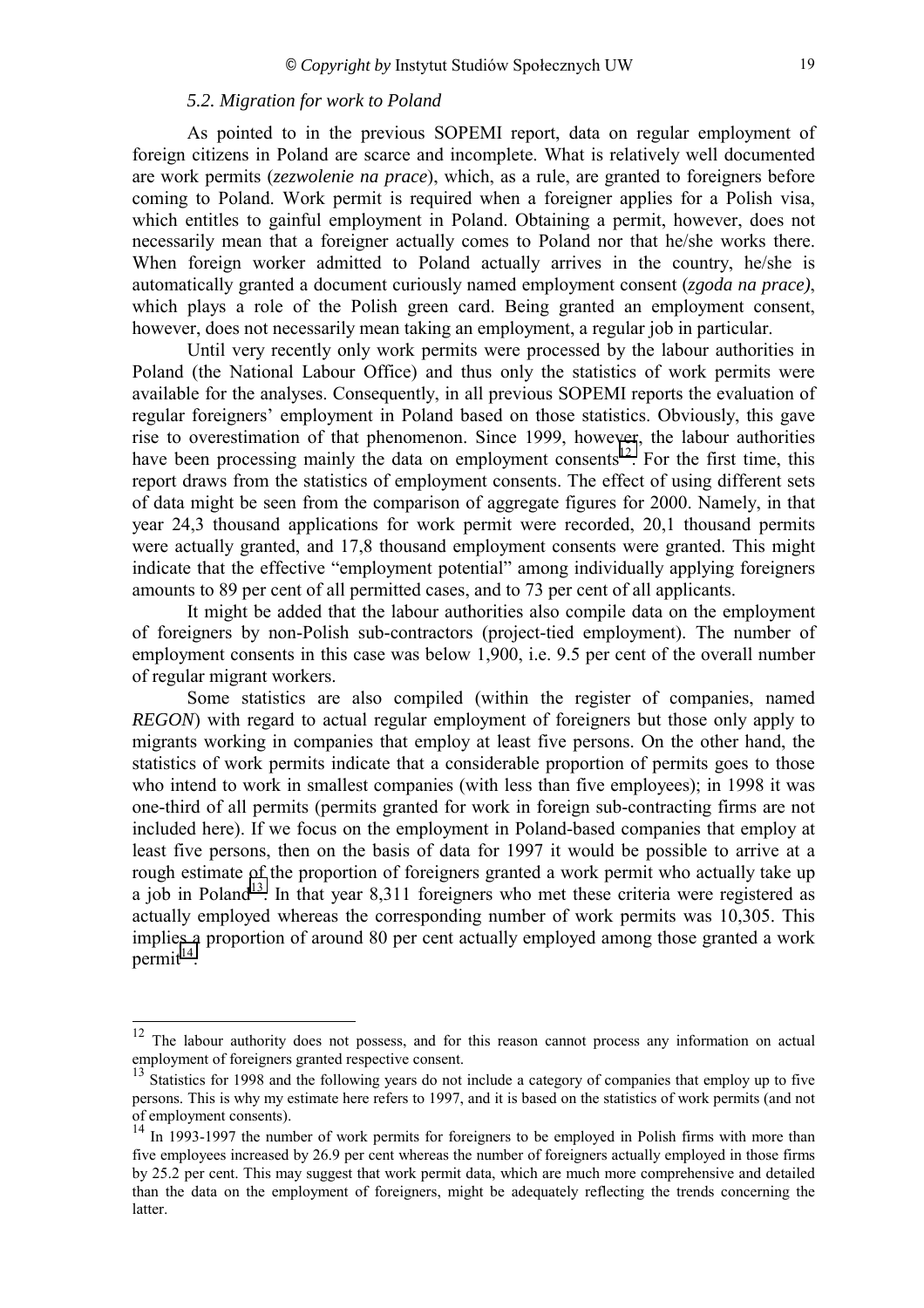### *5.2. Migration for work to Poland*

As pointed to in the previous SOPEMI report, data on regular employment of foreign citizens in Poland are scarce and incomplete. What is relatively well documented are work permits (*zezwolenie na prace*), which, as a rule, are granted to foreigners before coming to Poland. Work permit is required when a foreigner applies for a Polish visa, which entitles to gainful employment in Poland. Obtaining a permit, however, does not necessarily mean that a foreigner actually comes to Poland nor that he/she works there. When foreign worker admitted to Poland actually arrives in the country, he/she is automatically granted a document curiously named employment consent (*zgoda na prace)*, which plays a role of the Polish green card. Being granted an employment consent, however, does not necessarily mean taking an employment, a regular job in particular.

Until very recently only work permits were processed by the labour authorities in Poland (the National Labour Office) and thus only the statistics of work permits were available for the analyses. Consequently, in all previous SOPEMI reports the evaluation of regular foreigners' employment in Poland based on those statistics. Obviously, this gave rise to overestimation of that phenomenon. Since 1999, however, the labour authorities have been processing mainly the data on employment consents[12]. For the first time, this report draws from the statistics of employment consents. The effect of using different sets of data might be seen from the comparison of aggregate figures for 2000. Namely, in that year 24,3 thousand applications for work permit were recorded, 20,1 thousand permits were actually granted, and 17,8 thousand employment consents were granted. This might indicate that the effective "employment potential" among individually applying foreigners amounts to 89 per cent of all permitted cases, and to 73 per cent of all applicants.

It might be added that the labour authorities also compile data on the employment of foreigners by non-Polish sub-contractors (project-tied employment). The number of employment consents in this case was below 1,900, i.e. 9.5 per cent of the overall number of regular migrant workers.

Some statistics are also compiled (within the register of companies, named *REGON*) with regard to actual regular employment of foreigners but those only apply to migrants working in companies that employ at least five persons. On the other hand, the statistics of work permits indicate that a considerable proportion of permits goes to those who intend to work in smallest companies (with less than five employees); in 1998 it was one-third of all permits (permits granted for work in foreign sub-contracting firms are not included here). If we focus on the employment in Poland-based companies that employ at least five persons, then on the basis of data for 1997 it would be possible to arrive at a rough estimate of the proportion of foreigners granted a work permit who actually take up a job in Poland[13]. In that year 8,311 foreigners who met these criteria were registered as actually employed whereas the corresponding number of work permits was 10,305. This implies a proportion of around 80 per cent actually employed among those granted a work permit[14].

---

[12] The labour authority does not possess, and for this reason cannot process any information on actual employment of foreigners granted respective consent.

[13] Statistics for 1998 and the following years do not include a category of companies that employ up to five persons. This is why my estimate here refers to 1997, and it is based on the statistics of work permits (and not of employment consents).

[14] In 1993-1997 the number of work permits for foreigners to be employed in Polish firms with more than five employees increased by 26.9 per cent whereas the number of foreigners actually employed in those firms by 25.2 per cent. This may suggest that work permit data, which are much more comprehensive and detailed than the data on the employment of foreigners, might be adequately reflecting the trends concerning the latter.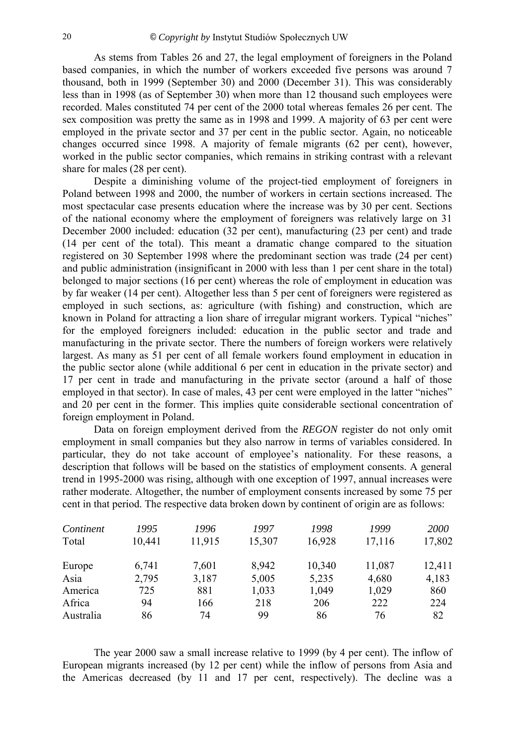As stems from Tables 26 and 27, the legal employment of foreigners in the Poland based companies, in which the number of workers exceeded five persons was around 7 thousand, both in 1999 (September 30) and 2000 (December 31). This was considerably less than in 1998 (as of September 30) when more than 12 thousand such employees were recorded. Males constituted 74 per cent of the 2000 total whereas females 26 per cent. The sex composition was pretty the same as in 1998 and 1999. A majority of 63 per cent were employed in the private sector and 37 per cent in the public sector. Again, no noticeable changes occurred since 1998. A majority of female migrants (62 per cent), however, worked in the public sector companies, which remains in striking contrast with a relevant share for males (28 per cent).

Despite a diminishing volume of the project-tied employment of foreigners in Poland between 1998 and 2000, the number of workers in certain sections increased. The most spectacular case presents education where the increase was by 30 per cent. Sections of the national economy where the employment of foreigners was relatively large on 31 December 2000 included: education (32 per cent), manufacturing (23 per cent) and trade (14 per cent of the total). This meant a dramatic change compared to the situation registered on 30 September 1998 where the predominant section was trade (24 per cent) and public administration (insignificant in 2000 with less than 1 per cent share in the total) belonged to major sections (16 per cent) whereas the role of employment in education was by far weaker (14 per cent). Altogether less than 5 per cent of foreigners were registered as employed in such sections, as: agriculture (with fishing) and construction, which are known in Poland for attracting a lion share of irregular migrant workers. Typical "niches" for the employed foreigners included: education in the public sector and trade and manufacturing in the private sector. There the numbers of foreign workers were relatively largest. As many as 51 per cent of all female workers found employment in education in the public sector alone (while additional 6 per cent in education in the private sector) and 17 per cent in trade and manufacturing in the private sector (around a half of those employed in that sector). In case of males, 43 per cent were employed in the latter "niches" and 20 per cent in the former. This implies quite considerable sectional concentration of foreign employment in Poland.

Data on foreign employment derived from the *REGON* register do not only omit employment in small companies but they also narrow in terms of variables considered. In particular, they do not take account of employee's nationality. For these reasons, a description that follows will be based on the statistics of employment consents. A general trend in 1995-2000 was rising, although with one exception of 1997, annual increases were rather moderate. Altogether, the number of employment consents increased by some 75 per cent in that period. The respective data broken down by continent of origin are as follows:

| *Continent* | *1995* | *1996* | *1997* | *1998* | *1999* | *2000* |
|---|---|---|---|---|---|---|
| Total | 10,441 | 11,915 | 15,307 | 16,928 | 17,116 | 17,802 |
| Europe | 6,741 | 7,601 | 8,942 | 10,340 | 11,087 | 12,411 |
| Asia | 2,795 | 3,187 | 5,005 | 5,235 | 4,680 | 4,183 |
| America | 725 | 881 | 1,033 | 1,049 | 1,029 | 860 |
| Africa | 94 | 166 | 218 | 206 | 222 | 224 |
| Australia | 86 | 74 | 99 | 86 | 76 | 82 |

The year 2000 saw a small increase relative to 1999 (by 4 per cent). The inflow of European migrants increased (by 12 per cent) while the inflow of persons from Asia and the Americas decreased (by 11 and 17 per cent, respectively). The decline was a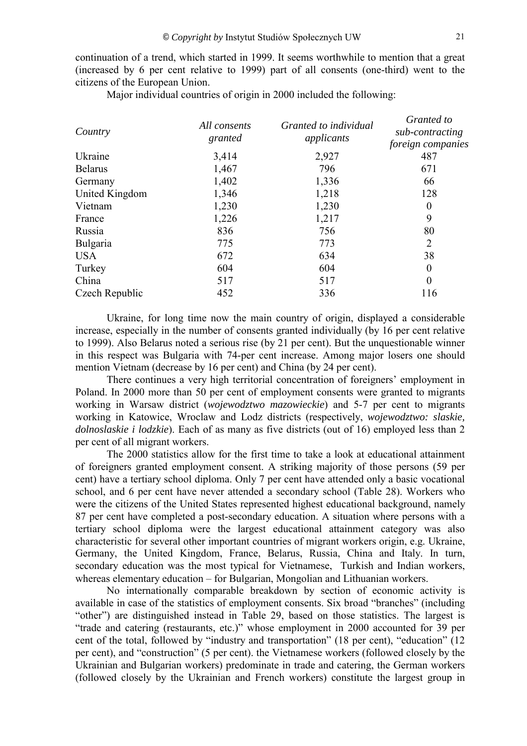continuation of a trend, which started in 1999. It seems worthwhile to mention that a great (increased by 6 per cent relative to 1999) part of all consents (one-third) went to the citizens of the European Union.

Major individual countries of origin in 2000 included the following:

| *Country* | *All consents granted* | *Granted to individual applicants* | *Granted to sub-contracting foreign companies* |
|---|---|---|---|
| Ukraine | 3,414 | 2,927 | 487 |
| Belarus | 1,467 | 796 | 671 |
| Germany | 1,402 | 1,336 | 66 |
| United Kingdom | 1,346 | 1,218 | 128 |
| Vietnam | 1,230 | 1,230 | 0 |
| France | 1,226 | 1,217 | 9 |
| Russia | 836 | 756 | 80 |
| Bulgaria | 775 | 773 | 2 |
| USA | 672 | 634 | 38 |
| Turkey | 604 | 604 | 0 |
| China | 517 | 517 | 0 |
| Czech Republic | 452 | 336 | 116 |

Ukraine, for long time now the main country of origin, displayed a considerable increase, especially in the number of consents granted individually (by 16 per cent relative to 1999). Also Belarus noted a serious rise (by 21 per cent). But the unquestionable winner in this respect was Bulgaria with 74-per cent increase. Among major losers one should mention Vietnam (decrease by 16 per cent) and China (by 24 per cent).

There continues a very high territorial concentration of foreigners' employment in Poland. In 2000 more than 50 per cent of employment consents were granted to migrants working in Warsaw district (*wojewodztwo mazowieckie*) and 5-7 per cent to migrants working in Katowice, Wroclaw and Lodz districts (respectively, *wojewodztwo: slaskie, dolnoslaskie i lodzkie*). Each of as many as five districts (out of 16) employed less than 2 per cent of all migrant workers.

The 2000 statistics allow for the first time to take a look at educational attainment of foreigners granted employment consent. A striking majority of those persons (59 per cent) have a tertiary school diploma. Only 7 per cent have attended only a basic vocational school, and 6 per cent have never attended a secondary school (Table 28). Workers who were the citizens of the United States represented highest educational background, namely 87 per cent have completed a post-secondary education. A situation where persons with a tertiary school diploma were the largest educational attainment category was also characteristic for several other important countries of migrant workers origin, e.g. Ukraine, Germany, the United Kingdom, France, Belarus, Russia, China and Italy. In turn, secondary education was the most typical for Vietnamese, Turkish and Indian workers, whereas elementary education – for Bulgarian, Mongolian and Lithuanian workers.

No internationally comparable breakdown by section of economic activity is available in case of the statistics of employment consents. Six broad "branches" (including "other") are distinguished instead in Table 29, based on those statistics. The largest is "trade and catering (restaurants, etc.)" whose employment in 2000 accounted for 39 per cent of the total, followed by "industry and transportation" (18 per cent), "education" (12 per cent), and "construction" (5 per cent). the Vietnamese workers (followed closely by the Ukrainian and Bulgarian workers) predominate in trade and catering, the German workers (followed closely by the Ukrainian and French workers) constitute the largest group in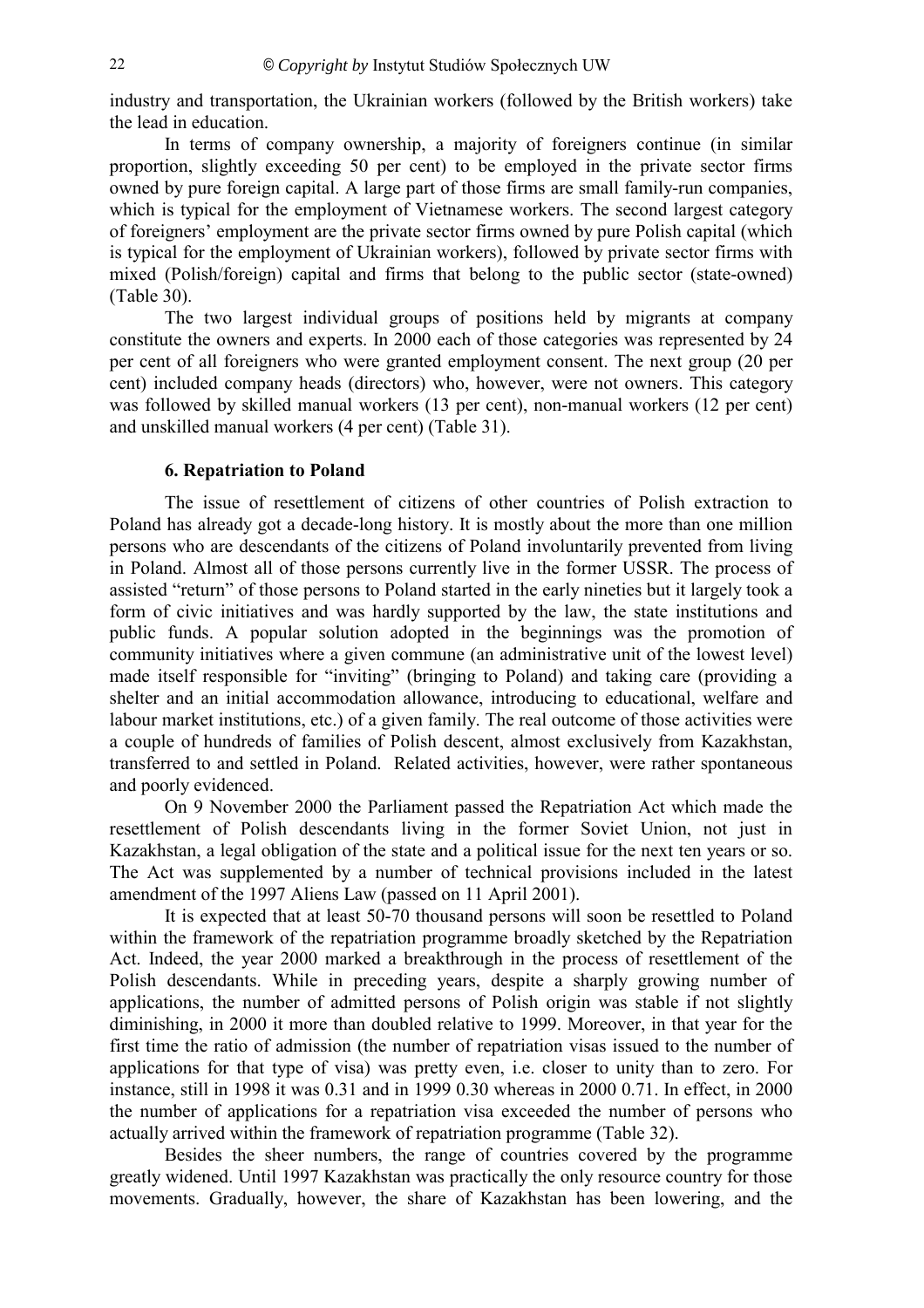industry and transportation, the Ukrainian workers (followed by the British workers) take the lead in education.

In terms of company ownership, a majority of foreigners continue (in similar proportion, slightly exceeding 50 per cent) to be employed in the private sector firms owned by pure foreign capital. A large part of those firms are small family-run companies, which is typical for the employment of Vietnamese workers. The second largest category of foreigners' employment are the private sector firms owned by pure Polish capital (which is typical for the employment of Ukrainian workers), followed by private sector firms with mixed (Polish/foreign) capital and firms that belong to the public sector (state-owned) (Table 30).

The two largest individual groups of positions held by migrants at company constitute the owners and experts. In 2000 each of those categories was represented by 24 per cent of all foreigners who were granted employment consent. The next group (20 per cent) included company heads (directors) who, however, were not owners. This category was followed by skilled manual workers (13 per cent), non-manual workers (12 per cent) and unskilled manual workers (4 per cent) (Table 31).

## 6. Repatriation to Poland

The issue of resettlement of citizens of other countries of Polish extraction to Poland has already got a decade-long history. It is mostly about the more than one million persons who are descendants of the citizens of Poland involuntarily prevented from living in Poland. Almost all of those persons currently live in the former USSR. The process of assisted "return" of those persons to Poland started in the early nineties but it largely took a form of civic initiatives and was hardly supported by the law, the state institutions and public funds. A popular solution adopted in the beginnings was the promotion of community initiatives where a given commune (an administrative unit of the lowest level) made itself responsible for "inviting" (bringing to Poland) and taking care (providing a shelter and an initial accommodation allowance, introducing to educational, welfare and labour market institutions, etc.) of a given family. The real outcome of those activities were a couple of hundreds of families of Polish descent, almost exclusively from Kazakhstan, transferred to and settled in Poland. Related activities, however, were rather spontaneous and poorly evidenced.

On 9 November 2000 the Parliament passed the Repatriation Act which made the resettlement of Polish descendants living in the former Soviet Union, not just in Kazakhstan, a legal obligation of the state and a political issue for the next ten years or so. The Act was supplemented by a number of technical provisions included in the latest amendment of the 1997 Aliens Law (passed on 11 April 2001).

It is expected that at least 50-70 thousand persons will soon be resettled to Poland within the framework of the repatriation programme broadly sketched by the Repatriation Act. Indeed, the year 2000 marked a breakthrough in the process of resettlement of the Polish descendants. While in preceding years, despite a sharply growing number of applications, the number of admitted persons of Polish origin was stable if not slightly diminishing, in 2000 it more than doubled relative to 1999. Moreover, in that year for the first time the ratio of admission (the number of repatriation visas issued to the number of applications for that type of visa) was pretty even, i.e. closer to unity than to zero. For instance, still in 1998 it was 0.31 and in 1999 0.30 whereas in 2000 0.71. In effect, in 2000 the number of applications for a repatriation visa exceeded the number of persons who actually arrived within the framework of repatriation programme (Table 32).

Besides the sheer numbers, the range of countries covered by the programme greatly widened. Until 1997 Kazakhstan was practically the only resource country for those movements. Gradually, however, the share of Kazakhstan has been lowering, and the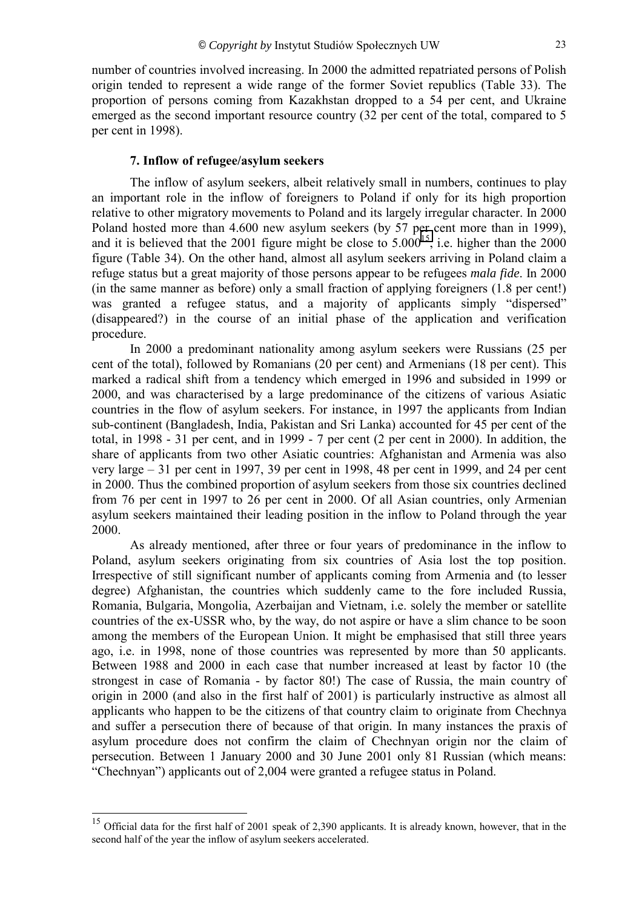number of countries involved increasing. In 2000 the admitted repatriated persons of Polish origin tended to represent a wide range of the former Soviet republics (Table 33). The proportion of persons coming from Kazakhstan dropped to a 54 per cent, and Ukraine emerged as the second important resource country (32 per cent of the total, compared to 5 per cent in 1998).

### 7. Inflow of refugee/asylum seekers

The inflow of asylum seekers, albeit relatively small in numbers, continues to play an important role in the inflow of foreigners to Poland if only for its high proportion relative to other migratory movements to Poland and its largely irregular character. In 2000 Poland hosted more than 4.600 new asylum seekers (by 57 per cent more than in 1999), and it is believed that the 2001 figure might be close to 5.000[15], i.e. higher than the 2000 figure (Table 34). On the other hand, almost all asylum seekers arriving in Poland claim a refuge status but a great majority of those persons appear to be refugees *mala fide*. In 2000 (in the same manner as before) only a small fraction of applying foreigners (1.8 per cent!) was granted a refugee status, and a majority of applicants simply "dispersed" (disappeared?) in the course of an initial phase of the application and verification procedure.

In 2000 a predominant nationality among asylum seekers were Russians (25 per cent of the total), followed by Romanians (20 per cent) and Armenians (18 per cent). This marked a radical shift from a tendency which emerged in 1996 and subsided in 1999 or 2000, and was characterised by a large predominance of the citizens of various Asiatic countries in the flow of asylum seekers. For instance, in 1997 the applicants from Indian sub-continent (Bangladesh, India, Pakistan and Sri Lanka) accounted for 45 per cent of the total, in 1998 - 31 per cent, and in 1999 - 7 per cent (2 per cent in 2000). In addition, the share of applicants from two other Asiatic countries: Afghanistan and Armenia was also very large – 31 per cent in 1997, 39 per cent in 1998, 48 per cent in 1999, and 24 per cent in 2000. Thus the combined proportion of asylum seekers from those six countries declined from 76 per cent in 1997 to 26 per cent in 2000. Of all Asian countries, only Armenian asylum seekers maintained their leading position in the inflow to Poland through the year 2000.

As already mentioned, after three or four years of predominance in the inflow to Poland, asylum seekers originating from six countries of Asia lost the top position. Irrespective of still significant number of applicants coming from Armenia and (to lesser degree) Afghanistan, the countries which suddenly came to the fore included Russia, Romania, Bulgaria, Mongolia, Azerbaijan and Vietnam, i.e. solely the member or satellite countries of the ex-USSR who, by the way, do not aspire or have a slim chance to be soon among the members of the European Union. It might be emphasised that still three years ago, i.e. in 1998, none of those countries was represented by more than 50 applicants. Between 1988 and 2000 in each case that number increased at least by factor 10 (the strongest in case of Romania - by factor 80!) The case of Russia, the main country of origin in 2000 (and also in the first half of 2001) is particularly instructive as almost all applicants who happen to be the citizens of that country claim to originate from Chechnya and suffer a persecution there of because of that origin. In many instances the praxis of asylum procedure does not confirm the claim of Chechnyan origin nor the claim of persecution. Between 1 January 2000 and 30 June 2001 only 81 Russian (which means: "Chechnyan") applicants out of 2,004 were granted a refugee status in Poland.

---

[15] Official data for the first half of 2001 speak of 2,390 applicants. It is already known, however, that in the second half of the year the inflow of asylum seekers accelerated.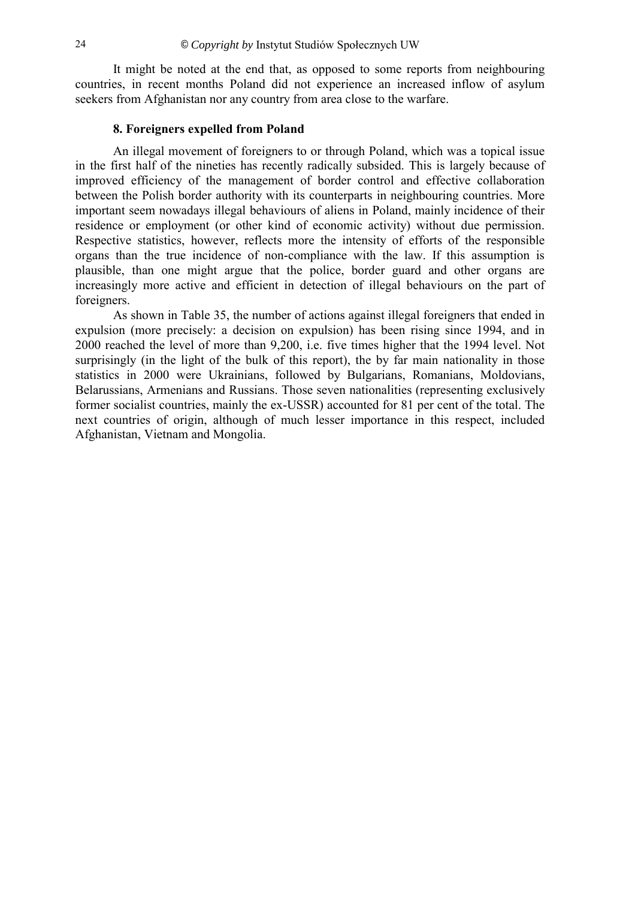It might be noted at the end that, as opposed to some reports from neighbouring countries, in recent months Poland did not experience an increased inflow of asylum seekers from Afghanistan nor any country from area close to the warfare.

### 8. Foreigners expelled from Poland

An illegal movement of foreigners to or through Poland, which was a topical issue in the first half of the nineties has recently radically subsided. This is largely because of improved efficiency of the management of border control and effective collaboration between the Polish border authority with its counterparts in neighbouring countries. More important seem nowadays illegal behaviours of aliens in Poland, mainly incidence of their residence or employment (or other kind of economic activity) without due permission. Respective statistics, however, reflects more the intensity of efforts of the responsible organs than the true incidence of non-compliance with the law. If this assumption is plausible, than one might argue that the police, border guard and other organs are increasingly more active and efficient in detection of illegal behaviours on the part of foreigners.

As shown in Table 35, the number of actions against illegal foreigners that ended in expulsion (more precisely: a decision on expulsion) has been rising since 1994, and in 2000 reached the level of more than 9,200, i.e. five times higher that the 1994 level. Not surprisingly (in the light of the bulk of this report), the by far main nationality in those statistics in 2000 were Ukrainians, followed by Bulgarians, Romanians, Moldovians, Belarussians, Armenians and Russians. Those seven nationalities (representing exclusively former socialist countries, mainly the ex-USSR) accounted for 81 per cent of the total. The next countries of origin, although of much lesser importance in this respect, included Afghanistan, Vietnam and Mongolia.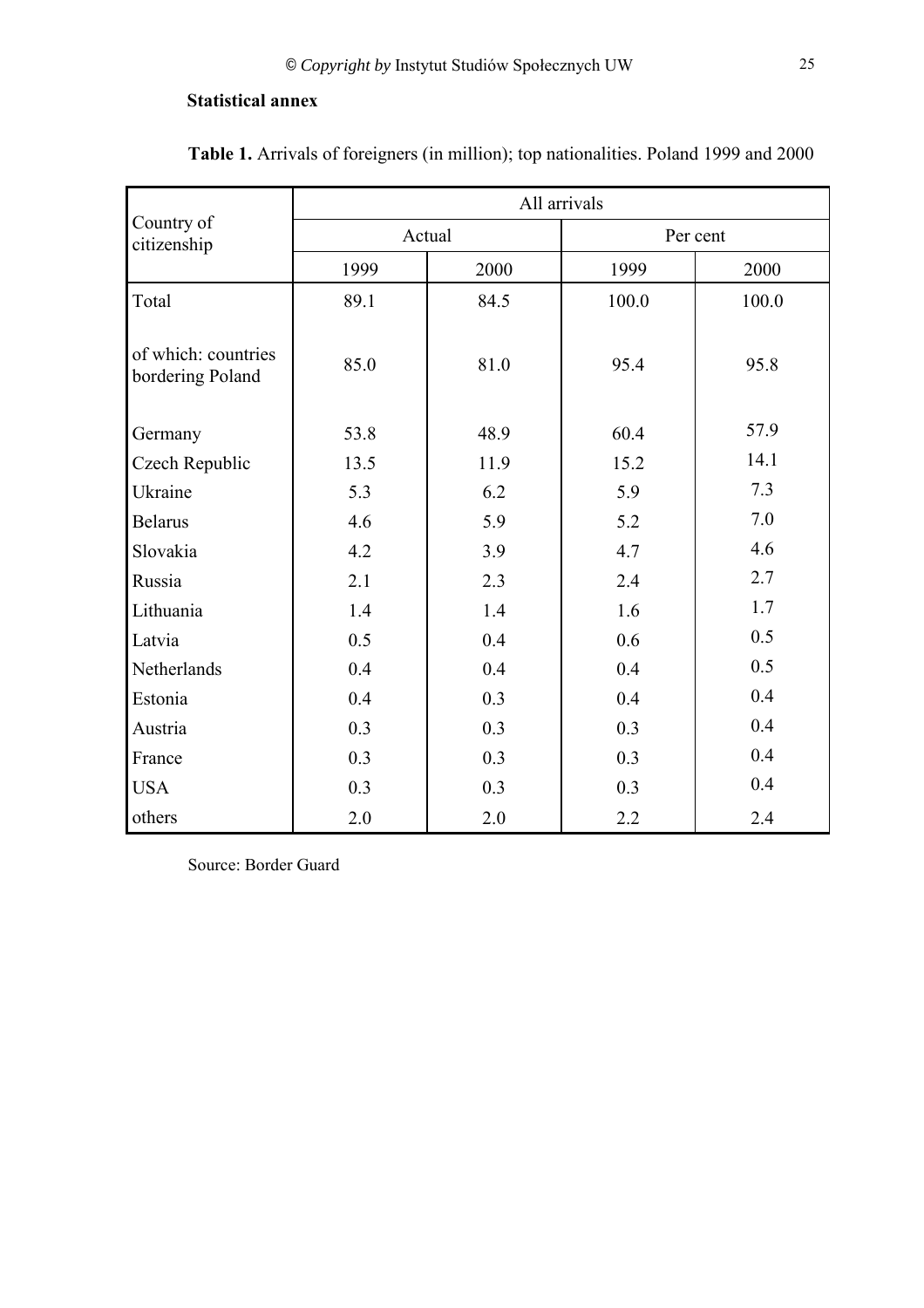**Statistical annex**

**Table 1.** Arrivals of foreigners (in million); top nationalities. Poland 1999 and 2000

| Country of citizenship | All arrivals | | | |
|---|---|---|---|---|
| | Actual | | Per cent | |
| | 1999 | 2000 | 1999 | 2000 |
| Total | 89.1 | 84.5 | 100.0 | 100.0 |
| of which: countries bordering Poland | 85.0 | 81.0 | 95.4 | 95.8 |
| Germany | 53.8 | 48.9 | 60.4 | 57.9 |
| Czech Republic | 13.5 | 11.9 | 15.2 | 14.1 |
| Ukraine | 5.3 | 6.2 | 5.9 | 7.3 |
| Belarus | 4.6 | 5.9 | 5.2 | 7.0 |
| Slovakia | 4.2 | 3.9 | 4.7 | 4.6 |
| Russia | 2.1 | 2.3 | 2.4 | 2.7 |
| Lithuania | 1.4 | 1.4 | 1.6 | 1.7 |
| Latvia | 0.5 | 0.4 | 0.6 | 0.5 |
| Netherlands | 0.4 | 0.4 | 0.4 | 0.5 |
| Estonia | 0.4 | 0.3 | 0.4 | 0.4 |
| Austria | 0.3 | 0.3 | 0.3 | 0.4 |
| France | 0.3 | 0.3 | 0.3 | 0.4 |
| USA | 0.3 | 0.3 | 0.3 | 0.4 |
| others | 2.0 | 2.0 | 2.2 | 2.4 |

Source: Border Guard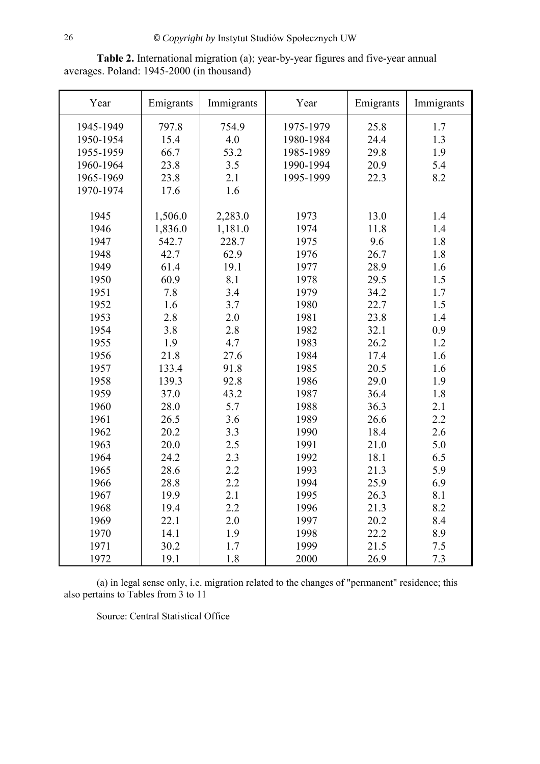**Table 2.** International migration (a); year-by-year figures and five-year annual averages. Poland: 1945-2000 (in thousand)

| Year | Emigrants | Immigrants | Year | Emigrants | Immigrants |
|---|---|---|---|---|---|
| 1945-1949 | 797.8 | 754.9 | 1975-1979 | 25.8 | 1.7 |
| 1950-1954 | 15.4 | 4.0 | 1980-1984 | 24.4 | 1.3 |
| 1955-1959 | 66.7 | 53.2 | 1985-1989 | 29.8 | 1.9 |
| 1960-1964 | 23.8 | 3.5 | 1990-1994 | 20.9 | 5.4 |
| 1965-1969 | 23.8 | 2.1 | 1995-1999 | 22.3 | 8.2 |
| 1970-1974 | 17.6 | 1.6 | | | |
| 1945 | 1,506.0 | 2,283.0 | 1973 | 13.0 | 1.4 |
| 1946 | 1,836.0 | 1,181.0 | 1974 | 11.8 | 1.4 |
| 1947 | 542.7 | 228.7 | 1975 | 9.6 | 1.8 |
| 1948 | 42.7 | 62.9 | 1976 | 26.7 | 1.8 |
| 1949 | 61.4 | 19.1 | 1977 | 28.9 | 1.6 |
| 1950 | 60.9 | 8.1 | 1978 | 29.5 | 1.5 |
| 1951 | 7.8 | 3.4 | 1979 | 34.2 | 1.7 |
| 1952 | 1.6 | 3.7 | 1980 | 22.7 | 1.5 |
| 1953 | 2.8 | 2.0 | 1981 | 23.8 | 1.4 |
| 1954 | 3.8 | 2.8 | 1982 | 32.1 | 0.9 |
| 1955 | 1.9 | 4.7 | 1983 | 26.2 | 1.2 |
| 1956 | 21.8 | 27.6 | 1984 | 17.4 | 1.6 |
| 1957 | 133.4 | 91.8 | 1985 | 20.5 | 1.6 |
| 1958 | 139.3 | 92.8 | 1986 | 29.0 | 1.9 |
| 1959 | 37.0 | 43.2 | 1987 | 36.4 | 1.8 |
| 1960 | 28.0 | 5.7 | 1988 | 36.3 | 2.1 |
| 1961 | 26.5 | 3.6 | 1989 | 26.6 | 2.2 |
| 1962 | 20.2 | 3.3 | 1990 | 18.4 | 2.6 |
| 1963 | 20.0 | 2.5 | 1991 | 21.0 | 5.0 |
| 1964 | 24.2 | 2.3 | 1992 | 18.1 | 6.5 |
| 1965 | 28.6 | 2.2 | 1993 | 21.3 | 5.9 |
| 1966 | 28.8 | 2.2 | 1994 | 25.9 | 6.9 |
| 1967 | 19.9 | 2.1 | 1995 | 26.3 | 8.1 |
| 1968 | 19.4 | 2.2 | 1996 | 21.3 | 8.2 |
| 1969 | 22.1 | 2.0 | 1997 | 20.2 | 8.4 |
| 1970 | 14.1 | 1.9 | 1998 | 22.2 | 8.9 |
| 1971 | 30.2 | 1.7 | 1999 | 21.5 | 7.5 |
| 1972 | 19.1 | 1.8 | 2000 | 26.9 | 7.3 |

(a) in legal sense only, i.e. migration related to the changes of "permanent" residence; this also pertains to Tables from 3 to 11

Source: Central Statistical Office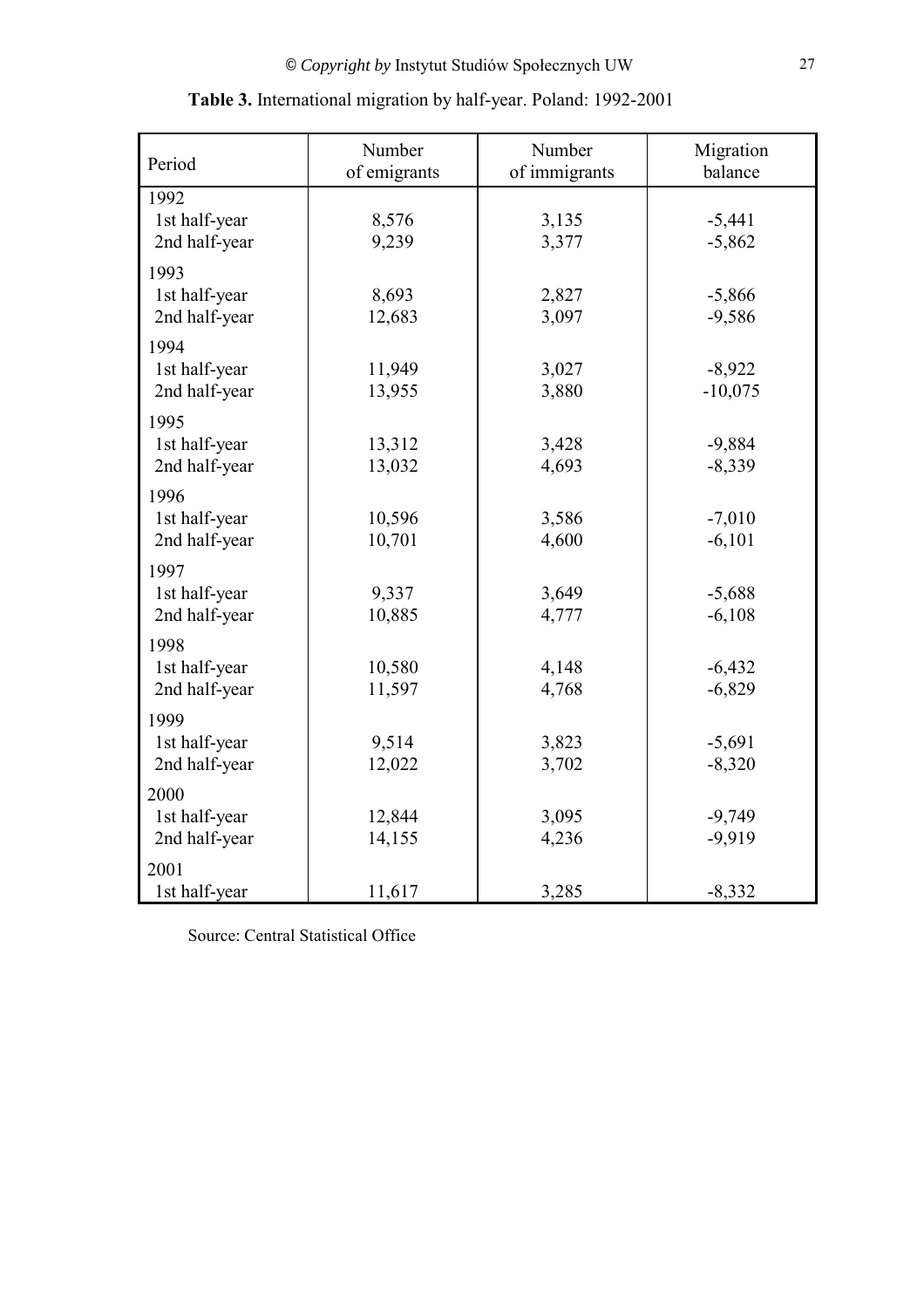**Table 3.** International migration by half-year. Poland: 1992-2001

| Period | Number of emigrants | Number of immigrants | Migration balance |
|---|---|---|---|
| 1992 | | | |
| 1st half-year | 8,576 | 3,135 | -5,441 |
| 2nd half-year | 9,239 | 3,377 | -5,862 |
| 1993 | | | |
| 1st half-year | 8,693 | 2,827 | -5,866 |
| 2nd half-year | 12,683 | 3,097 | -9,586 |
| 1994 | | | |
| 1st half-year | 11,949 | 3,027 | -8,922 |
| 2nd half-year | 13,955 | 3,880 | -10,075 |
| 1995 | | | |
| 1st half-year | 13,312 | 3,428 | -9,884 |
| 2nd half-year | 13,032 | 4,693 | -8,339 |
| 1996 | | | |
| 1st half-year | 10,596 | 3,586 | -7,010 |
| 2nd half-year | 10,701 | 4,600 | -6,101 |
| 1997 | | | |
| 1st half-year | 9,337 | 3,649 | -5,688 |
| 2nd half-year | 10,885 | 4,777 | -6,108 |
| 1998 | | | |
| 1st half-year | 10,580 | 4,148 | -6,432 |
| 2nd half-year | 11,597 | 4,768 | -6,829 |
| 1999 | | | |
| 1st half-year | 9,514 | 3,823 | -5,691 |
| 2nd half-year | 12,022 | 3,702 | -8,320 |
| 2000 | | | |
| 1st half-year | 12,844 | 3,095 | -9,749 |
| 2nd half-year | 14,155 | 4,236 | -9,919 |
| 2001 | | | |
| 1st half-year | 11,617 | 3,285 | -8,332 |

Source: Central Statistical Office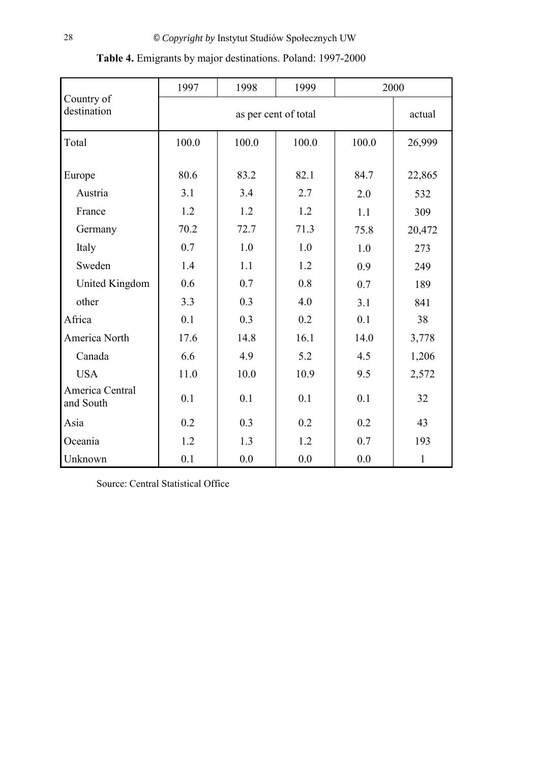**Table 4.** Emigrants by major destinations. Poland: 1997-2000

| Country of destination | 1997 | 1998 | 1999 | 2000 | |
|---|---|---|---|---|---|
| | as per cent of total | | | | actual |
| Total | 100.0 | 100.0 | 100.0 | 100.0 | 26,999 |
| Europe | 80.6 | 83.2 | 82.1 | 84.7 | 22,865 |
| Austria | 3.1 | 3.4 | 2.7 | 2.0 | 532 |
| France | 1.2 | 1.2 | 1.2 | 1.1 | 309 |
| Germany | 70.2 | 72.7 | 71.3 | 75.8 | 20,472 |
| Italy | 0.7 | 1.0 | 1.0 | 1.0 | 273 |
| Sweden | 1.4 | 1.1 | 1.2 | 0.9 | 249 |
| United Kingdom | 0.6 | 0.7 | 0.8 | 0.7 | 189 |
| other | 3.3 | 0.3 | 4.0 | 3.1 | 841 |
| Africa | 0.1 | 0.3 | 0.2 | 0.1 | 38 |
| America North | 17.6 | 14.8 | 16.1 | 14.0 | 3,778 |
| Canada | 6.6 | 4.9 | 5.2 | 4.5 | 1,206 |
| USA | 11.0 | 10.0 | 10.9 | 9.5 | 2,572 |
| America Central and South | 0.1 | 0.1 | 0.1 | 0.1 | 32 |
| Asia | 0.2 | 0.3 | 0.2 | 0.2 | 43 |
| Oceania | 1.2 | 1.3 | 1.2 | 0.7 | 193 |
| Unknown | 0.1 | 0.0 | 0.0 | 0.0 | 1 |

Source: Central Statistical Office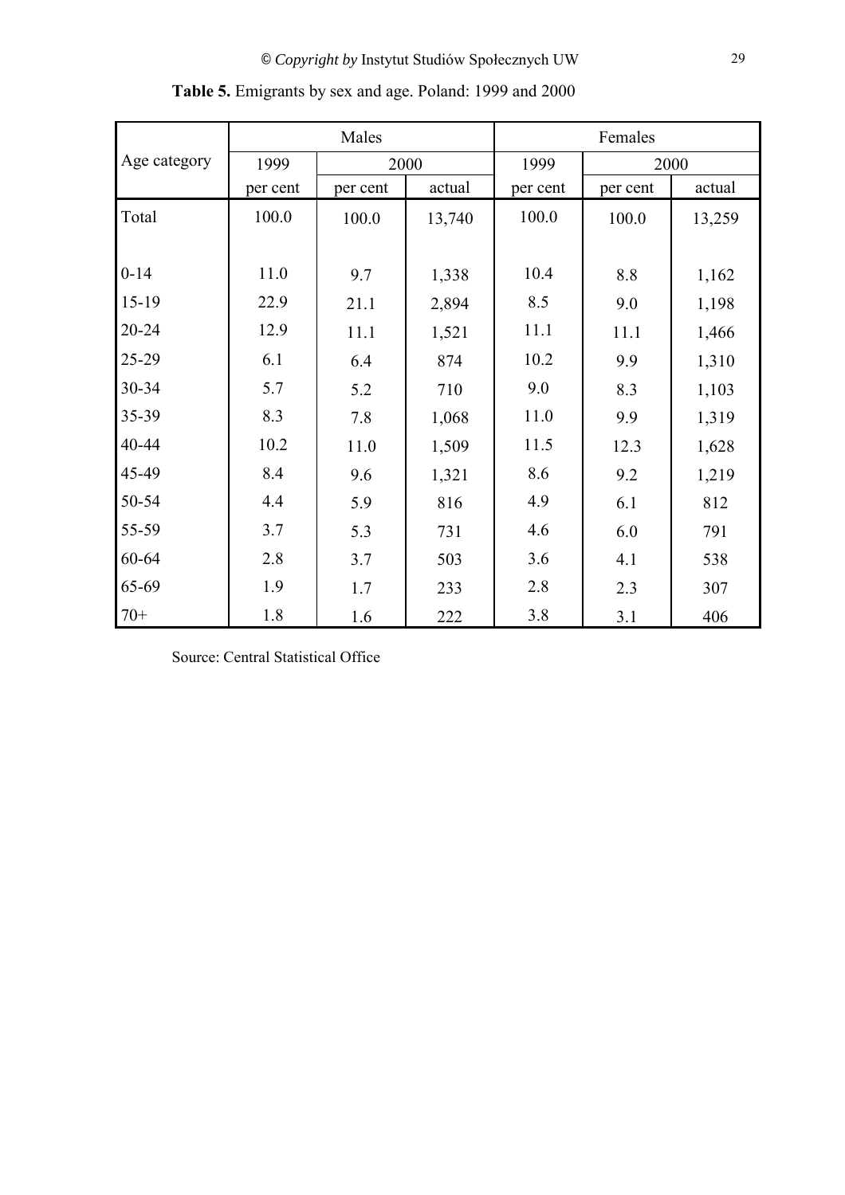**Table 5.** Emigrants by sex and age. Poland: 1999 and 2000

| Age category | Males | | | Females | | |
|---|---|---|---|---|---|---|
| | 1999 | 2000 | | 1999 | 2000 | |
| | per cent | per cent | actual | per cent | per cent | actual |
| Total | 100.0 | 100.0 | 13,740 | 100.0 | 100.0 | 13,259 |
| 0-14 | 11.0 | 9.7 | 1,338 | 10.4 | 8.8 | 1,162 |
| 15-19 | 22.9 | 21.1 | 2,894 | 8.5 | 9.0 | 1,198 |
| 20-24 | 12.9 | 11.1 | 1,521 | 11.1 | 11.1 | 1,466 |
| 25-29 | 6.1 | 6.4 | 874 | 10.2 | 9.9 | 1,310 |
| 30-34 | 5.7 | 5.2 | 710 | 9.0 | 8.3 | 1,103 |
| 35-39 | 8.3 | 7.8 | 1,068 | 11.0 | 9.9 | 1,319 |
| 40-44 | 10.2 | 11.0 | 1,509 | 11.5 | 12.3 | 1,628 |
| 45-49 | 8.4 | 9.6 | 1,321 | 8.6 | 9.2 | 1,219 |
| 50-54 | 4.4 | 5.9 | 816 | 4.9 | 6.1 | 812 |
| 55-59 | 3.7 | 5.3 | 731 | 4.6 | 6.0 | 791 |
| 60-64 | 2.8 | 3.7 | 503 | 3.6 | 4.1 | 538 |
| 65-69 | 1.9 | 1.7 | 233 | 2.8 | 2.3 | 307 |
| 70+ | 1.8 | 1.6 | 222 | 3.8 | 3.1 | 406 |

Source: Central Statistical Office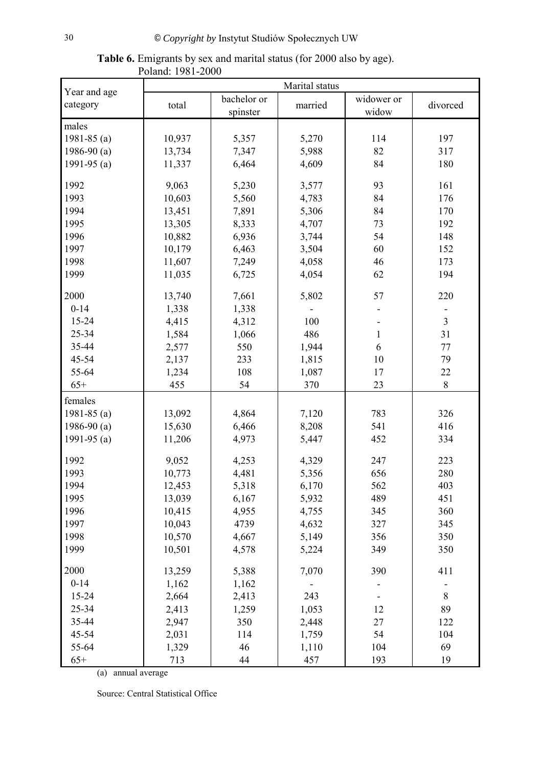**Table 6.** Emigrants by sex and marital status (for 2000 also by age). Poland: 1981-2000

| Year and age category | Marital status | | | | |
|---|---|---|---|---|---|
| | total | bachelor or spinster | married | widower or widow | divorced |
| males | | | | | |
| 1981-85 (a) | 10,937 | 5,357 | 5,270 | 114 | 197 |
| 1986-90 (a) | 13,734 | 7,347 | 5,988 | 82 | 317 |
| 1991-95 (a) | 11,337 | 6,464 | 4,609 | 84 | 180 |
| 1992 | 9,063 | 5,230 | 3,577 | 93 | 161 |
| 1993 | 10,603 | 5,560 | 4,783 | 84 | 176 |
| 1994 | 13,451 | 7,891 | 5,306 | 84 | 170 |
| 1995 | 13,305 | 8,333 | 4,707 | 73 | 192 |
| 1996 | 10,882 | 6,936 | 3,744 | 54 | 148 |
| 1997 | 10,179 | 6,463 | 3,504 | 60 | 152 |
| 1998 | 11,607 | 7,249 | 4,058 | 46 | 173 |
| 1999 | 11,035 | 6,725 | 4,054 | 62 | 194 |
| 2000 | 13,740 | 7,661 | 5,802 | 57 | 220 |
| 0-14 | 1,338 | 1,338 | - | - | - |
| 15-24 | 4,415 | 4,312 | 100 | - | 3 |
| 25-34 | 1,584 | 1,066 | 486 | 1 | 31 |
| 35-44 | 2,577 | 550 | 1,944 | 6 | 77 |
| 45-54 | 2,137 | 233 | 1,815 | 10 | 79 |
| 55-64 | 1,234 | 108 | 1,087 | 17 | 22 |
| 65+ | 455 | 54 | 370 | 23 | 8 |
| females | | | | | |
| 1981-85 (a) | 13,092 | 4,864 | 7,120 | 783 | 326 |
| 1986-90 (a) | 15,630 | 6,466 | 8,208 | 541 | 416 |
| 1991-95 (a) | 11,206 | 4,973 | 5,447 | 452 | 334 |
| 1992 | 9,052 | 4,253 | 4,329 | 247 | 223 |
| 1993 | 10,773 | 4,481 | 5,356 | 656 | 280 |
| 1994 | 12,453 | 5,318 | 6,170 | 562 | 403 |
| 1995 | 13,039 | 6,167 | 5,932 | 489 | 451 |
| 1996 | 10,415 | 4,955 | 4,755 | 345 | 360 |
| 1997 | 10,043 | 4739 | 4,632 | 327 | 345 |
| 1998 | 10,570 | 4,667 | 5,149 | 356 | 350 |
| 1999 | 10,501 | 4,578 | 5,224 | 349 | 350 |
| 2000 | 13,259 | 5,388 | 7,070 | 390 | 411 |
| 0-14 | 1,162 | 1,162 | - | - | - |
| 15-24 | 2,664 | 2,413 | 243 | - | 8 |
| 25-34 | 2,413 | 1,259 | 1,053 | 12 | 89 |
| 35-44 | 2,947 | 350 | 2,448 | 27 | 122 |
| 45-54 | 2,031 | 114 | 1,759 | 54 | 104 |
| 55-64 | 1,329 | 46 | 1,110 | 104 | 69 |
| 65+ | 713 | 44 | 457 | 193 | 19 |

(a) annual average

Source: Central Statistical Office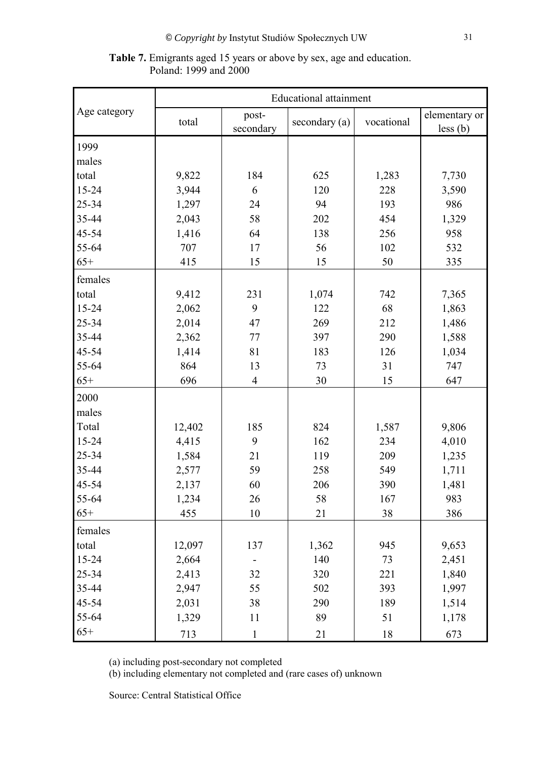**Table 7.** Emigrants aged 15 years or above by sex, age and education.
Poland: 1999 and 2000

| Age category | Educational attainment | | | | |
|---|---|---|---|---|---|
| | total | post-secondary | secondary (a) | vocational | elementary or less (b) |
| 1999 | | | | | |
| males | | | | | |
| total | 9,822 | 184 | 625 | 1,283 | 7,730 |
| 15-24 | 3,944 | 6 | 120 | 228 | 3,590 |
| 25-34 | 1,297 | 24 | 94 | 193 | 986 |
| 35-44 | 2,043 | 58 | 202 | 454 | 1,329 |
| 45-54 | 1,416 | 64 | 138 | 256 | 958 |
| 55-64 | 707 | 17 | 56 | 102 | 532 |
| 65+ | 415 | 15 | 15 | 50 | 335 |
| females | | | | | |
| total | 9,412 | 231 | 1,074 | 742 | 7,365 |
| 15-24 | 2,062 | 9 | 122 | 68 | 1,863 |
| 25-34 | 2,014 | 47 | 269 | 212 | 1,486 |
| 35-44 | 2,362 | 77 | 397 | 290 | 1,588 |
| 45-54 | 1,414 | 81 | 183 | 126 | 1,034 |
| 55-64 | 864 | 13 | 73 | 31 | 747 |
| 65+ | 696 | 4 | 30 | 15 | 647 |
| 2000 | | | | | |
| males | | | | | |
| Total | 12,402 | 185 | 824 | 1,587 | 9,806 |
| 15-24 | 4,415 | 9 | 162 | 234 | 4,010 |
| 25-34 | 1,584 | 21 | 119 | 209 | 1,235 |
| 35-44 | 2,577 | 59 | 258 | 549 | 1,711 |
| 45-54 | 2,137 | 60 | 206 | 390 | 1,481 |
| 55-64 | 1,234 | 26 | 58 | 167 | 983 |
| 65+ | 455 | 10 | 21 | 38 | 386 |
| females | | | | | |
| total | 12,097 | 137 | 1,362 | 945 | 9,653 |
| 15-24 | 2,664 | - | 140 | 73 | 2,451 |
| 25-34 | 2,413 | 32 | 320 | 221 | 1,840 |
| 35-44 | 2,947 | 55 | 502 | 393 | 1,997 |
| 45-54 | 2,031 | 38 | 290 | 189 | 1,514 |
| 55-64 | 1,329 | 11 | 89 | 51 | 1,178 |
| 65+ | 713 | 1 | 21 | 18 | 673 |

(a) including post-secondary not completed
(b) including elementary not completed and (rare cases of) unknown

Source: Central Statistical Office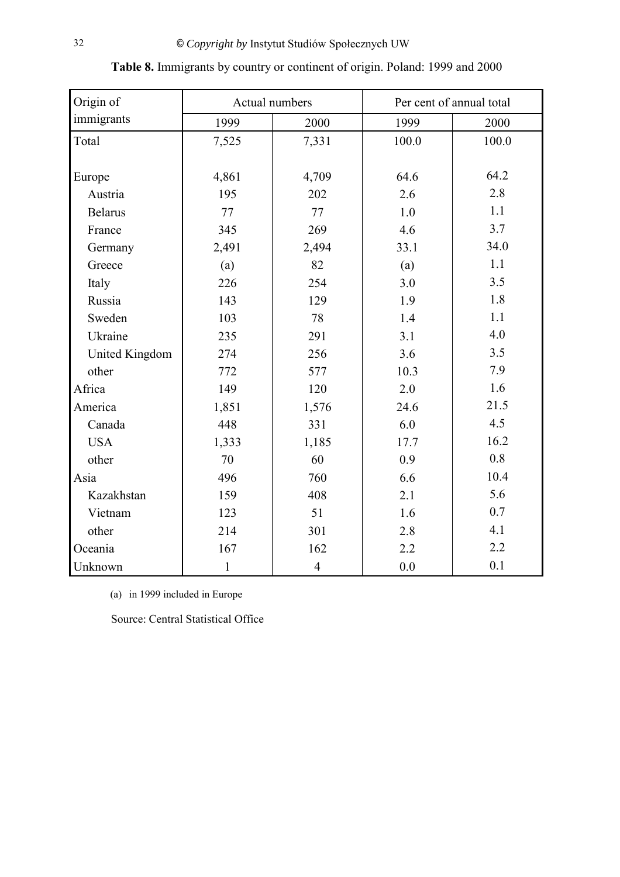**Table 8.** Immigrants by country or continent of origin. Poland: 1999 and 2000

| Origin of immigrants | Actual numbers | | Per cent of annual total | |
|---|---|---|---|---|
| | 1999 | 2000 | 1999 | 2000 |
| Total | 7,525 | 7,331 | 100.0 | 100.0 |
| | | | | |
| Europe | 4,861 | 4,709 | 64.6 | 64.2 |
| Austria | 195 | 202 | 2.6 | 2.8 |
| Belarus | 77 | 77 | 1.0 | 1.1 |
| France | 345 | 269 | 4.6 | 3.7 |
| Germany | 2,491 | 2,494 | 33.1 | 34.0 |
| Greece | (a) | 82 | (a) | 1.1 |
| Italy | 226 | 254 | 3.0 | 3.5 |
| Russia | 143 | 129 | 1.9 | 1.8 |
| Sweden | 103 | 78 | 1.4 | 1.1 |
| Ukraine | 235 | 291 | 3.1 | 4.0 |
| United Kingdom | 274 | 256 | 3.6 | 3.5 |
| other | 772 | 577 | 10.3 | 7.9 |
| Africa | 149 | 120 | 2.0 | 1.6 |
| America | 1,851 | 1,576 | 24.6 | 21.5 |
| Canada | 448 | 331 | 6.0 | 4.5 |
| USA | 1,333 | 1,185 | 17.7 | 16.2 |
| other | 70 | 60 | 0.9 | 0.8 |
| Asia | 496 | 760 | 6.6 | 10.4 |
| Kazakhstan | 159 | 408 | 2.1 | 5.6 |
| Vietnam | 123 | 51 | 1.6 | 0.7 |
| other | 214 | 301 | 2.8 | 4.1 |
| Oceania | 167 | 162 | 2.2 | 2.2 |
| Unknown | 1 | 4 | 0.0 | 0.1 |

(a) in 1999 included in Europe

Source: Central Statistical Office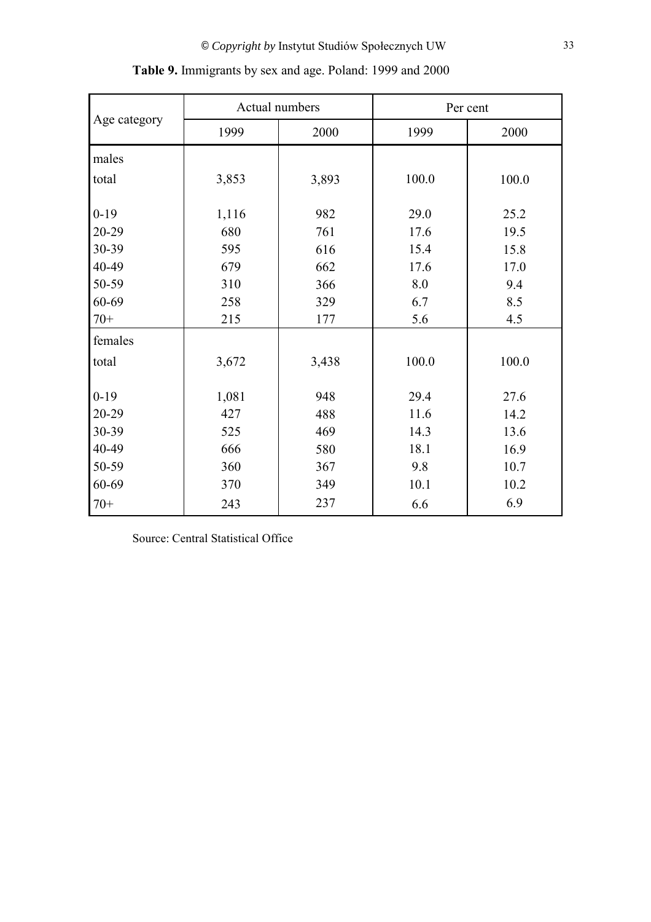**Table 9.** Immigrants by sex and age. Poland: 1999 and 2000

| Age category | Actual numbers | | Per cent | |
|---|---|---|---|---|
| | 1999 | 2000 | 1999 | 2000 |
| males | | | | |
| total | 3,853 | 3,893 | 100.0 | 100.0 |
| 0-19 | 1,116 | 982 | 29.0 | 25.2 |
| 20-29 | 680 | 761 | 17.6 | 19.5 |
| 30-39 | 595 | 616 | 15.4 | 15.8 |
| 40-49 | 679 | 662 | 17.6 | 17.0 |
| 50-59 | 310 | 366 | 8.0 | 9.4 |
| 60-69 | 258 | 329 | 6.7 | 8.5 |
| 70+ | 215 | 177 | 5.6 | 4.5 |
| females | | | | |
| total | 3,672 | 3,438 | 100.0 | 100.0 |
| 0-19 | 1,081 | 948 | 29.4 | 27.6 |
| 20-29 | 427 | 488 | 11.6 | 14.2 |
| 30-39 | 525 | 469 | 14.3 | 13.6 |
| 40-49 | 666 | 580 | 18.1 | 16.9 |
| 50-59 | 360 | 367 | 9.8 | 10.7 |
| 60-69 | 370 | 349 | 10.1 | 10.2 |
| 70+ | 243 | 237 | 6.6 | 6.9 |

Source: Central Statistical Office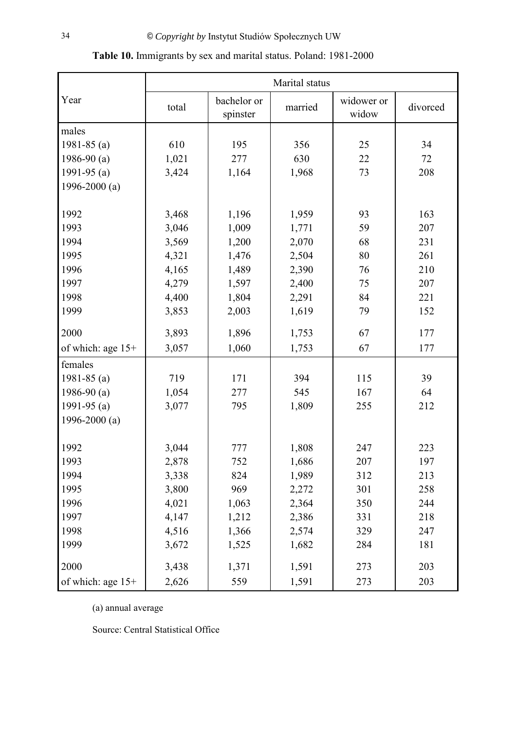**Table 10.** Immigrants by sex and marital status. Poland: 1981-2000

| Year | Marital status | | | | |
|---|---|---|---|---|---|
| | total | bachelor or spinster | married | widower or widow | divorced |
| males | | | | | |
| 1981-85 (a) | 610 | 195 | 356 | 25 | 34 |
| 1986-90 (a) | 1,021 | 277 | 630 | 22 | 72 |
| 1991-95 (a) | 3,424 | 1,164 | 1,968 | 73 | 208 |
| 1996-2000 (a) | | | | | |
| 1992 | 3,468 | 1,196 | 1,959 | 93 | 163 |
| 1993 | 3,046 | 1,009 | 1,771 | 59 | 207 |
| 1994 | 3,569 | 1,200 | 2,070 | 68 | 231 |
| 1995 | 4,321 | 1,476 | 2,504 | 80 | 261 |
| 1996 | 4,165 | 1,489 | 2,390 | 76 | 210 |
| 1997 | 4,279 | 1,597 | 2,400 | 75 | 207 |
| 1998 | 4,400 | 1,804 | 2,291 | 84 | 221 |
| 1999 | 3,853 | 2,003 | 1,619 | 79 | 152 |
| 2000 | 3,893 | 1,896 | 1,753 | 67 | 177 |
| of which: age 15+ | 3,057 | 1,060 | 1,753 | 67 | 177 |
| females | | | | | |
| 1981-85 (a) | 719 | 171 | 394 | 115 | 39 |
| 1986-90 (a) | 1,054 | 277 | 545 | 167 | 64 |
| 1991-95 (a) | 3,077 | 795 | 1,809 | 255 | 212 |
| 1996-2000 (a) | | | | | |
| 1992 | 3,044 | 777 | 1,808 | 247 | 223 |
| 1993 | 2,878 | 752 | 1,686 | 207 | 197 |
| 1994 | 3,338 | 824 | 1,989 | 312 | 213 |
| 1995 | 3,800 | 969 | 2,272 | 301 | 258 |
| 1996 | 4,021 | 1,063 | 2,364 | 350 | 244 |
| 1997 | 4,147 | 1,212 | 2,386 | 331 | 218 |
| 1998 | 4,516 | 1,366 | 2,574 | 329 | 247 |
| 1999 | 3,672 | 1,525 | 1,682 | 284 | 181 |
| 2000 | 3,438 | 1,371 | 1,591 | 273 | 203 |
| of which: age 15+ | 2,626 | 559 | 1,591 | 273 | 203 |

(a) annual average

Source: Central Statistical Office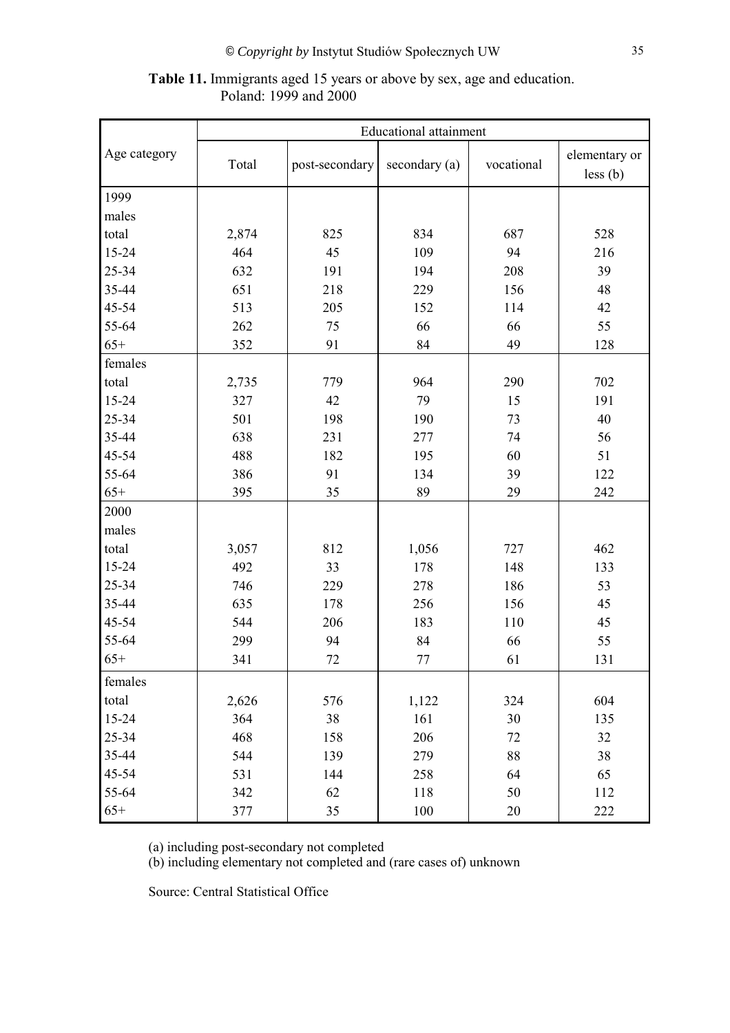**Table 11.** Immigrants aged 15 years or above by sex, age and education.
Poland: 1999 and 2000

| Age category | Educational attainment | | | | |
|---|---|---|---|---|---|
| | Total | post-secondary | secondary (a) | vocational | elementary or less (b) |
| 1999 | | | | | |
| males | | | | | |
| total | 2,874 | 825 | 834 | 687 | 528 |
| 15-24 | 464 | 45 | 109 | 94 | 216 |
| 25-34 | 632 | 191 | 194 | 208 | 39 |
| 35-44 | 651 | 218 | 229 | 156 | 48 |
| 45-54 | 513 | 205 | 152 | 114 | 42 |
| 55-64 | 262 | 75 | 66 | 66 | 55 |
| 65+ | 352 | 91 | 84 | 49 | 128 |
| females | | | | | |
| total | 2,735 | 779 | 964 | 290 | 702 |
| 15-24 | 327 | 42 | 79 | 15 | 191 |
| 25-34 | 501 | 198 | 190 | 73 | 40 |
| 35-44 | 638 | 231 | 277 | 74 | 56 |
| 45-54 | 488 | 182 | 195 | 60 | 51 |
| 55-64 | 386 | 91 | 134 | 39 | 122 |
| 65+ | 395 | 35 | 89 | 29 | 242 |
| 2000 | | | | | |
| males | | | | | |
| total | 3,057 | 812 | 1,056 | 727 | 462 |
| 15-24 | 492 | 33 | 178 | 148 | 133 |
| 25-34 | 746 | 229 | 278 | 186 | 53 |
| 35-44 | 635 | 178 | 256 | 156 | 45 |
| 45-54 | 544 | 206 | 183 | 110 | 45 |
| 55-64 | 299 | 94 | 84 | 66 | 55 |
| 65+ | 341 | 72 | 77 | 61 | 131 |
| females | | | | | |
| total | 2,626 | 576 | 1,122 | 324 | 604 |
| 15-24 | 364 | 38 | 161 | 30 | 135 |
| 25-34 | 468 | 158 | 206 | 72 | 32 |
| 35-44 | 544 | 139 | 279 | 88 | 38 |
| 45-54 | 531 | 144 | 258 | 64 | 65 |
| 55-64 | 342 | 62 | 118 | 50 | 112 |
| 65+ | 377 | 35 | 100 | 20 | 222 |

(a) including post-secondary not completed
(b) including elementary not completed and (rare cases of) unknown

Source: Central Statistical Office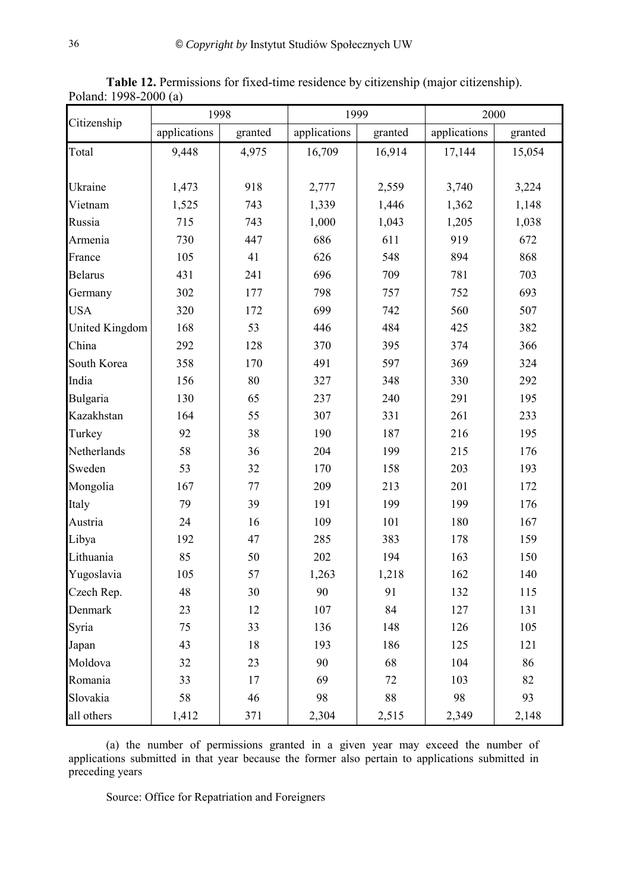**Table 12.** Permissions for fixed-time residence by citizenship (major citizenship). Poland: 1998-2000 (a)

| Citizenship | 1998 | | 1999 | | 2000 | |
|---|---|---|---|---|---|---|
| | applications | granted | applications | granted | applications | granted |
| Total | 9,448 | 4,975 | 16,709 | 16,914 | 17,144 | 15,054 |
| Ukraine | 1,473 | 918 | 2,777 | 2,559 | 3,740 | 3,224 |
| Vietnam | 1,525 | 743 | 1,339 | 1,446 | 1,362 | 1,148 |
| Russia | 715 | 743 | 1,000 | 1,043 | 1,205 | 1,038 |
| Armenia | 730 | 447 | 686 | 611 | 919 | 672 |
| France | 105 | 41 | 626 | 548 | 894 | 868 |
| Belarus | 431 | 241 | 696 | 709 | 781 | 703 |
| Germany | 302 | 177 | 798 | 757 | 752 | 693 |
| USA | 320 | 172 | 699 | 742 | 560 | 507 |
| United Kingdom | 168 | 53 | 446 | 484 | 425 | 382 |
| China | 292 | 128 | 370 | 395 | 374 | 366 |
| South Korea | 358 | 170 | 491 | 597 | 369 | 324 |
| India | 156 | 80 | 327 | 348 | 330 | 292 |
| Bulgaria | 130 | 65 | 237 | 240 | 291 | 195 |
| Kazakhstan | 164 | 55 | 307 | 331 | 261 | 233 |
| Turkey | 92 | 38 | 190 | 187 | 216 | 195 |
| Netherlands | 58 | 36 | 204 | 199 | 215 | 176 |
| Sweden | 53 | 32 | 170 | 158 | 203 | 193 |
| Mongolia | 167 | 77 | 209 | 213 | 201 | 172 |
| Italy | 79 | 39 | 191 | 199 | 199 | 176 |
| Austria | 24 | 16 | 109 | 101 | 180 | 167 |
| Libya | 192 | 47 | 285 | 383 | 178 | 159 |
| Lithuania | 85 | 50 | 202 | 194 | 163 | 150 |
| Yugoslavia | 105 | 57 | 1,263 | 1,218 | 162 | 140 |
| Czech Rep. | 48 | 30 | 90 | 91 | 132 | 115 |
| Denmark | 23 | 12 | 107 | 84 | 127 | 131 |
| Syria | 75 | 33 | 136 | 148 | 126 | 105 |
| Japan | 43 | 18 | 193 | 186 | 125 | 121 |
| Moldova | 32 | 23 | 90 | 68 | 104 | 86 |
| Romania | 33 | 17 | 69 | 72 | 103 | 82 |
| Slovakia | 58 | 46 | 98 | 88 | 98 | 93 |
| all others | 1,412 | 371 | 2,304 | 2,515 | 2,349 | 2,148 |

(a) the number of permissions granted in a given year may exceed the number of applications submitted in that year because the former also pertain to applications submitted in preceding years

Source: Office for Repatriation and Foreigners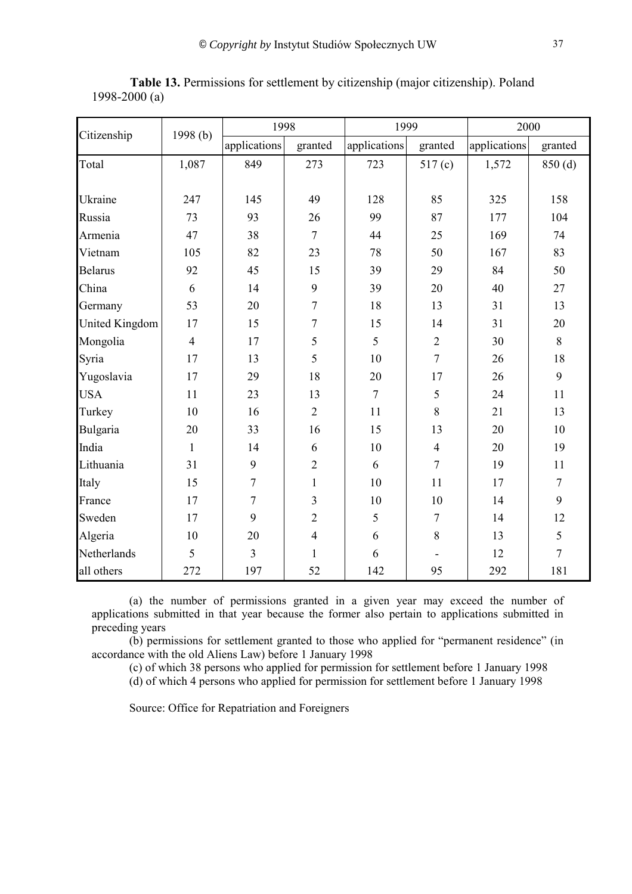**Table 13.** Permissions for settlement by citizenship (major citizenship). Poland 1998-2000 (a)

| Citizenship | 1998 (b) | 1998 | | 1999 | | 2000 | |
|---|---|---|---|---|---|---|---|
| | | applications | granted | applications | granted | applications | granted |
| Total | 1,087 | 849 | 273 | 723 | 517 (c) | 1,572 | 850 (d) |
| Ukraine | 247 | 145 | 49 | 128 | 85 | 325 | 158 |
| Russia | 73 | 93 | 26 | 99 | 87 | 177 | 104 |
| Armenia | 47 | 38 | 7 | 44 | 25 | 169 | 74 |
| Vietnam | 105 | 82 | 23 | 78 | 50 | 167 | 83 |
| Belarus | 92 | 45 | 15 | 39 | 29 | 84 | 50 |
| China | 6 | 14 | 9 | 39 | 20 | 40 | 27 |
| Germany | 53 | 20 | 7 | 18 | 13 | 31 | 13 |
| United Kingdom | 17 | 15 | 7 | 15 | 14 | 31 | 20 |
| Mongolia | 4 | 17 | 5 | 5 | 2 | 30 | 8 |
| Syria | 17 | 13 | 5 | 10 | 7 | 26 | 18 |
| Yugoslavia | 17 | 29 | 18 | 20 | 17 | 26 | 9 |
| USA | 11 | 23 | 13 | 7 | 5 | 24 | 11 |
| Turkey | 10 | 16 | 2 | 11 | 8 | 21 | 13 |
| Bulgaria | 20 | 33 | 16 | 15 | 13 | 20 | 10 |
| India | 1 | 14 | 6 | 10 | 4 | 20 | 19 |
| Lithuania | 31 | 9 | 2 | 6 | 7 | 19 | 11 |
| Italy | 15 | 7 | 1 | 10 | 11 | 17 | 7 |
| France | 17 | 7 | 3 | 10 | 10 | 14 | 9 |
| Sweden | 17 | 9 | 2 | 5 | 7 | 14 | 12 |
| Algeria | 10 | 20 | 4 | 6 | 8 | 13 | 5 |
| Netherlands | 5 | 3 | 1 | 6 | - | 12 | 7 |
| all others | 272 | 197 | 52 | 142 | 95 | 292 | 181 |

(a) the number of permissions granted in a given year may exceed the number of applications submitted in that year because the former also pertain to applications submitted in preceding years

(b) permissions for settlement granted to those who applied for "permanent residence" (in accordance with the old Aliens Law) before 1 January 1998

(c) of which 38 persons who applied for permission for settlement before 1 January 1998

(d) of which 4 persons who applied for permission for settlement before 1 January 1998

Source: Office for Repatriation and Foreigners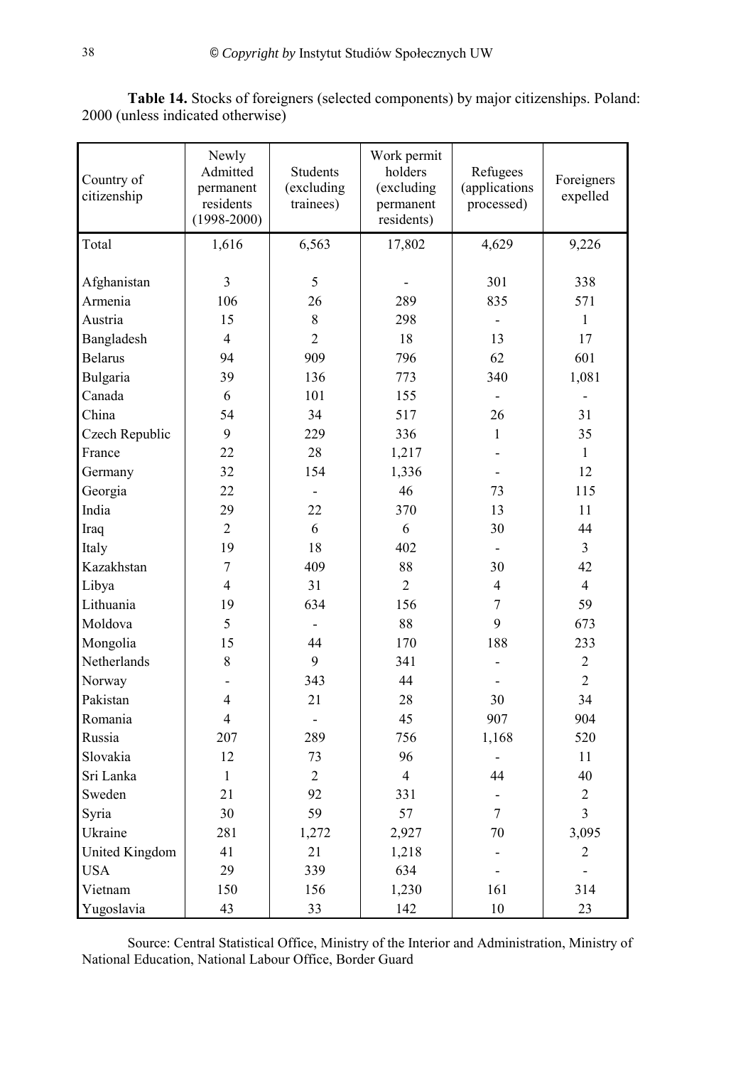**Table 14.** Stocks of foreigners (selected components) by major citizenships. Poland: 2000 (unless indicated otherwise)

| Country of citizenship | Newly Admitted permanent residents (1998-2000) | Students (excluding trainees) | Work permit holders (excluding permanent residents) | Refugees (applications processed) | Foreigners expelled |
|---|---|---|---|---|---|
| Total | 1,616 | 6,563 | 17,802 | 4,629 | 9,226 |
| Afghanistan | 3 | 5 | - | 301 | 338 |
| Armenia | 106 | 26 | 289 | 835 | 571 |
| Austria | 15 | 8 | 298 | - | 1 |
| Bangladesh | 4 | 2 | 18 | 13 | 17 |
| Belarus | 94 | 909 | 796 | 62 | 601 |
| Bulgaria | 39 | 136 | 773 | 340 | 1,081 |
| Canada | 6 | 101 | 155 | - | - |
| China | 54 | 34 | 517 | 26 | 31 |
| Czech Republic | 9 | 229 | 336 | 1 | 35 |
| France | 22 | 28 | 1,217 | - | 1 |
| Germany | 32 | 154 | 1,336 | - | 12 |
| Georgia | 22 | - | 46 | 73 | 115 |
| India | 29 | 22 | 370 | 13 | 11 |
| Iraq | 2 | 6 | 6 | 30 | 44 |
| Italy | 19 | 18 | 402 | - | 3 |
| Kazakhstan | 7 | 409 | 88 | 30 | 42 |
| Libya | 4 | 31 | 2 | 4 | 4 |
| Lithuania | 19 | 634 | 156 | 7 | 59 |
| Moldova | 5 | - | 88 | 9 | 673 |
| Mongolia | 15 | 44 | 170 | 188 | 233 |
| Netherlands | 8 | 9 | 341 | - | 2 |
| Norway | - | 343 | 44 | - | 2 |
| Pakistan | 4 | 21 | 28 | 30 | 34 |
| Romania | 4 | - | 45 | 907 | 904 |
| Russia | 207 | 289 | 756 | 1,168 | 520 |
| Slovakia | 12 | 73 | 96 | - | 11 |
| Sri Lanka | 1 | 2 | 4 | 44 | 40 |
| Sweden | 21 | 92 | 331 | - | 2 |
| Syria | 30 | 59 | 57 | 7 | 3 |
| Ukraine | 281 | 1,272 | 2,927 | 70 | 3,095 |
| United Kingdom | 41 | 21 | 1,218 | - | 2 |
| USA | 29 | 339 | 634 | - | - |
| Vietnam | 150 | 156 | 1,230 | 161 | 314 |
| Yugoslavia | 43 | 33 | 142 | 10 | 23 |

Source: Central Statistical Office, Ministry of the Interior and Administration, Ministry of National Education, National Labour Office, Border Guard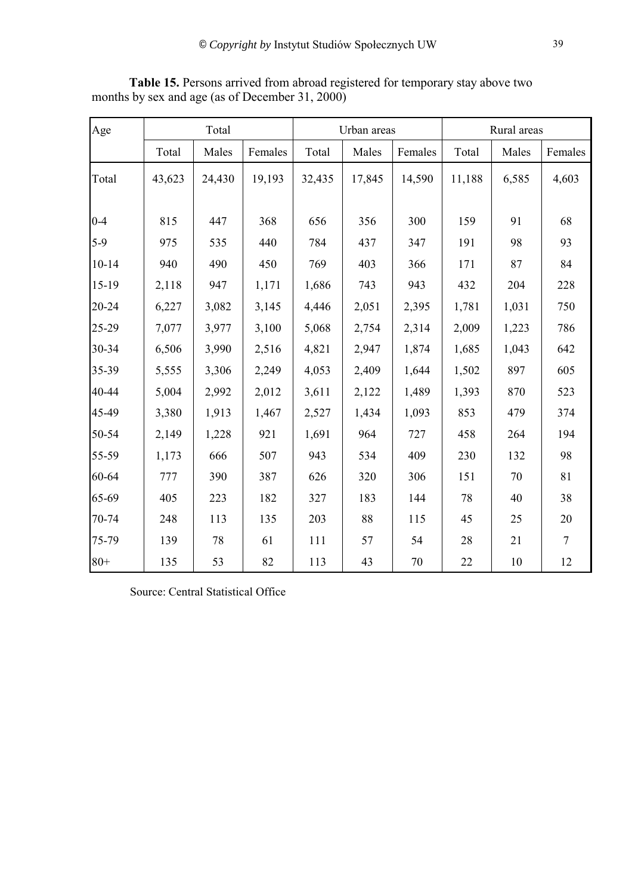**Table 15.** Persons arrived from abroad registered for temporary stay above two months by sex and age (as of December 31, 2000)

| Age | Total | | | Urban areas | | | Rural areas | | |
|---|---|---|---|---|---|---|---|---|---|
| | Total | Males | Females | Total | Males | Females | Total | Males | Females |
| Total | 43,623 | 24,430 | 19,193 | 32,435 | 17,845 | 14,590 | 11,188 | 6,585 | 4,603 |
| 0-4 | 815 | 447 | 368 | 656 | 356 | 300 | 159 | 91 | 68 |
| 5-9 | 975 | 535 | 440 | 784 | 437 | 347 | 191 | 98 | 93 |
| 10-14 | 940 | 490 | 450 | 769 | 403 | 366 | 171 | 87 | 84 |
| 15-19 | 2,118 | 947 | 1,171 | 1,686 | 743 | 943 | 432 | 204 | 228 |
| 20-24 | 6,227 | 3,082 | 3,145 | 4,446 | 2,051 | 2,395 | 1,781 | 1,031 | 750 |
| 25-29 | 7,077 | 3,977 | 3,100 | 5,068 | 2,754 | 2,314 | 2,009 | 1,223 | 786 |
| 30-34 | 6,506 | 3,990 | 2,516 | 4,821 | 2,947 | 1,874 | 1,685 | 1,043 | 642 |
| 35-39 | 5,555 | 3,306 | 2,249 | 4,053 | 2,409 | 1,644 | 1,502 | 897 | 605 |
| 40-44 | 5,004 | 2,992 | 2,012 | 3,611 | 2,122 | 1,489 | 1,393 | 870 | 523 |
| 45-49 | 3,380 | 1,913 | 1,467 | 2,527 | 1,434 | 1,093 | 853 | 479 | 374 |
| 50-54 | 2,149 | 1,228 | 921 | 1,691 | 964 | 727 | 458 | 264 | 194 |
| 55-59 | 1,173 | 666 | 507 | 943 | 534 | 409 | 230 | 132 | 98 |
| 60-64 | 777 | 390 | 387 | 626 | 320 | 306 | 151 | 70 | 81 |
| 65-69 | 405 | 223 | 182 | 327 | 183 | 144 | 78 | 40 | 38 |
| 70-74 | 248 | 113 | 135 | 203 | 88 | 115 | 45 | 25 | 20 |
| 75-79 | 139 | 78 | 61 | 111 | 57 | 54 | 28 | 21 | 7 |
| 80+ | 135 | 53 | 82 | 113 | 43 | 70 | 22 | 10 | 12 |

Source: Central Statistical Office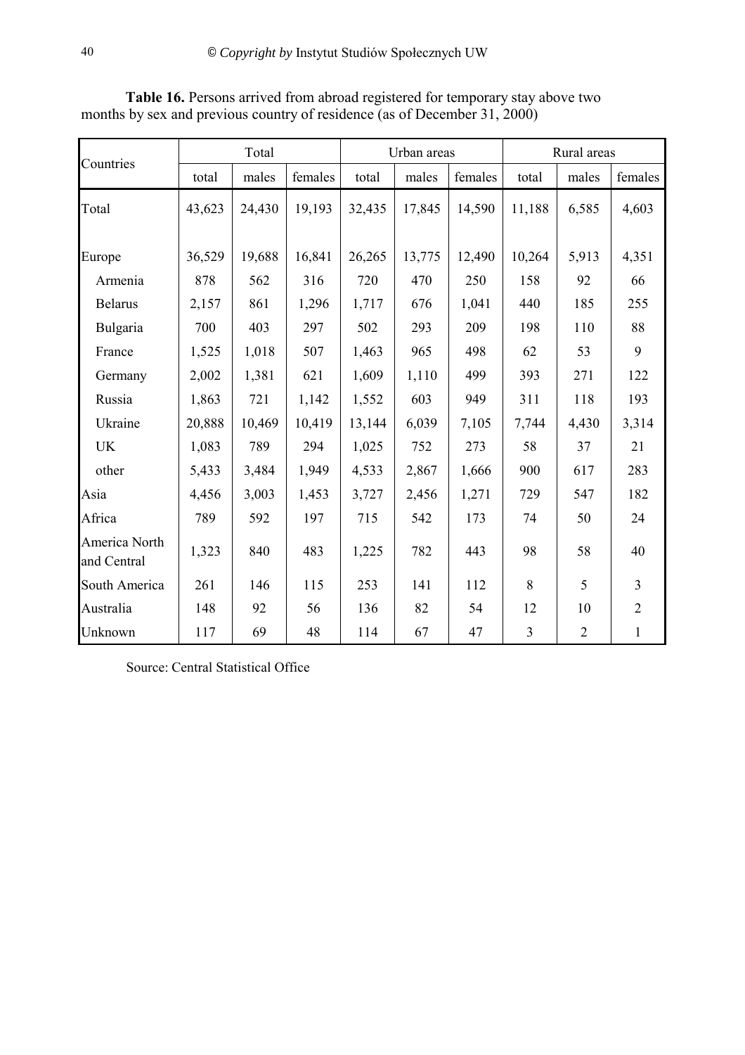**Table 16.** Persons arrived from abroad registered for temporary stay above two months by sex and previous country of residence (as of December 31, 2000)

| Countries | Total | | | Urban areas | | | Rural areas | | |
|---|---|---|---|---|---|---|---|---|---|
| | total | males | females | total | males | females | total | males | females |
| Total | 43,623 | 24,430 | 19,193 | 32,435 | 17,845 | 14,590 | 11,188 | 6,585 | 4,603 |
| Europe | 36,529 | 19,688 | 16,841 | 26,265 | 13,775 | 12,490 | 10,264 | 5,913 | 4,351 |
| Armenia | 878 | 562 | 316 | 720 | 470 | 250 | 158 | 92 | 66 |
| Belarus | 2,157 | 861 | 1,296 | 1,717 | 676 | 1,041 | 440 | 185 | 255 |
| Bulgaria | 700 | 403 | 297 | 502 | 293 | 209 | 198 | 110 | 88 |
| France | 1,525 | 1,018 | 507 | 1,463 | 965 | 498 | 62 | 53 | 9 |
| Germany | 2,002 | 1,381 | 621 | 1,609 | 1,110 | 499 | 393 | 271 | 122 |
| Russia | 1,863 | 721 | 1,142 | 1,552 | 603 | 949 | 311 | 118 | 193 |
| Ukraine | 20,888 | 10,469 | 10,419 | 13,144 | 6,039 | 7,105 | 7,744 | 4,430 | 3,314 |
| UK | 1,083 | 789 | 294 | 1,025 | 752 | 273 | 58 | 37 | 21 |
| other | 5,433 | 3,484 | 1,949 | 4,533 | 2,867 | 1,666 | 900 | 617 | 283 |
| Asia | 4,456 | 3,003 | 1,453 | 3,727 | 2,456 | 1,271 | 729 | 547 | 182 |
| Africa | 789 | 592 | 197 | 715 | 542 | 173 | 74 | 50 | 24 |
| America North and Central | 1,323 | 840 | 483 | 1,225 | 782 | 443 | 98 | 58 | 40 |
| South America | 261 | 146 | 115 | 253 | 141 | 112 | 8 | 5 | 3 |
| Australia | 148 | 92 | 56 | 136 | 82 | 54 | 12 | 10 | 2 |
| Unknown | 117 | 69 | 48 | 114 | 67 | 47 | 3 | 2 | 1 |

Source: Central Statistical Office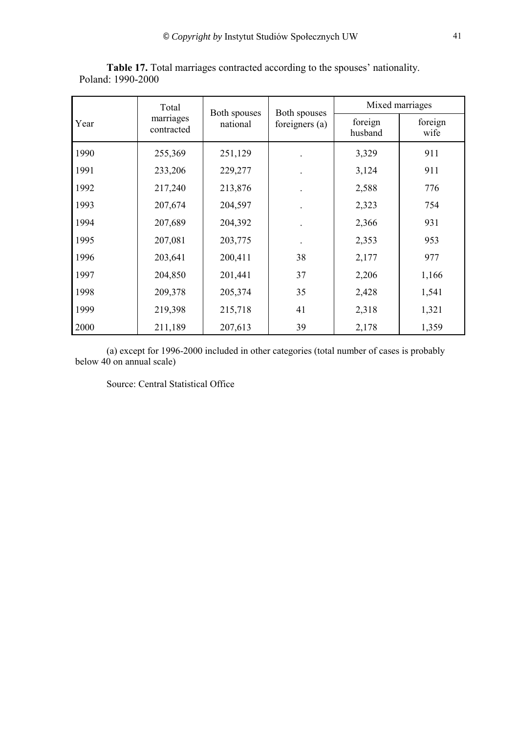**Table 17.** Total marriages contracted according to the spouses' nationality. Poland: 1990-2000

| Year | Total marriages contracted | Both spouses national | Both spouses foreigners (a) | Mixed marriages | |
|---|---|---|---|---|---|
| | | | | foreign husband | foreign wife |
| 1990 | 255,369 | 251,129 | . | 3,329 | 911 |
| 1991 | 233,206 | 229,277 | . | 3,124 | 911 |
| 1992 | 217,240 | 213,876 | . | 2,588 | 776 |
| 1993 | 207,674 | 204,597 | . | 2,323 | 754 |
| 1994 | 207,689 | 204,392 | . | 2,366 | 931 |
| 1995 | 207,081 | 203,775 | . | 2,353 | 953 |
| 1996 | 203,641 | 200,411 | 38 | 2,177 | 977 |
| 1997 | 204,850 | 201,441 | 37 | 2,206 | 1,166 |
| 1998 | 209,378 | 205,374 | 35 | 2,428 | 1,541 |
| 1999 | 219,398 | 215,718 | 41 | 2,318 | 1,321 |
| 2000 | 211,189 | 207,613 | 39 | 2,178 | 1,359 |

(a) except for 1996-2000 included in other categories (total number of cases is probably below 40 on annual scale)

Source: Central Statistical Office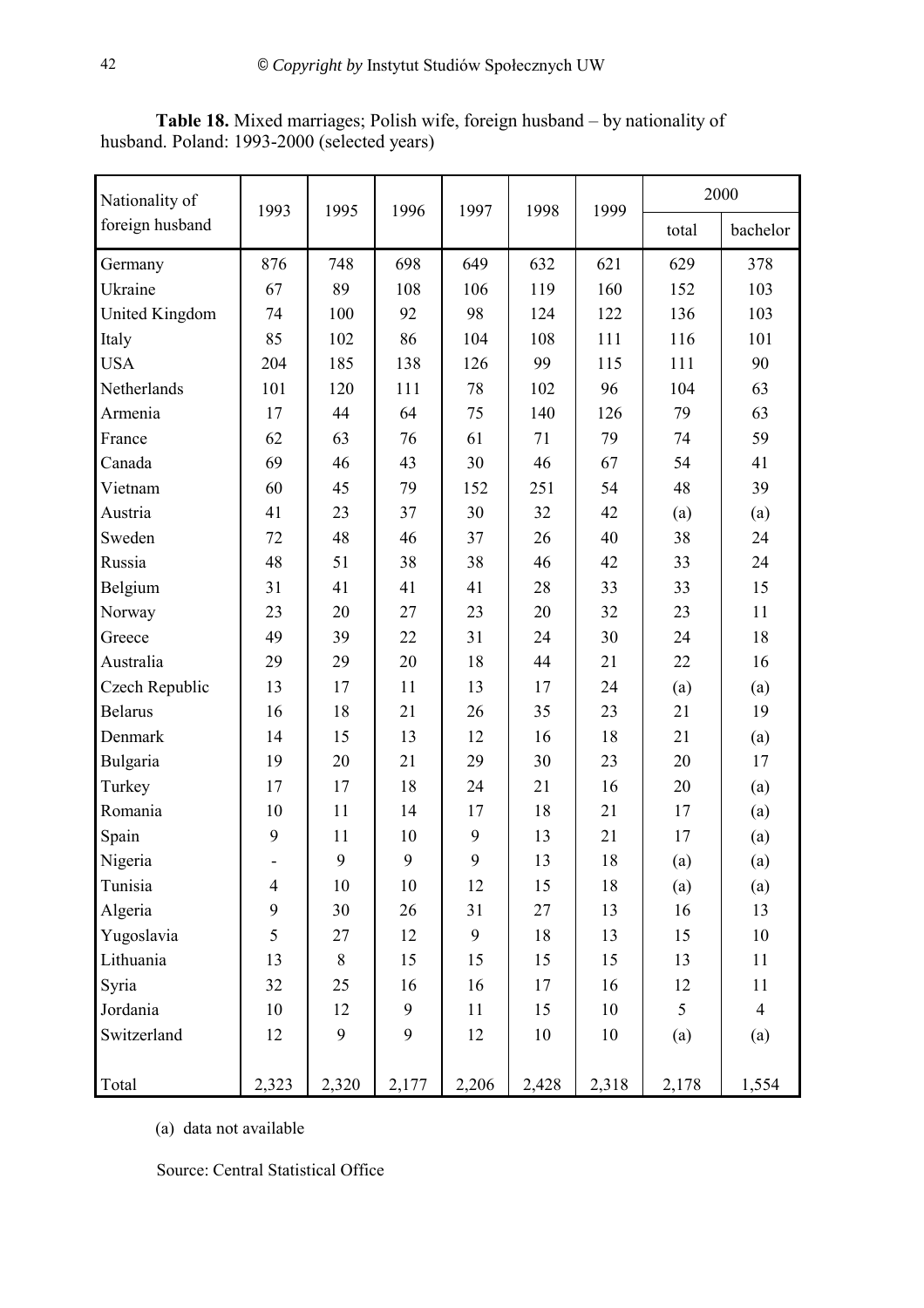**Table 18.** Mixed marriages; Polish wife, foreign husband – by nationality of husband. Poland: 1993-2000 (selected years)

| Nationality of foreign husband | 1993 | 1995 | 1996 | 1997 | 1998 | 1999 | 2000 | |
|---|---|---|---|---|---|---|---|---|
| | | | | | | | total | bachelor |
| Germany | 876 | 748 | 698 | 649 | 632 | 621 | 629 | 378 |
| Ukraine | 67 | 89 | 108 | 106 | 119 | 160 | 152 | 103 |
| United Kingdom | 74 | 100 | 92 | 98 | 124 | 122 | 136 | 103 |
| Italy | 85 | 102 | 86 | 104 | 108 | 111 | 116 | 101 |
| USA | 204 | 185 | 138 | 126 | 99 | 115 | 111 | 90 |
| Netherlands | 101 | 120 | 111 | 78 | 102 | 96 | 104 | 63 |
| Armenia | 17 | 44 | 64 | 75 | 140 | 126 | 79 | 63 |
| France | 62 | 63 | 76 | 61 | 71 | 79 | 74 | 59 |
| Canada | 69 | 46 | 43 | 30 | 46 | 67 | 54 | 41 |
| Vietnam | 60 | 45 | 79 | 152 | 251 | 54 | 48 | 39 |
| Austria | 41 | 23 | 37 | 30 | 32 | 42 | (a) | (a) |
| Sweden | 72 | 48 | 46 | 37 | 26 | 40 | 38 | 24 |
| Russia | 48 | 51 | 38 | 38 | 46 | 42 | 33 | 24 |
| Belgium | 31 | 41 | 41 | 41 | 28 | 33 | 33 | 15 |
| Norway | 23 | 20 | 27 | 23 | 20 | 32 | 23 | 11 |
| Greece | 49 | 39 | 22 | 31 | 24 | 30 | 24 | 18 |
| Australia | 29 | 29 | 20 | 18 | 44 | 21 | 22 | 16 |
| Czech Republic | 13 | 17 | 11 | 13 | 17 | 24 | (a) | (a) |
| Belarus | 16 | 18 | 21 | 26 | 35 | 23 | 21 | 19 |
| Denmark | 14 | 15 | 13 | 12 | 16 | 18 | 21 | (a) |
| Bulgaria | 19 | 20 | 21 | 29 | 30 | 23 | 20 | 17 |
| Turkey | 17 | 17 | 18 | 24 | 21 | 16 | 20 | (a) |
| Romania | 10 | 11 | 14 | 17 | 18 | 21 | 17 | (a) |
| Spain | 9 | 11 | 10 | 9 | 13 | 21 | 17 | (a) |
| Nigeria | - | 9 | 9 | 9 | 13 | 18 | (a) | (a) |
| Tunisia | 4 | 10 | 10 | 12 | 15 | 18 | (a) | (a) |
| Algeria | 9 | 30 | 26 | 31 | 27 | 13 | 16 | 13 |
| Yugoslavia | 5 | 27 | 12 | 9 | 18 | 13 | 15 | 10 |
| Lithuania | 13 | 8 | 15 | 15 | 15 | 15 | 13 | 11 |
| Syria | 32 | 25 | 16 | 16 | 17 | 16 | 12 | 11 |
| Jordania | 10 | 12 | 9 | 11 | 15 | 10 | 5 | 4 |
| Switzerland | 12 | 9 | 9 | 12 | 10 | 10 | (a) | (a) |
| Total | 2,323 | 2,320 | 2,177 | 2,206 | 2,428 | 2,318 | 2,178 | 1,554 |

(a) data not available

Source: Central Statistical Office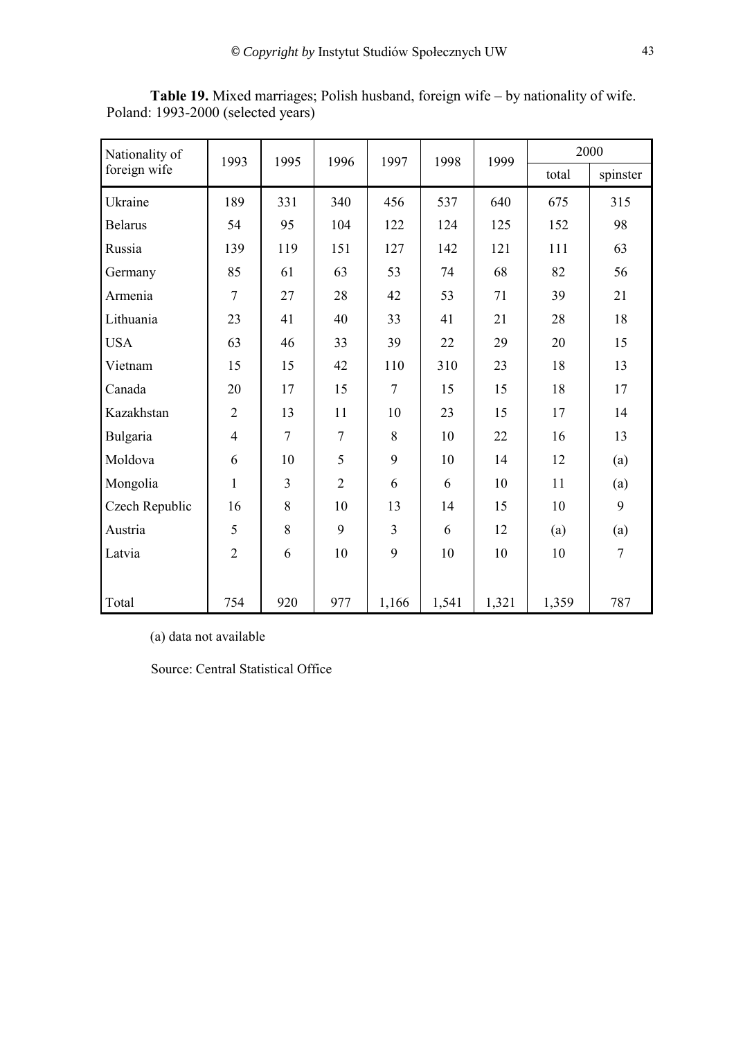**Table 19.** Mixed marriages; Polish husband, foreign wife – by nationality of wife. Poland: 1993-2000 (selected years)

| Nationality of foreign wife | 1993 | 1995 | 1996 | 1997 | 1998 | 1999 | 2000 | |
|---|---|---|---|---|---|---|---|---|
| | | | | | | | total | spinster |
| Ukraine | 189 | 331 | 340 | 456 | 537 | 640 | 675 | 315 |
| Belarus | 54 | 95 | 104 | 122 | 124 | 125 | 152 | 98 |
| Russia | 139 | 119 | 151 | 127 | 142 | 121 | 111 | 63 |
| Germany | 85 | 61 | 63 | 53 | 74 | 68 | 82 | 56 |
| Armenia | 7 | 27 | 28 | 42 | 53 | 71 | 39 | 21 |
| Lithuania | 23 | 41 | 40 | 33 | 41 | 21 | 28 | 18 |
| USA | 63 | 46 | 33 | 39 | 22 | 29 | 20 | 15 |
| Vietnam | 15 | 15 | 42 | 110 | 310 | 23 | 18 | 13 |
| Canada | 20 | 17 | 15 | 7 | 15 | 15 | 18 | 17 |
| Kazakhstan | 2 | 13 | 11 | 10 | 23 | 15 | 17 | 14 |
| Bulgaria | 4 | 7 | 7 | 8 | 10 | 22 | 16 | 13 |
| Moldova | 6 | 10 | 5 | 9 | 10 | 14 | 12 | (a) |
| Mongolia | 1 | 3 | 2 | 6 | 6 | 10 | 11 | (a) |
| Czech Republic | 16 | 8 | 10 | 13 | 14 | 15 | 10 | 9 |
| Austria | 5 | 8 | 9 | 3 | 6 | 12 | (a) | (a) |
| Latvia | 2 | 6 | 10 | 9 | 10 | 10 | 10 | 7 |
| Total | 754 | 920 | 977 | 1,166 | 1,541 | 1,321 | 1,359 | 787 |

(a) data not available

Source: Central Statistical Office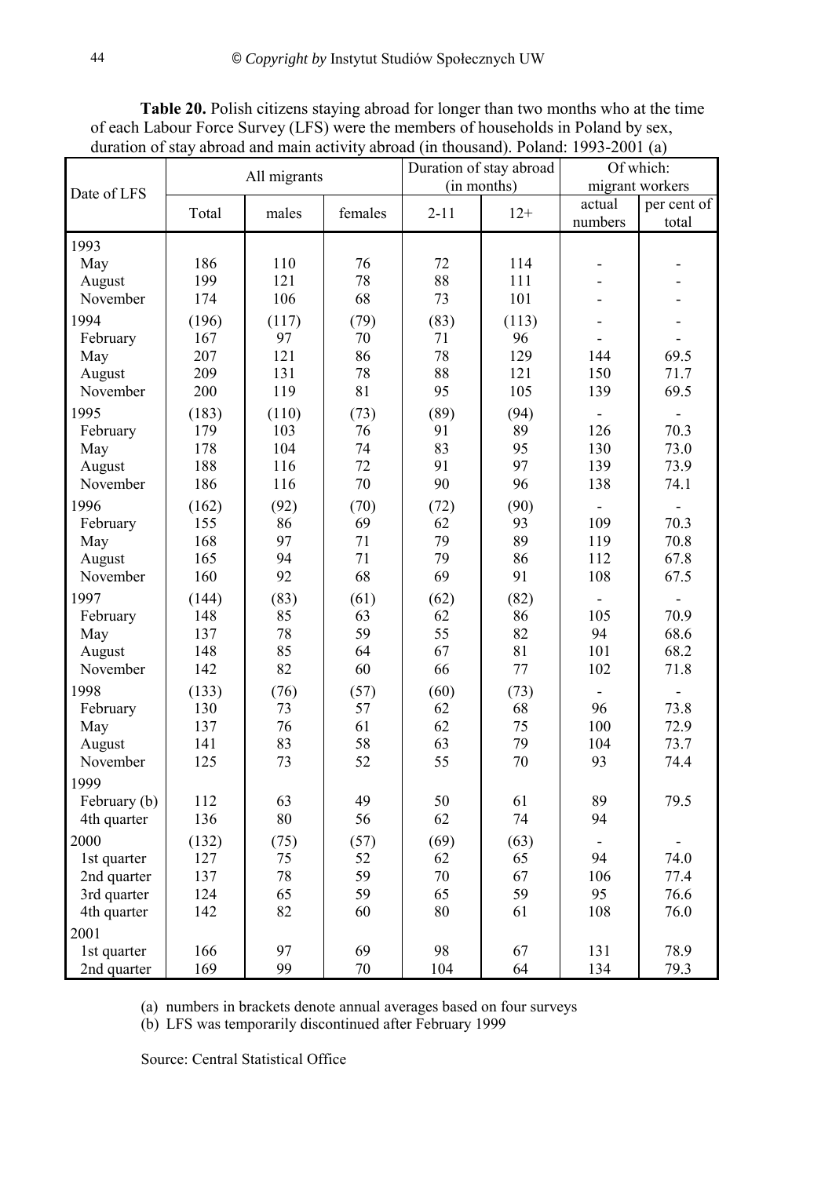**Table 20.** Polish citizens staying abroad for longer than two months who at the time of each Labour Force Survey (LFS) were the members of households in Poland by sex, duration of stay abroad and main activity abroad (in thousand). Poland: 1993-2001 (a)

| Date of LFS | All migrants | | | Duration of stay abroad (in months) | | Of which: migrant workers | |
|---|---|---|---|---|---|---|---|
| | Total | males | females | 2-11 | 12+ | actual numbers | per cent of total |
| **1993** | | | | | | | |
| May | 186 | 110 | 76 | 72 | 114 | - | - |
| August | 199 | 121 | 78 | 88 | 111 | - | - |
| November | 174 | 106 | 68 | 73 | 101 | - | - |
| **1994** | (196) | (117) | (79) | (83) | (113) | - | - |
| February | 167 | 97 | 70 | 71 | 96 | - | - |
| May | 207 | 121 | 86 | 78 | 129 | 144 | 69.5 |
| August | 209 | 131 | 78 | 88 | 121 | 150 | 71.7 |
| November | 200 | 119 | 81 | 95 | 105 | 139 | 69.5 |
| **1995** | (183) | (110) | (73) | (89) | (94) | - | - |
| February | 179 | 103 | 76 | 91 | 89 | 126 | 70.3 |
| May | 178 | 104 | 74 | 83 | 95 | 130 | 73.0 |
| August | 188 | 116 | 72 | 91 | 97 | 139 | 73.9 |
| November | 186 | 116 | 70 | 90 | 96 | 138 | 74.1 |
| **1996** | (162) | (92) | (70) | (72) | (90) | - | - |
| February | 155 | 86 | 69 | 62 | 93 | 109 | 70.3 |
| May | 168 | 97 | 71 | 79 | 89 | 119 | 70.8 |
| August | 165 | 94 | 71 | 79 | 86 | 112 | 67.8 |
| November | 160 | 92 | 68 | 69 | 91 | 108 | 67.5 |
| **1997** | (144) | (83) | (61) | (62) | (82) | - | - |
| February | 148 | 85 | 63 | 62 | 86 | 105 | 70.9 |
| May | 137 | 78 | 59 | 55 | 82 | 94 | 68.6 |
| August | 148 | 85 | 64 | 67 | 81 | 101 | 68.2 |
| November | 142 | 82 | 60 | 66 | 77 | 102 | 71.8 |
| **1998** | (133) | (76) | (57) | (60) | (73) | - | - |
| February | 130 | 73 | 57 | 62 | 68 | 96 | 73.8 |
| May | 137 | 76 | 61 | 62 | 75 | 100 | 72.9 |
| August | 141 | 83 | 58 | 63 | 79 | 104 | 73.7 |
| November | 125 | 73 | 52 | 55 | 70 | 93 | 74.4 |
| **1999** | | | | | | | |
| February (b) | 112 | 63 | 49 | 50 | 61 | 89 | 79.5 |
| 4th quarter | 136 | 80 | 56 | 62 | 74 | 94 | |
| **2000** | (132) | (75) | (57) | (69) | (63) | - | - |
| 1st quarter | 127 | 75 | 52 | 62 | 65 | 94 | 74.0 |
| 2nd quarter | 137 | 78 | 59 | 70 | 67 | 106 | 77.4 |
| 3rd quarter | 124 | 65 | 59 | 65 | 59 | 95 | 76.6 |
| 4th quarter | 142 | 82 | 60 | 80 | 61 | 108 | 76.0 |
| **2001** | | | | | | | |
| 1st quarter | 166 | 97 | 69 | 98 | 67 | 131 | 78.9 |
| 2nd quarter | 169 | 99 | 70 | 104 | 64 | 134 | 79.3 |

(a) numbers in brackets denote annual averages based on four surveys

(b) LFS was temporarily discontinued after February 1999

Source: Central Statistical Office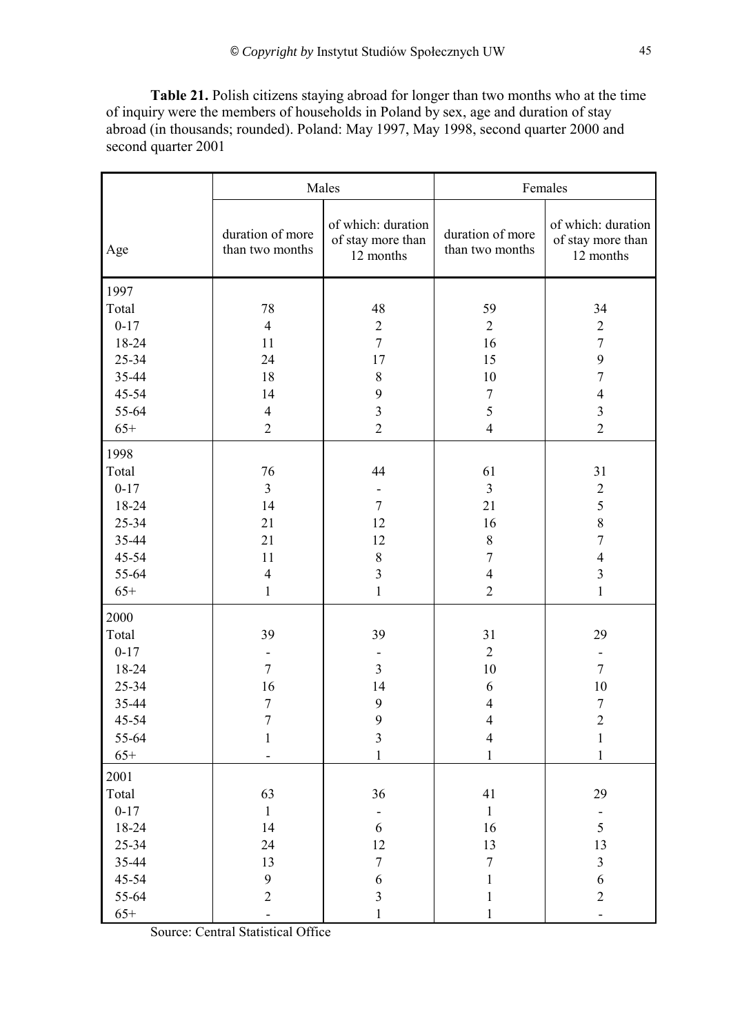**Table 21.** Polish citizens staying abroad for longer than two months who at the time of inquiry were the members of households in Poland by sex, age and duration of stay abroad (in thousands; rounded). Poland: May 1997, May 1998, second quarter 2000 and second quarter 2001

| Age | Males | | Females | |
|---|---|---|---|---|
| | duration of more than two months | of which: duration of stay more than 12 months | duration of more than two months | of which: duration of stay more than 12 months |
| 1997 | | | | |
| Total | 78 | 48 | 59 | 34 |
| 0-17 | 4 | 2 | 2 | 2 |
| 18-24 | 11 | 7 | 16 | 7 |
| 25-34 | 24 | 17 | 15 | 9 |
| 35-44 | 18 | 8 | 10 | 7 |
| 45-54 | 14 | 9 | 7 | 4 |
| 55-64 | 4 | 3 | 5 | 3 |
| 65+ | 2 | 2 | 4 | 2 |
| 1998 | | | | |
| Total | 76 | 44 | 61 | 31 |
| 0-17 | 3 | - | 3 | 2 |
| 18-24 | 14 | 7 | 21 | 5 |
| 25-34 | 21 | 12 | 16 | 8 |
| 35-44 | 21 | 12 | 8 | 7 |
| 45-54 | 11 | 8 | 7 | 4 |
| 55-64 | 4 | 3 | 4 | 3 |
| 65+ | 1 | 1 | 2 | 1 |
| 2000 | | | | |
| Total | 39 | 39 | 31 | 29 |
| 0-17 | - | - | 2 | - |
| 18-24 | 7 | 3 | 10 | 7 |
| 25-34 | 16 | 14 | 6 | 10 |
| 35-44 | 7 | 9 | 4 | 7 |
| 45-54 | 7 | 9 | 4 | 2 |
| 55-64 | 1 | 3 | 4 | 1 |
| 65+ | - | 1 | 1 | 1 |
| 2001 | | | | |
| Total | 63 | 36 | 41 | 29 |
| 0-17 | 1 | - | 1 | - |
| 18-24 | 14 | 6 | 16 | 5 |
| 25-34 | 24 | 12 | 13 | 13 |
| 35-44 | 13 | 7 | 7 | 3 |
| 45-54 | 9 | 6 | 1 | 6 |
| 55-64 | 2 | 3 | 1 | 2 |
| 65+ | - | 1 | 1 | - |

Source: Central Statistical Office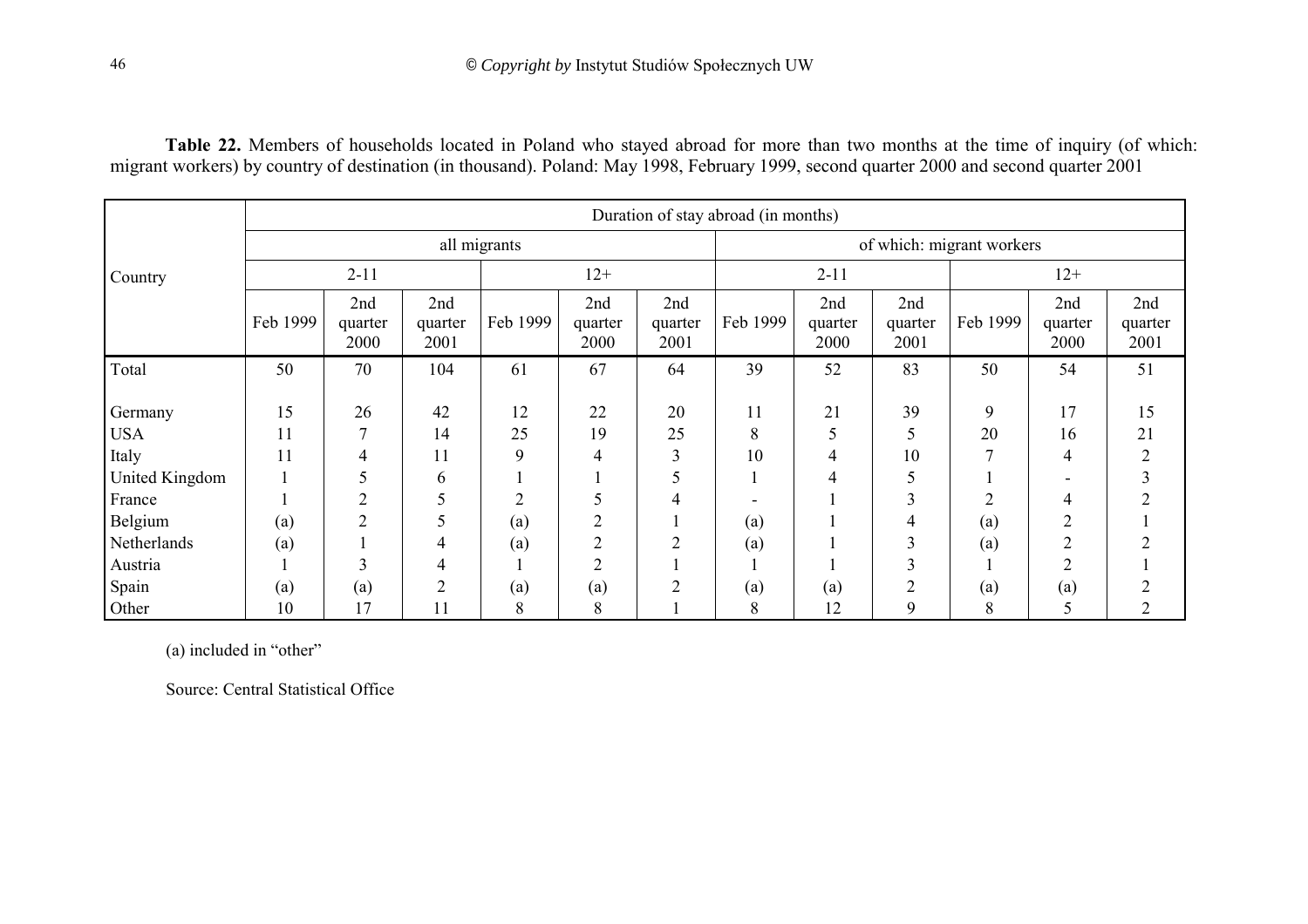**Table 22.** Members of households located in Poland who stayed abroad for more than two months at the time of inquiry (of which: migrant workers) by country of destination (in thousand). Poland: May 1998, February 1999, second quarter 2000 and second quarter 2001

| Country | Duration of stay abroad (in months) | | | | | | | | | | | |
|---|---|---|---|---|---|---|---|---|---|---|---|---|
| | all migrants | | | | | | of which: migrant workers | | | | | |
| | 2-11 | | | 12+ | | | 2-11 | | | 12+ | | |
| | Feb 1999 | 2nd quarter 2000 | 2nd quarter 2001 | Feb 1999 | 2nd quarter 2000 | 2nd quarter 2001 | Feb 1999 | 2nd quarter 2000 | 2nd quarter 2001 | Feb 1999 | 2nd quarter 2000 | 2nd quarter 2001 |
| Total | 50 | 70 | 104 | 61 | 67 | 64 | 39 | 52 | 83 | 50 | 54 | 51 |
| Germany | 15 | 26 | 42 | 12 | 22 | 20 | 11 | 21 | 39 | 9 | 17 | 15 |
| USA | 11 | 7 | 14 | 25 | 19 | 25 | 8 | 5 | 5 | 20 | 16 | 21 |
| Italy | 11 | 4 | 11 | 9 | 4 | 3 | 10 | 4 | 10 | 7 | 4 | 2 |
| United Kingdom | 1 | 5 | 6 | 1 | 1 | 5 | 1 | 4 | 5 | 1 | - | 3 |
| France | 1 | 2 | 5 | 2 | 5 | 4 | - | 1 | 3 | 2 | 4 | 2 |
| Belgium | (a) | 2 | 5 | (a) | 2 | 1 | (a) | 1 | 4 | (a) | 2 | 1 |
| Netherlands | (a) | 1 | 4 | (a) | 2 | 2 | (a) | 1 | 3 | (a) | 2 | 2 |
| Austria | 1 | 3 | 4 | 1 | 2 | 1 | 1 | 1 | 3 | 1 | 2 | 1 |
| Spain | (a) | (a) | 2 | (a) | (a) | 2 | (a) | (a) | 2 | (a) | (a) | 2 |
| Other | 10 | 17 | 11 | 8 | 8 | 1 | 8 | 12 | 9 | 8 | 5 | 2 |

(a) included in "other"

Source: Central Statistical Office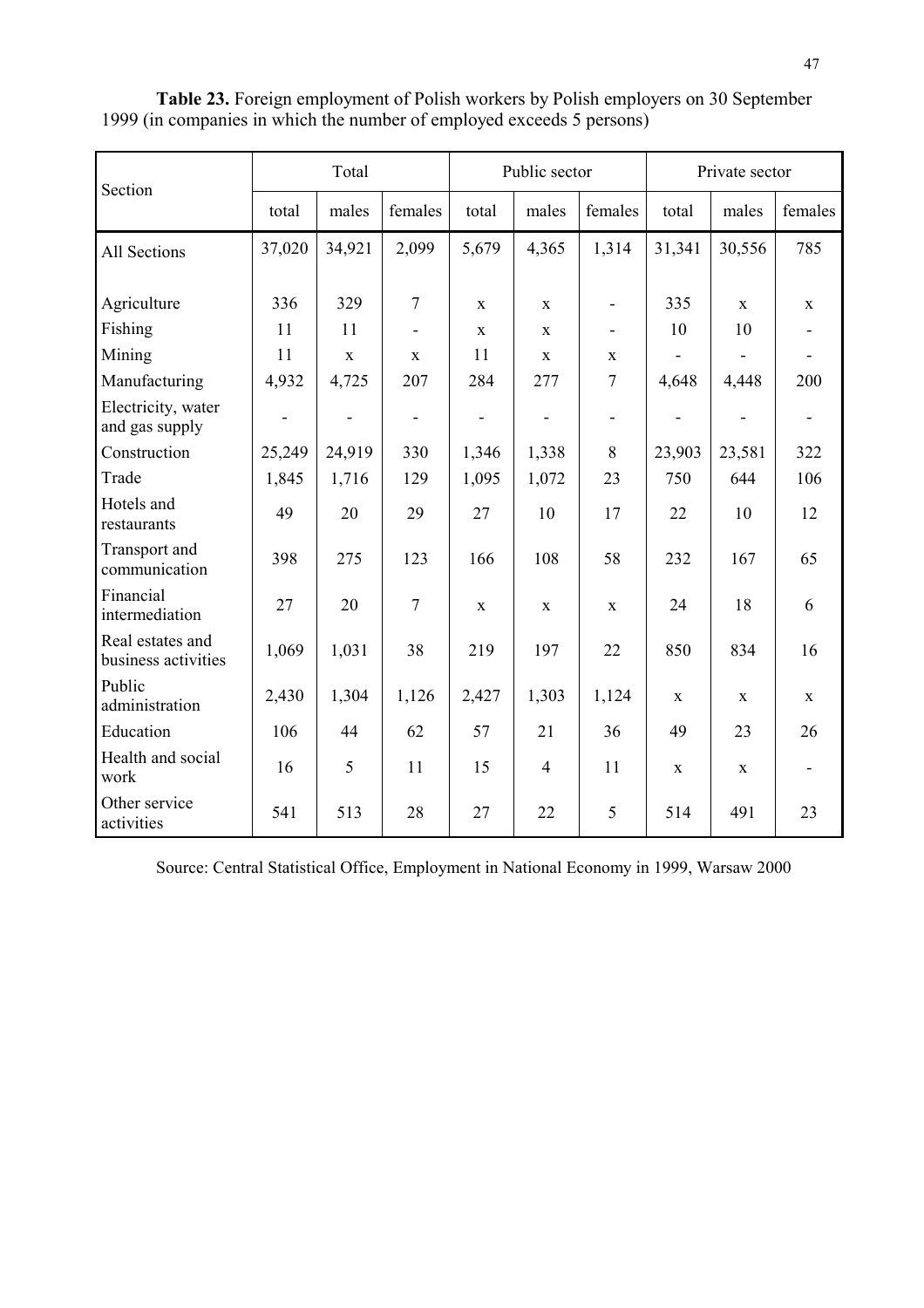**Table 23.** Foreign employment of Polish workers by Polish employers on 30 September 1999 (in companies in which the number of employed exceeds 5 persons)

| Section | Total | | | Public sector | | | Private sector | | |
|---|---|---|---|---|---|---|---|---|---|
| | total | males | females | total | males | females | total | males | females |
| All Sections | 37,020 | 34,921 | 2,099 | 5,679 | 4,365 | 1,314 | 31,341 | 30,556 | 785 |
| Agriculture | 336 | 329 | 7 | x | x | - | 335 | x | x |
| Fishing | 11 | 11 | - | x | x | - | 10 | 10 | - |
| Mining | 11 | x | x | 11 | x | x | - | - | - |
| Manufacturing | 4,932 | 4,725 | 207 | 284 | 277 | 7 | 4,648 | 4,448 | 200 |
| Electricity, water and gas supply | - | - | - | - | - | - | - | - | - |
| Construction | 25,249 | 24,919 | 330 | 1,346 | 1,338 | 8 | 23,903 | 23,581 | 322 |
| Trade | 1,845 | 1,716 | 129 | 1,095 | 1,072 | 23 | 750 | 644 | 106 |
| Hotels and restaurants | 49 | 20 | 29 | 27 | 10 | 17 | 22 | 10 | 12 |
| Transport and communication | 398 | 275 | 123 | 166 | 108 | 58 | 232 | 167 | 65 |
| Financial intermediation | 27 | 20 | 7 | x | x | x | 24 | 18 | 6 |
| Real estates and business activities | 1,069 | 1,031 | 38 | 219 | 197 | 22 | 850 | 834 | 16 |
| Public administration | 2,430 | 1,304 | 1,126 | 2,427 | 1,303 | 1,124 | x | x | x |
| Education | 106 | 44 | 62 | 57 | 21 | 36 | 49 | 23 | 26 |
| Health and social work | 16 | 5 | 11 | 15 | 4 | 11 | x | x | - |
| Other service activities | 541 | 513 | 28 | 27 | 22 | 5 | 514 | 491 | 23 |

Source: Central Statistical Office, Employment in National Economy in 1999, Warsaw 2000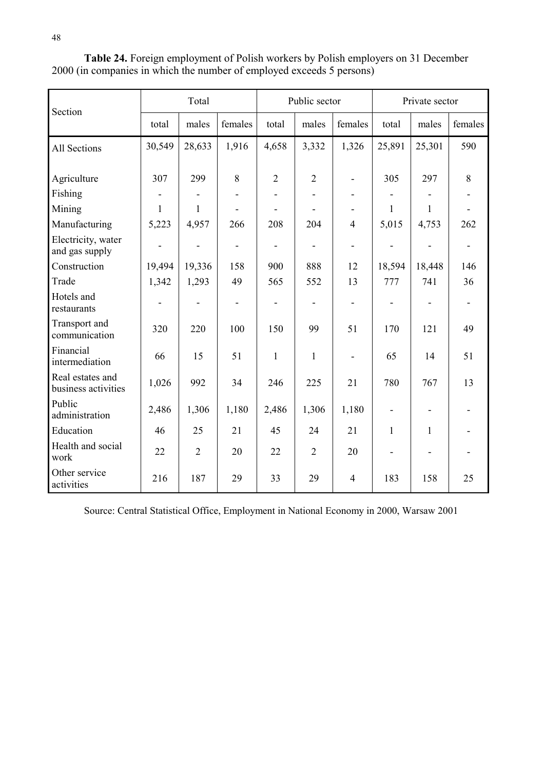**Table 24.** Foreign employment of Polish workers by Polish employers on 31 December 2000 (in companies in which the number of employed exceeds 5 persons)

| Section | Total | | | Public sector | | | Private sector | | |
|---|---|---|---|---|---|---|---|---|---|
| | total | males | females | total | males | females | total | males | females |
| All Sections | 30,549 | 28,633 | 1,916 | 4,658 | 3,332 | 1,326 | 25,891 | 25,301 | 590 |
| Agriculture | 307 | 299 | 8 | 2 | 2 | - | 305 | 297 | 8 |
| Fishing | - | - | - | - | - | - | - | - | - |
| Mining | 1 | 1 | - | - | - | - | 1 | 1 | - |
| Manufacturing | 5,223 | 4,957 | 266 | 208 | 204 | 4 | 5,015 | 4,753 | 262 |
| Electricity, water and gas supply | - | - | - | - | - | - | - | - | - |
| Construction | 19,494 | 19,336 | 158 | 900 | 888 | 12 | 18,594 | 18,448 | 146 |
| Trade | 1,342 | 1,293 | 49 | 565 | 552 | 13 | 777 | 741 | 36 |
| Hotels and restaurants | - | - | - | - | - | - | - | - | - |
| Transport and communication | 320 | 220 | 100 | 150 | 99 | 51 | 170 | 121 | 49 |
| Financial intermediation | 66 | 15 | 51 | 1 | 1 | - | 65 | 14 | 51 |
| Real estates and business activities | 1,026 | 992 | 34 | 246 | 225 | 21 | 780 | 767 | 13 |
| Public administration | 2,486 | 1,306 | 1,180 | 2,486 | 1,306 | 1,180 | - | - | - |
| Education | 46 | 25 | 21 | 45 | 24 | 21 | 1 | 1 | - |
| Health and social work | 22 | 2 | 20 | 22 | 2 | 20 | - | - | - |
| Other service activities | 216 | 187 | 29 | 33 | 29 | 4 | 183 | 158 | 25 |

Source: Central Statistical Office, Employment in National Economy in 2000, Warsaw 2001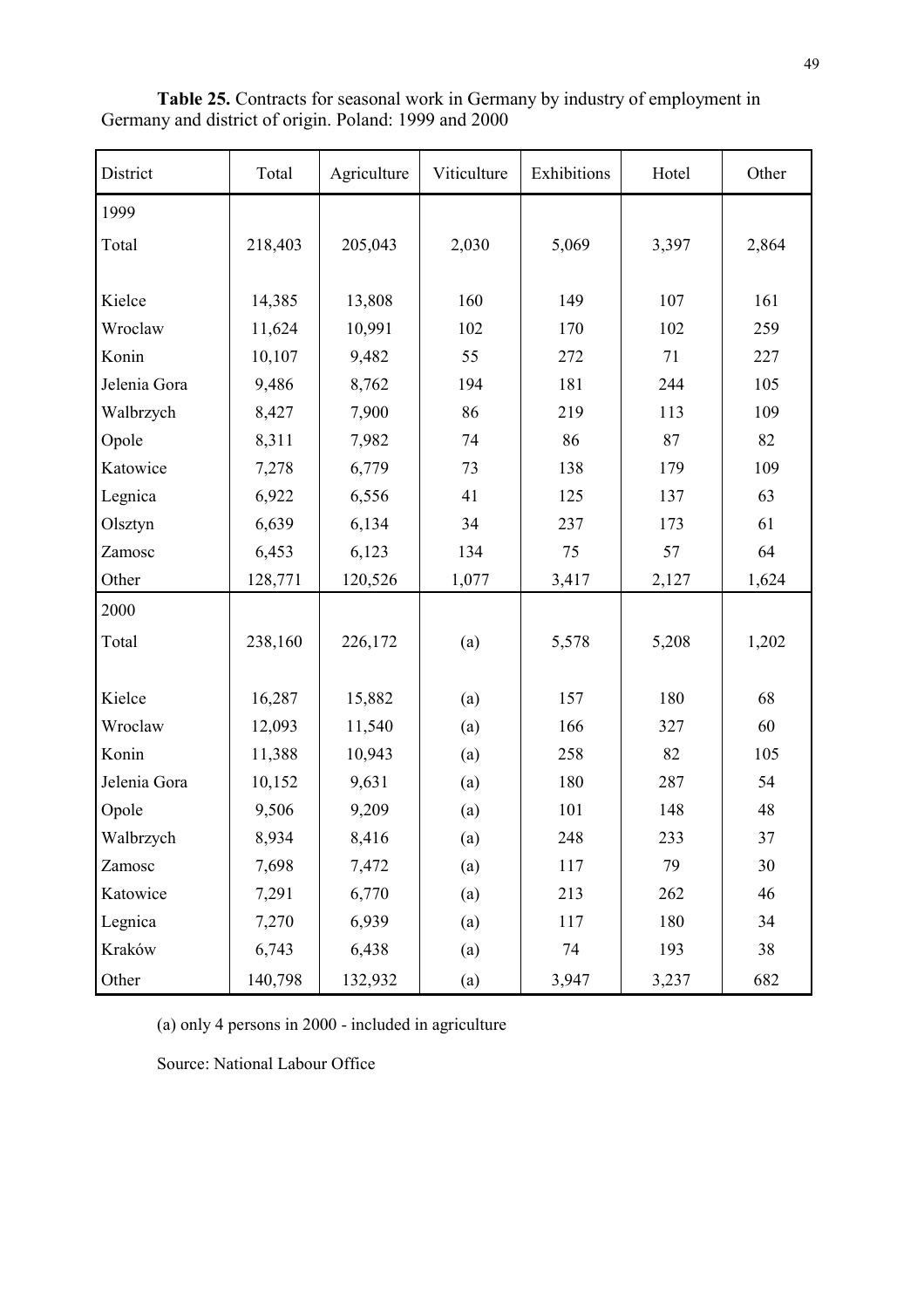**Table 25.** Contracts for seasonal work in Germany by industry of employment in Germany and district of origin. Poland: 1999 and 2000

| District | Total | Agriculture | Viticulture | Exhibitions | Hotel | Other |
|---|---|---|---|---|---|---|
| 1999 | | | | | | |
| Total | 218,403 | 205,043 | 2,030 | 5,069 | 3,397 | 2,864 |
| Kielce | 14,385 | 13,808 | 160 | 149 | 107 | 161 |
| Wroclaw | 11,624 | 10,991 | 102 | 170 | 102 | 259 |
| Konin | 10,107 | 9,482 | 55 | 272 | 71 | 227 |
| Jelenia Gora | 9,486 | 8,762 | 194 | 181 | 244 | 105 |
| Walbrzych | 8,427 | 7,900 | 86 | 219 | 113 | 109 |
| Opole | 8,311 | 7,982 | 74 | 86 | 87 | 82 |
| Katowice | 7,278 | 6,779 | 73 | 138 | 179 | 109 |
| Legnica | 6,922 | 6,556 | 41 | 125 | 137 | 63 |
| Olsztyn | 6,639 | 6,134 | 34 | 237 | 173 | 61 |
| Zamosc | 6,453 | 6,123 | 134 | 75 | 57 | 64 |
| Other | 128,771 | 120,526 | 1,077 | 3,417 | 2,127 | 1,624 |
| 2000 | | | | | | |
| Total | 238,160 | 226,172 | (a) | 5,578 | 5,208 | 1,202 |
| Kielce | 16,287 | 15,882 | (a) | 157 | 180 | 68 |
| Wroclaw | 12,093 | 11,540 | (a) | 166 | 327 | 60 |
| Konin | 11,388 | 10,943 | (a) | 258 | 82 | 105 |
| Jelenia Gora | 10,152 | 9,631 | (a) | 180 | 287 | 54 |
| Opole | 9,506 | 9,209 | (a) | 101 | 148 | 48 |
| Walbrzych | 8,934 | 8,416 | (a) | 248 | 233 | 37 |
| Zamosc | 7,698 | 7,472 | (a) | 117 | 79 | 30 |
| Katowice | 7,291 | 6,770 | (a) | 213 | 262 | 46 |
| Legnica | 7,270 | 6,939 | (a) | 117 | 180 | 34 |
| Kraków | 6,743 | 6,438 | (a) | 74 | 193 | 38 |
| Other | 140,798 | 132,932 | (a) | 3,947 | 3,237 | 682 |

(a) only 4 persons in 2000 - included in agriculture

Source: National Labour Office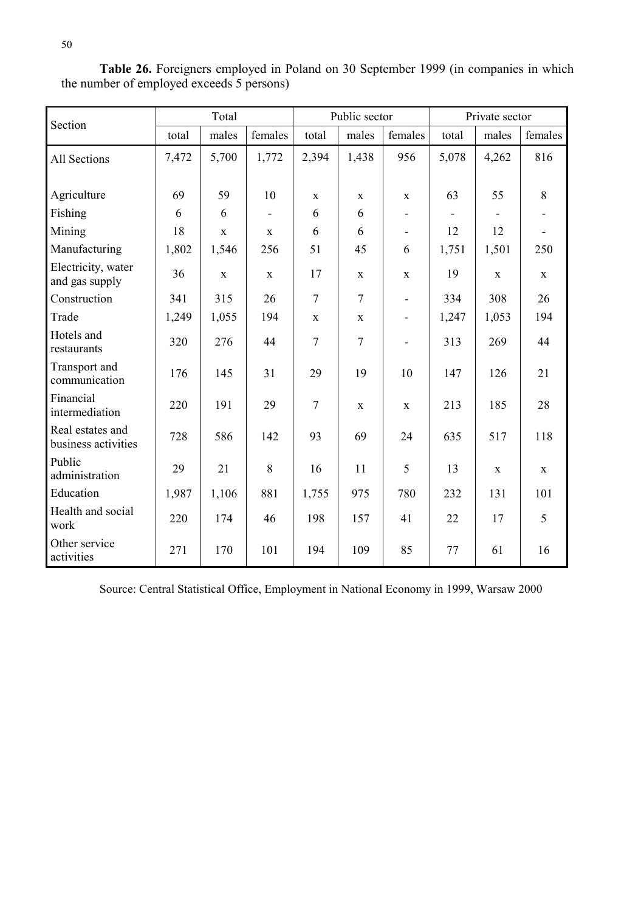**Table 26.** Foreigners employed in Poland on 30 September 1999 (in companies in which the number of employed exceeds 5 persons)

| Section | Total | | | Public sector | | | Private sector | | |
|---|---|---|---|---|---|---|---|---|---|
| | total | males | females | total | males | females | total | males | females |
| All Sections | 7,472 | 5,700 | 1,772 | 2,394 | 1,438 | 956 | 5,078 | 4,262 | 816 |
| Agriculture | 69 | 59 | 10 | x | x | x | 63 | 55 | 8 |
| Fishing | 6 | 6 | - | 6 | 6 | - | - | - | - |
| Mining | 18 | x | x | 6 | 6 | - | 12 | 12 | - |
| Manufacturing | 1,802 | 1,546 | 256 | 51 | 45 | 6 | 1,751 | 1,501 | 250 |
| Electricity, water and gas supply | 36 | x | x | 17 | x | x | 19 | x | x |
| Construction | 341 | 315 | 26 | 7 | 7 | - | 334 | 308 | 26 |
| Trade | 1,249 | 1,055 | 194 | x | x | - | 1,247 | 1,053 | 194 |
| Hotels and restaurants | 320 | 276 | 44 | 7 | 7 | - | 313 | 269 | 44 |
| Transport and communication | 176 | 145 | 31 | 29 | 19 | 10 | 147 | 126 | 21 |
| Financial intermediation | 220 | 191 | 29 | 7 | x | x | 213 | 185 | 28 |
| Real estates and business activities | 728 | 586 | 142 | 93 | 69 | 24 | 635 | 517 | 118 |
| Public administration | 29 | 21 | 8 | 16 | 11 | 5 | 13 | x | x |
| Education | 1,987 | 1,106 | 881 | 1,755 | 975 | 780 | 232 | 131 | 101 |
| Health and social work | 220 | 174 | 46 | 198 | 157 | 41 | 22 | 17 | 5 |
| Other service activities | 271 | 170 | 101 | 194 | 109 | 85 | 77 | 61 | 16 |

Source: Central Statistical Office, Employment in National Economy in 1999, Warsaw 2000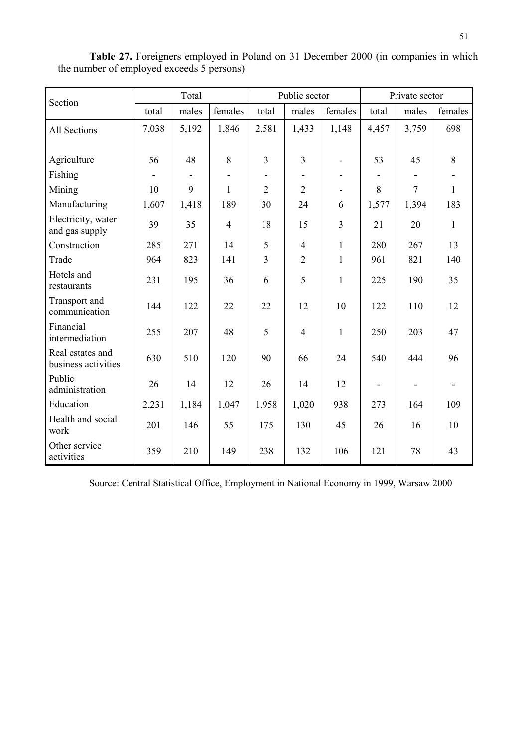**Table 27.** Foreigners employed in Poland on 31 December 2000 (in companies in which the number of employed exceeds 5 persons)

| Section | Total | | | Public sector | | | Private sector | | |
|---|---|---|---|---|---|---|---|---|---|
| | total | males | females | total | males | females | total | males | females |
| All Sections | 7,038 | 5,192 | 1,846 | 2,581 | 1,433 | 1,148 | 4,457 | 3,759 | 698 |
| Agriculture | 56 | 48 | 8 | 3 | 3 | - | 53 | 45 | 8 |
| Fishing | - | - | - | - | - | - | - | - | - |
| Mining | 10 | 9 | 1 | 2 | 2 | - | 8 | 7 | 1 |
| Manufacturing | 1,607 | 1,418 | 189 | 30 | 24 | 6 | 1,577 | 1,394 | 183 |
| Electricity, water and gas supply | 39 | 35 | 4 | 18 | 15 | 3 | 21 | 20 | 1 |
| Construction | 285 | 271 | 14 | 5 | 4 | 1 | 280 | 267 | 13 |
| Trade | 964 | 823 | 141 | 3 | 2 | 1 | 961 | 821 | 140 |
| Hotels and restaurants | 231 | 195 | 36 | 6 | 5 | 1 | 225 | 190 | 35 |
| Transport and communication | 144 | 122 | 22 | 22 | 12 | 10 | 122 | 110 | 12 |
| Financial intermediation | 255 | 207 | 48 | 5 | 4 | 1 | 250 | 203 | 47 |
| Real estates and business activities | 630 | 510 | 120 | 90 | 66 | 24 | 540 | 444 | 96 |
| Public administration | 26 | 14 | 12 | 26 | 14 | 12 | - | - | - |
| Education | 2,231 | 1,184 | 1,047 | 1,958 | 1,020 | 938 | 273 | 164 | 109 |
| Health and social work | 201 | 146 | 55 | 175 | 130 | 45 | 26 | 16 | 10 |
| Other service activities | 359 | 210 | 149 | 238 | 132 | 106 | 121 | 78 | 43 |

Source: Central Statistical Office, Employment in National Economy in 1999, Warsaw 2000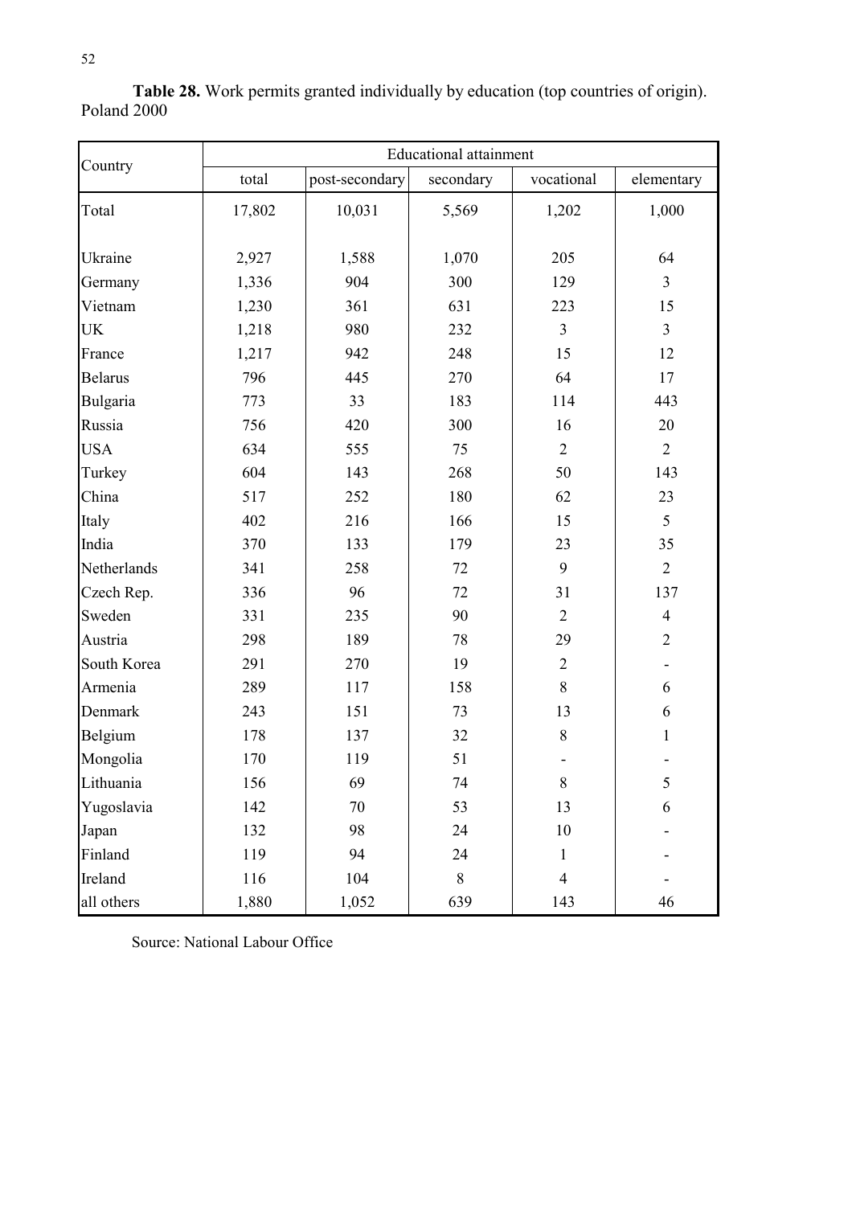**Table 28.** Work permits granted individually by education (top countries of origin). Poland 2000

| Country | Educational attainment | | | | |
|---|---|---|---|---|---|
| | total | post-secondary | secondary | vocational | elementary |
| Total | 17,802 | 10,031 | 5,569 | 1,202 | 1,000 |
| Ukraine | 2,927 | 1,588 | 1,070 | 205 | 64 |
| Germany | 1,336 | 904 | 300 | 129 | 3 |
| Vietnam | 1,230 | 361 | 631 | 223 | 15 |
| UK | 1,218 | 980 | 232 | 3 | 3 |
| France | 1,217 | 942 | 248 | 15 | 12 |
| Belarus | 796 | 445 | 270 | 64 | 17 |
| Bulgaria | 773 | 33 | 183 | 114 | 443 |
| Russia | 756 | 420 | 300 | 16 | 20 |
| USA | 634 | 555 | 75 | 2 | 2 |
| Turkey | 604 | 143 | 268 | 50 | 143 |
| China | 517 | 252 | 180 | 62 | 23 |
| Italy | 402 | 216 | 166 | 15 | 5 |
| India | 370 | 133 | 179 | 23 | 35 |
| Netherlands | 341 | 258 | 72 | 9 | 2 |
| Czech Rep. | 336 | 96 | 72 | 31 | 137 |
| Sweden | 331 | 235 | 90 | 2 | 4 |
| Austria | 298 | 189 | 78 | 29 | 2 |
| South Korea | 291 | 270 | 19 | 2 | - |
| Armenia | 289 | 117 | 158 | 8 | 6 |
| Denmark | 243 | 151 | 73 | 13 | 6 |
| Belgium | 178 | 137 | 32 | 8 | 1 |
| Mongolia | 170 | 119 | 51 | - | - |
| Lithuania | 156 | 69 | 74 | 8 | 5 |
| Yugoslavia | 142 | 70 | 53 | 13 | 6 |
| Japan | 132 | 98 | 24 | 10 | - |
| Finland | 119 | 94 | 24 | 1 | - |
| Ireland | 116 | 104 | 8 | 4 | - |
| all others | 1,880 | 1,052 | 639 | 143 | 46 |

Source: National Labour Office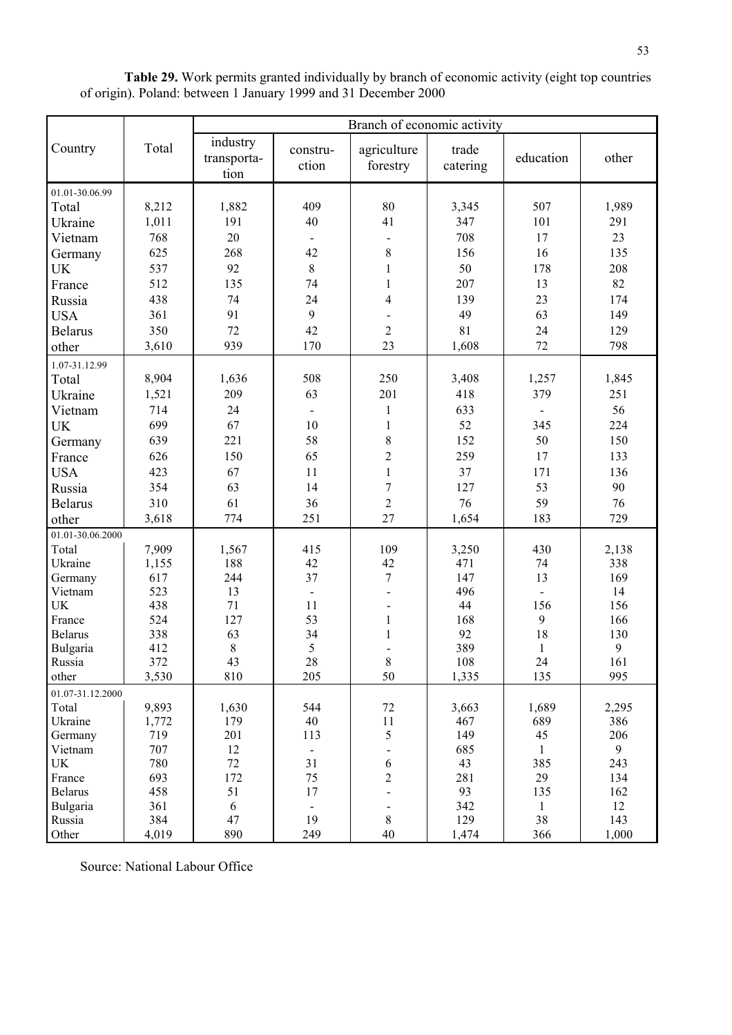**Table 29.** Work permits granted individually by branch of economic activity (eight top countries of origin). Poland: between 1 January 1999 and 31 December 2000

| Country | Total | Branch of economic activity | | | | | |
|---|---|---|---|---|---|---|---|
| | | industry transporta-tion | constru-ction | agriculture forestry | trade catering | education | other |
| 01.01-30.06.99 | | | | | | | |
| Total | 8,212 | 1,882 | 409 | 80 | 3,345 | 507 | 1,989 |
| Ukraine | 1,011 | 191 | 40 | 41 | 347 | 101 | 291 |
| Vietnam | 768 | 20 | - | - | 708 | 17 | 23 |
| Germany | 625 | 268 | 42 | 8 | 156 | 16 | 135 |
| UK | 537 | 92 | 8 | 1 | 50 | 178 | 208 |
| France | 512 | 135 | 74 | 1 | 207 | 13 | 82 |
| Russia | 438 | 74 | 24 | 4 | 139 | 23 | 174 |
| USA | 361 | 91 | 9 | - | 49 | 63 | 149 |
| Belarus | 350 | 72 | 42 | 2 | 81 | 24 | 129 |
| other | 3,610 | 939 | 170 | 23 | 1,608 | 72 | 798 |
| 1.07-31.12.99 | | | | | | | |
| Total | 8,904 | 1,636 | 508 | 250 | 3,408 | 1,257 | 1,845 |
| Ukraine | 1,521 | 209 | 63 | 201 | 418 | 379 | 251 |
| Vietnam | 714 | 24 | - | 1 | 633 | - | 56 |
| UK | 699 | 67 | 10 | 1 | 52 | 345 | 224 |
| Germany | 639 | 221 | 58 | 8 | 152 | 50 | 150 |
| France | 626 | 150 | 65 | 2 | 259 | 17 | 133 |
| USA | 423 | 67 | 11 | 1 | 37 | 171 | 136 |
| Russia | 354 | 63 | 14 | 7 | 127 | 53 | 90 |
| Belarus | 310 | 61 | 36 | 2 | 76 | 59 | 76 |
| other | 3,618 | 774 | 251 | 27 | 1,654 | 183 | 729 |
| 01.01-30.06.2000 | | | | | | | |
| Total | 7,909 | 1,567 | 415 | 109 | 3,250 | 430 | 2,138 |
| Ukraine | 1,155 | 188 | 42 | 42 | 471 | 74 | 338 |
| Germany | 617 | 244 | 37 | 7 | 147 | 13 | 169 |
| Vietnam | 523 | 13 | - | - | 496 | - | 14 |
| UK | 438 | 71 | 11 | - | 44 | 156 | 156 |
| France | 524 | 127 | 53 | 1 | 168 | 9 | 166 |
| Belarus | 338 | 63 | 34 | 1 | 92 | 18 | 130 |
| Bulgaria | 412 | 8 | 5 | - | 389 | 1 | 9 |
| Russia | 372 | 43 | 28 | 8 | 108 | 24 | 161 |
| other | 3,530 | 810 | 205 | 50 | 1,335 | 135 | 995 |
| 01.07-31.12.2000 | | | | | | | |
| Total | 9,893 | 1,630 | 544 | 72 | 3,663 | 1,689 | 2,295 |
| Ukraine | 1,772 | 179 | 40 | 11 | 467 | 689 | 386 |
| Germany | 719 | 201 | 113 | 5 | 149 | 45 | 206 |
| Vietnam | 707 | 12 | - | - | 685 | 1 | 9 |
| UK | 780 | 72 | 31 | 6 | 43 | 385 | 243 |
| France | 693 | 172 | 75 | 2 | 281 | 29 | 134 |
| Belarus | 458 | 51 | 17 | - | 93 | 135 | 162 |
| Bulgaria | 361 | 6 | - | - | 342 | 1 | 12 |
| Russia | 384 | 47 | 19 | 8 | 129 | 38 | 143 |
| Other | 4,019 | 890 | 249 | 40 | 1,474 | 366 | 1,000 |

Source: National Labour Office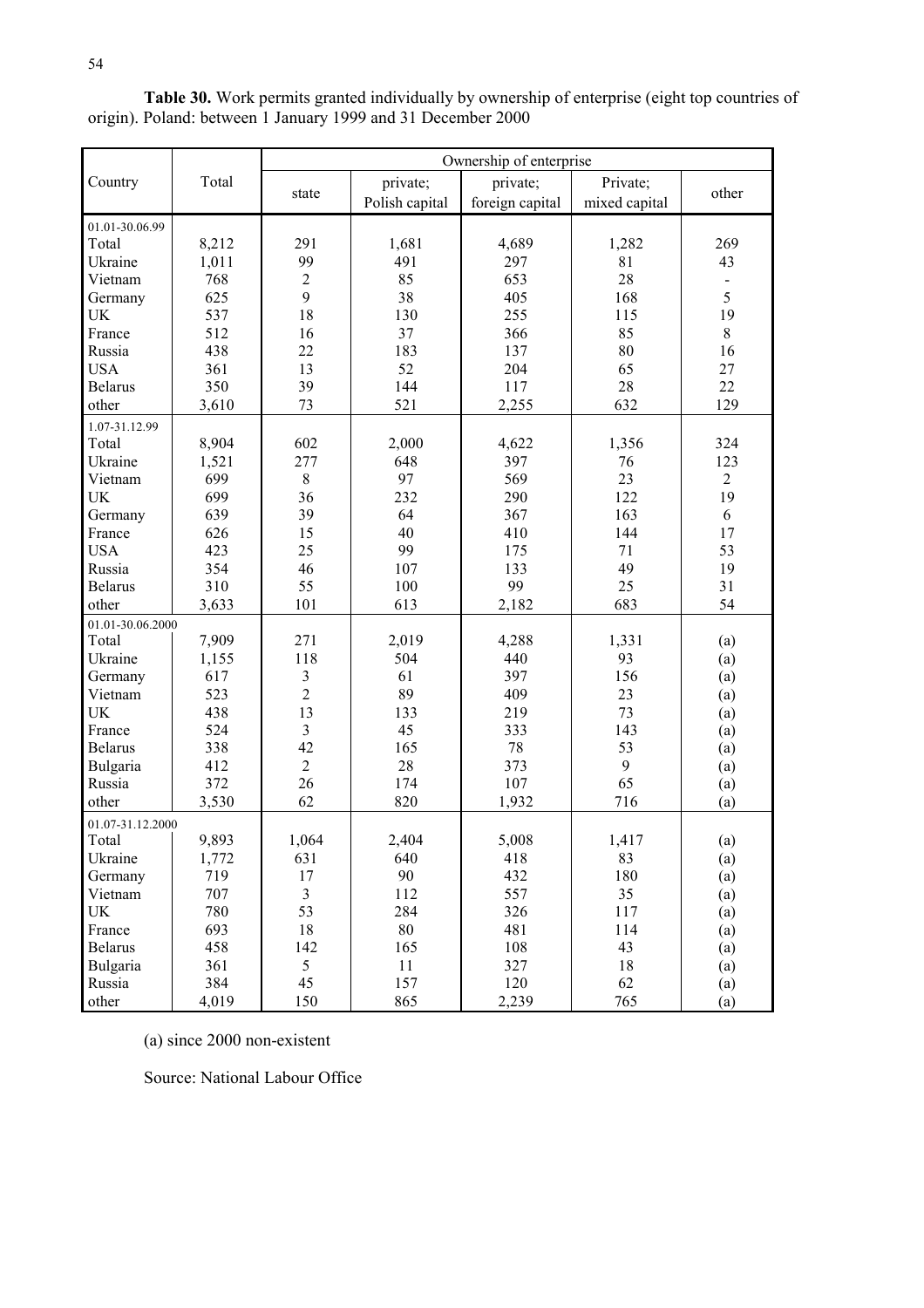**Table 30.** Work permits granted individually by ownership of enterprise (eight top countries of origin). Poland: between 1 January 1999 and 31 December 2000

| Country | Total | Ownership of enterprise | | | | |
|---|---|---|---|---|---|---|
| | | state | private; Polish capital | private; foreign capital | Private; mixed capital | other |
| 01.01-30.06.99 | | | | | | |
| Total | 8,212 | 291 | 1,681 | 4,689 | 1,282 | 269 |
| Ukraine | 1,011 | 99 | 491 | 297 | 81 | 43 |
| Vietnam | 768 | 2 | 85 | 653 | 28 | - |
| Germany | 625 | 9 | 38 | 405 | 168 | 5 |
| UK | 537 | 18 | 130 | 255 | 115 | 19 |
| France | 512 | 16 | 37 | 366 | 85 | 8 |
| Russia | 438 | 22 | 183 | 137 | 80 | 16 |
| USA | 361 | 13 | 52 | 204 | 65 | 27 |
| Belarus | 350 | 39 | 144 | 117 | 28 | 22 |
| other | 3,610 | 73 | 521 | 2,255 | 632 | 129 |
| 1.07-31.12.99 | | | | | | |
| Total | 8,904 | 602 | 2,000 | 4,622 | 1,356 | 324 |
| Ukraine | 1,521 | 277 | 648 | 397 | 76 | 123 |
| Vietnam | 699 | 8 | 97 | 569 | 23 | 2 |
| UK | 699 | 36 | 232 | 290 | 122 | 19 |
| Germany | 639 | 39 | 64 | 367 | 163 | 6 |
| France | 626 | 15 | 40 | 410 | 144 | 17 |
| USA | 423 | 25 | 99 | 175 | 71 | 53 |
| Russia | 354 | 46 | 107 | 133 | 49 | 19 |
| Belarus | 310 | 55 | 100 | 99 | 25 | 31 |
| other | 3,633 | 101 | 613 | 2,182 | 683 | 54 |
| 01.01-30.06.2000 | | | | | | |
| Total | 7,909 | 271 | 2,019 | 4,288 | 1,331 | (a) |
| Ukraine | 1,155 | 118 | 504 | 440 | 93 | (a) |
| Germany | 617 | 3 | 61 | 397 | 156 | (a) |
| Vietnam | 523 | 2 | 89 | 409 | 23 | (a) |
| UK | 438 | 13 | 133 | 219 | 73 | (a) |
| France | 524 | 3 | 45 | 333 | 143 | (a) |
| Belarus | 338 | 42 | 165 | 78 | 53 | (a) |
| Bulgaria | 412 | 2 | 28 | 373 | 9 | (a) |
| Russia | 372 | 26 | 174 | 107 | 65 | (a) |
| other | 3,530 | 62 | 820 | 1,932 | 716 | (a) |
| 01.07-31.12.2000 | | | | | | |
| Total | 9,893 | 1,064 | 2,404 | 5,008 | 1,417 | (a) |
| Ukraine | 1,772 | 631 | 640 | 418 | 83 | (a) |
| Germany | 719 | 17 | 90 | 432 | 180 | (a) |
| Vietnam | 707 | 3 | 112 | 557 | 35 | (a) |
| UK | 780 | 53 | 284 | 326 | 117 | (a) |
| France | 693 | 18 | 80 | 481 | 114 | (a) |
| Belarus | 458 | 142 | 165 | 108 | 43 | (a) |
| Bulgaria | 361 | 5 | 11 | 327 | 18 | (a) |
| Russia | 384 | 45 | 157 | 120 | 62 | (a) |
| other | 4,019 | 150 | 865 | 2,239 | 765 | (a) |

(a) since 2000 non-existent

Source: National Labour Office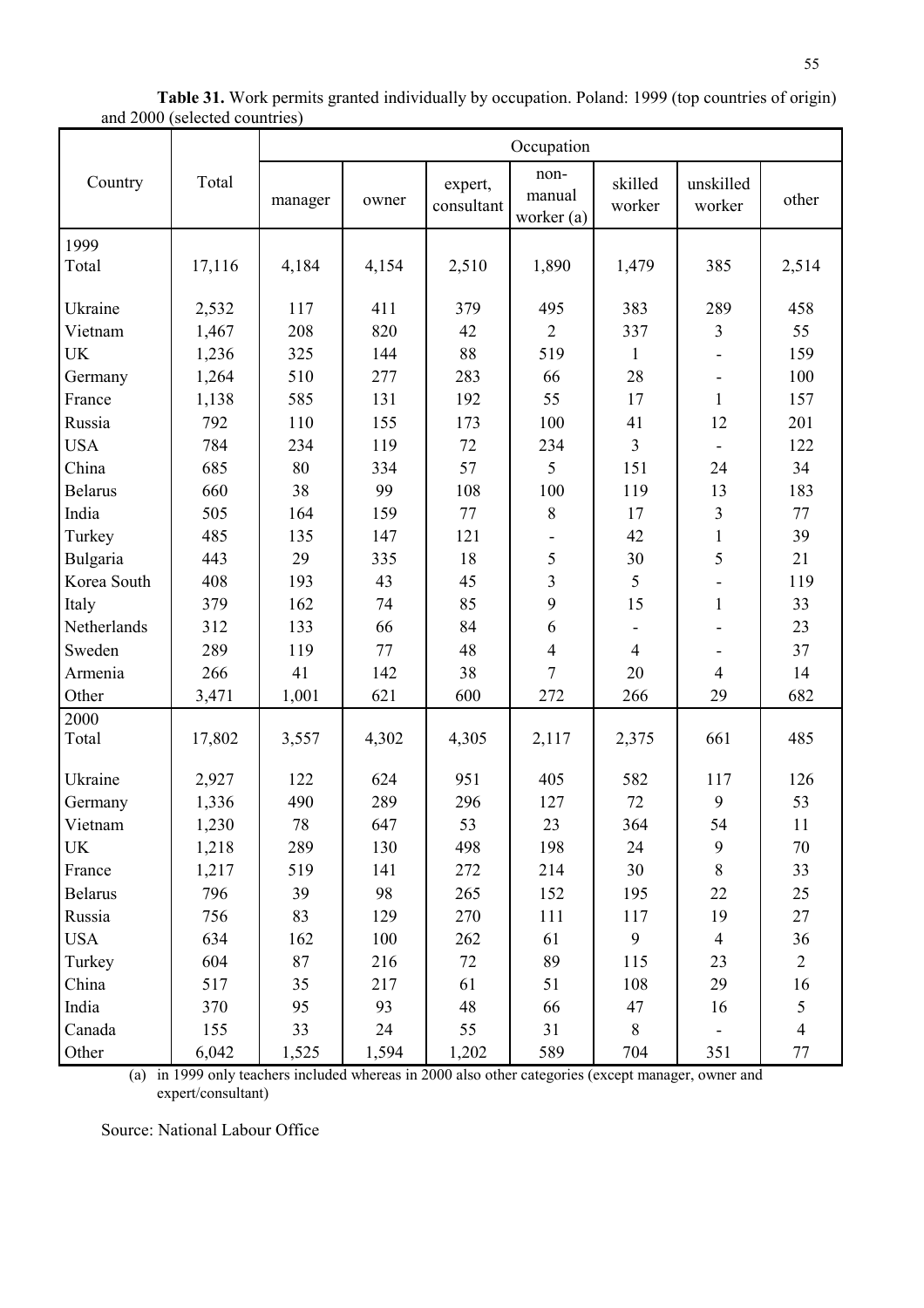**Table 31.** Work permits granted individually by occupation. Poland: 1999 (top countries of origin) and 2000 (selected countries)

| Country | Total | Occupation | | | | | | |
|---|---|---|---|---|---|---|---|---|
| | | manager | owner | expert, consultant | non-manual worker (a) | skilled worker | unskilled worker | other |
| **1999** | | | | | | | | |
| Total | 17,116 | 4,184 | 4,154 | 2,510 | 1,890 | 1,479 | 385 | 2,514 |
| Ukraine | 2,532 | 117 | 411 | 379 | 495 | 383 | 289 | 458 |
| Vietnam | 1,467 | 208 | 820 | 42 | 2 | 337 | 3 | 55 |
| UK | 1,236 | 325 | 144 | 88 | 519 | 1 | - | 159 |
| Germany | 1,264 | 510 | 277 | 283 | 66 | 28 | - | 100 |
| France | 1,138 | 585 | 131 | 192 | 55 | 17 | 1 | 157 |
| Russia | 792 | 110 | 155 | 173 | 100 | 41 | 12 | 201 |
| USA | 784 | 234 | 119 | 72 | 234 | 3 | - | 122 |
| China | 685 | 80 | 334 | 57 | 5 | 151 | 24 | 34 |
| Belarus | 660 | 38 | 99 | 108 | 100 | 119 | 13 | 183 |
| India | 505 | 164 | 159 | 77 | 8 | 17 | 3 | 77 |
| Turkey | 485 | 135 | 147 | 121 | - | 42 | 1 | 39 |
| Bulgaria | 443 | 29 | 335 | 18 | 5 | 30 | 5 | 21 |
| Korea South | 408 | 193 | 43 | 45 | 3 | 5 | - | 119 |
| Italy | 379 | 162 | 74 | 85 | 9 | 15 | 1 | 33 |
| Netherlands | 312 | 133 | 66 | 84 | 6 | - | - | 23 |
| Sweden | 289 | 119 | 77 | 48 | 4 | 4 | - | 37 |
| Armenia | 266 | 41 | 142 | 38 | 7 | 20 | 4 | 14 |
| Other | 3,471 | 1,001 | 621 | 600 | 272 | 266 | 29 | 682 |
| **2000** | | | | | | | | |
| Total | 17,802 | 3,557 | 4,302 | 4,305 | 2,117 | 2,375 | 661 | 485 |
| Ukraine | 2,927 | 122 | 624 | 951 | 405 | 582 | 117 | 126 |
| Germany | 1,336 | 490 | 289 | 296 | 127 | 72 | 9 | 53 |
| Vietnam | 1,230 | 78 | 647 | 53 | 23 | 364 | 54 | 11 |
| UK | 1,218 | 289 | 130 | 498 | 198 | 24 | 9 | 70 |
| France | 1,217 | 519 | 141 | 272 | 214 | 30 | 8 | 33 |
| Belarus | 796 | 39 | 98 | 265 | 152 | 195 | 22 | 25 |
| Russia | 756 | 83 | 129 | 270 | 111 | 117 | 19 | 27 |
| USA | 634 | 162 | 100 | 262 | 61 | 9 | 4 | 36 |
| Turkey | 604 | 87 | 216 | 72 | 89 | 115 | 23 | 2 |
| China | 517 | 35 | 217 | 61 | 51 | 108 | 29 | 16 |
| India | 370 | 95 | 93 | 48 | 66 | 47 | 16 | 5 |
| Canada | 155 | 33 | 24 | 55 | 31 | 8 | - | 4 |
| Other | 6,042 | 1,525 | 1,594 | 1,202 | 589 | 704 | 351 | 77 |

(a) in 1999 only teachers included whereas in 2000 also other categories (except manager, owner and expert/consultant)

Source: National Labour Office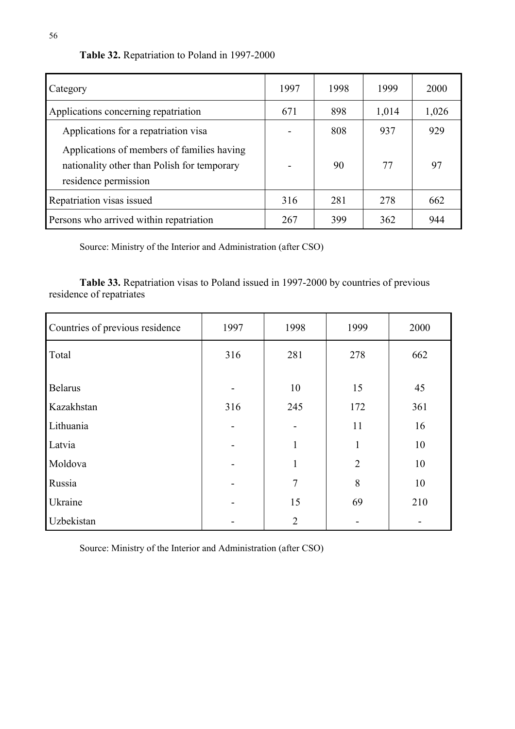**Table 32.** Repatriation to Poland in 1997-2000

| Category | 1997 | 1998 | 1999 | 2000 |
|---|---|---|---|---|
| Applications concerning repatriation | 671 | 898 | 1,014 | 1,026 |
| Applications for a repatriation visa | - | 808 | 937 | 929 |
| Applications of members of families having nationality other than Polish for temporary residence permission | - | 90 | 77 | 97 |
| Repatriation visas issued | 316 | 281 | 278 | 662 |
| Persons who arrived within repatriation | 267 | 399 | 362 | 944 |

Source: Ministry of the Interior and Administration (after CSO)

**Table 33.** Repatriation visas to Poland issued in 1997-2000 by countries of previous residence of repatriates

| Countries of previous residence | 1997 | 1998 | 1999 | 2000 |
|---|---|---|---|---|
| Total | 316 | 281 | 278 | 662 |
| Belarus | - | 10 | 15 | 45 |
| Kazakhstan | 316 | 245 | 172 | 361 |
| Lithuania | - | - | 11 | 16 |
| Latvia | - | 1 | 1 | 10 |
| Moldova | - | 1 | 2 | 10 |
| Russia | - | 7 | 8 | 10 |
| Ukraine | - | 15 | 69 | 210 |
| Uzbekistan | - | 2 | - | - |

Source: Ministry of the Interior and Administration (after CSO)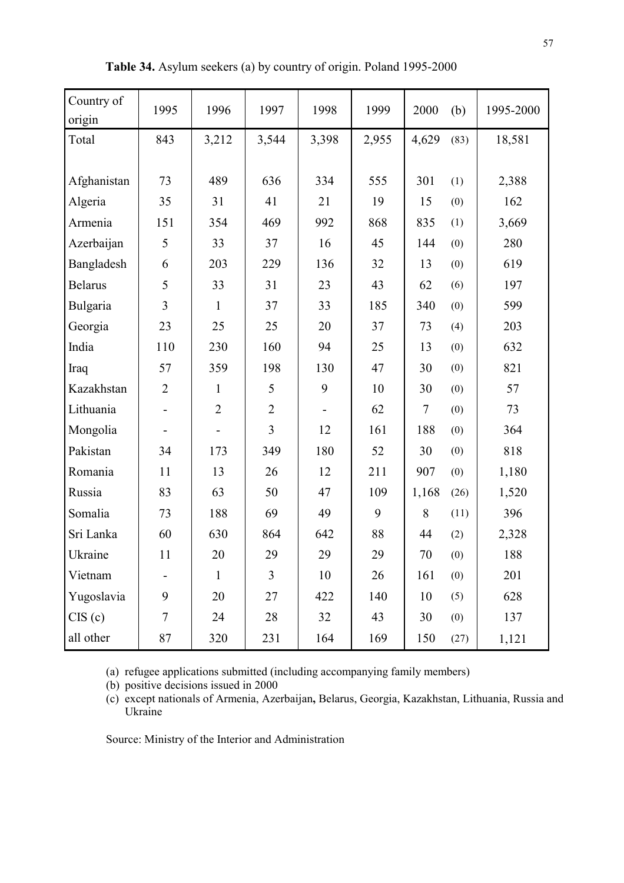**Table 34.** Asylum seekers (a) by country of origin. Poland 1995-2000

| Country of origin | 1995 | 1996 | 1997 | 1998 | 1999 | 2000 | (b) | 1995-2000 |
|---|---|---|---|---|---|---|---|---|
| Total | 843 | 3,212 | 3,544 | 3,398 | 2,955 | 4,629 | (83) | 18,581 |
| | | | | | | | | |
| Afghanistan | 73 | 489 | 636 | 334 | 555 | 301 | (1) | 2,388 |
| Algeria | 35 | 31 | 41 | 21 | 19 | 15 | (0) | 162 |
| Armenia | 151 | 354 | 469 | 992 | 868 | 835 | (1) | 3,669 |
| Azerbaijan | 5 | 33 | 37 | 16 | 45 | 144 | (0) | 280 |
| Bangladesh | 6 | 203 | 229 | 136 | 32 | 13 | (0) | 619 |
| Belarus | 5 | 33 | 31 | 23 | 43 | 62 | (6) | 197 |
| Bulgaria | 3 | 1 | 37 | 33 | 185 | 340 | (0) | 599 |
| Georgia | 23 | 25 | 25 | 20 | 37 | 73 | (4) | 203 |
| India | 110 | 230 | 160 | 94 | 25 | 13 | (0) | 632 |
| Iraq | 57 | 359 | 198 | 130 | 47 | 30 | (0) | 821 |
| Kazakhstan | 2 | 1 | 5 | 9 | 10 | 30 | (0) | 57 |
| Lithuania | - | 2 | 2 | - | 62 | 7 | (0) | 73 |
| Mongolia | - | - | 3 | 12 | 161 | 188 | (0) | 364 |
| Pakistan | 34 | 173 | 349 | 180 | 52 | 30 | (0) | 818 |
| Romania | 11 | 13 | 26 | 12 | 211 | 907 | (0) | 1,180 |
| Russia | 83 | 63 | 50 | 47 | 109 | 1,168 | (26) | 1,520 |
| Somalia | 73 | 188 | 69 | 49 | 9 | 8 | (11) | 396 |
| Sri Lanka | 60 | 630 | 864 | 642 | 88 | 44 | (2) | 2,328 |
| Ukraine | 11 | 20 | 29 | 29 | 29 | 70 | (0) | 188 |
| Vietnam | - | 1 | 3 | 10 | 26 | 161 | (0) | 201 |
| Yugoslavia | 9 | 20 | 27 | 422 | 140 | 10 | (5) | 628 |
| CIS (c) | 7 | 24 | 28 | 32 | 43 | 30 | (0) | 137 |
| all other | 87 | 320 | 231 | 164 | 169 | 150 | (27) | 1,121 |

(a) refugee applications submitted (including accompanying family members)
(b) positive decisions issued in 2000
(c) except nationals of Armenia, Azerbaijan**,** Belarus, Georgia, Kazakhstan, Lithuania, Russia and Ukraine

Source: Ministry of the Interior and Administration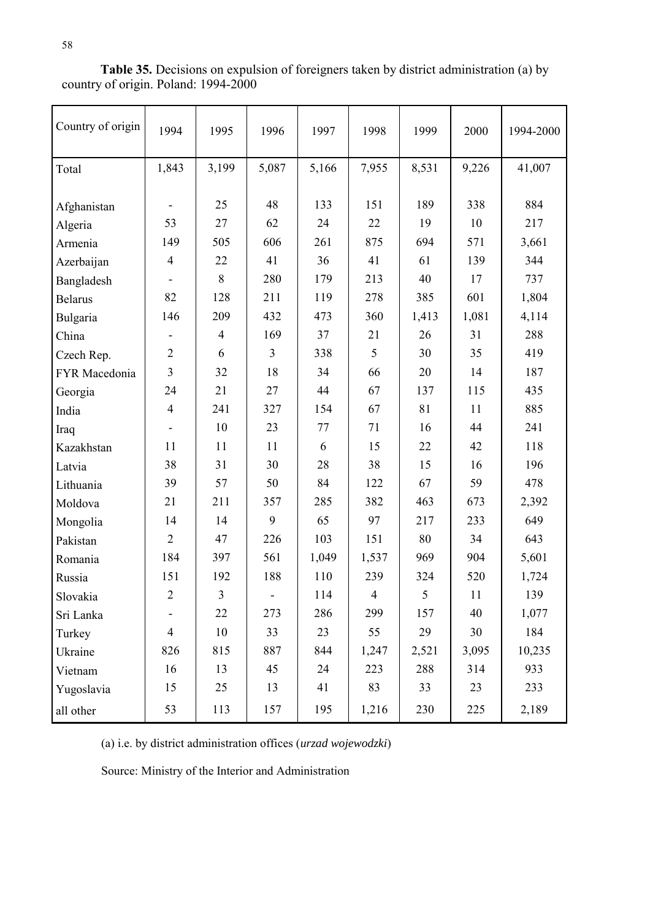**Table 35.** Decisions on expulsion of foreigners taken by district administration (a) by country of origin. Poland: 1994-2000

| Country of origin | 1994 | 1995 | 1996 | 1997 | 1998 | 1999 | 2000 | 1994-2000 |
|---|---|---|---|---|---|---|---|---|
| Total | 1,843 | 3,199 | 5,087 | 5,166 | 7,955 | 8,531 | 9,226 | 41,007 |
| Afghanistan | - | 25 | 48 | 133 | 151 | 189 | 338 | 884 |
| Algeria | 53 | 27 | 62 | 24 | 22 | 19 | 10 | 217 |
| Armenia | 149 | 505 | 606 | 261 | 875 | 694 | 571 | 3,661 |
| Azerbaijan | 4 | 22 | 41 | 36 | 41 | 61 | 139 | 344 |
| Bangladesh | - | 8 | 280 | 179 | 213 | 40 | 17 | 737 |
| Belarus | 82 | 128 | 211 | 119 | 278 | 385 | 601 | 1,804 |
| Bulgaria | 146 | 209 | 432 | 473 | 360 | 1,413 | 1,081 | 4,114 |
| China | - | 4 | 169 | 37 | 21 | 26 | 31 | 288 |
| Czech Rep. | 2 | 6 | 3 | 338 | 5 | 30 | 35 | 419 |
| FYR Macedonia | 3 | 32 | 18 | 34 | 66 | 20 | 14 | 187 |
| Georgia | 24 | 21 | 27 | 44 | 67 | 137 | 115 | 435 |
| India | 4 | 241 | 327 | 154 | 67 | 81 | 11 | 885 |
| Iraq | - | 10 | 23 | 77 | 71 | 16 | 44 | 241 |
| Kazakhstan | 11 | 11 | 11 | 6 | 15 | 22 | 42 | 118 |
| Latvia | 38 | 31 | 30 | 28 | 38 | 15 | 16 | 196 |
| Lithuania | 39 | 57 | 50 | 84 | 122 | 67 | 59 | 478 |
| Moldova | 21 | 211 | 357 | 285 | 382 | 463 | 673 | 2,392 |
| Mongolia | 14 | 14 | 9 | 65 | 97 | 217 | 233 | 649 |
| Pakistan | 2 | 47 | 226 | 103 | 151 | 80 | 34 | 643 |
| Romania | 184 | 397 | 561 | 1,049 | 1,537 | 969 | 904 | 5,601 |
| Russia | 151 | 192 | 188 | 110 | 239 | 324 | 520 | 1,724 |
| Slovakia | 2 | 3 | - | 114 | 4 | 5 | 11 | 139 |
| Sri Lanka | - | 22 | 273 | 286 | 299 | 157 | 40 | 1,077 |
| Turkey | 4 | 10 | 33 | 23 | 55 | 29 | 30 | 184 |
| Ukraine | 826 | 815 | 887 | 844 | 1,247 | 2,521 | 3,095 | 10,235 |
| Vietnam | 16 | 13 | 45 | 24 | 223 | 288 | 314 | 933 |
| Yugoslavia | 15 | 25 | 13 | 41 | 83 | 33 | 23 | 233 |
| all other | 53 | 113 | 157 | 195 | 1,216 | 230 | 225 | 2,189 |

(a) i.e. by district administration offices (*urzad wojewodzki*)

Source: Ministry of the Interior and Administration